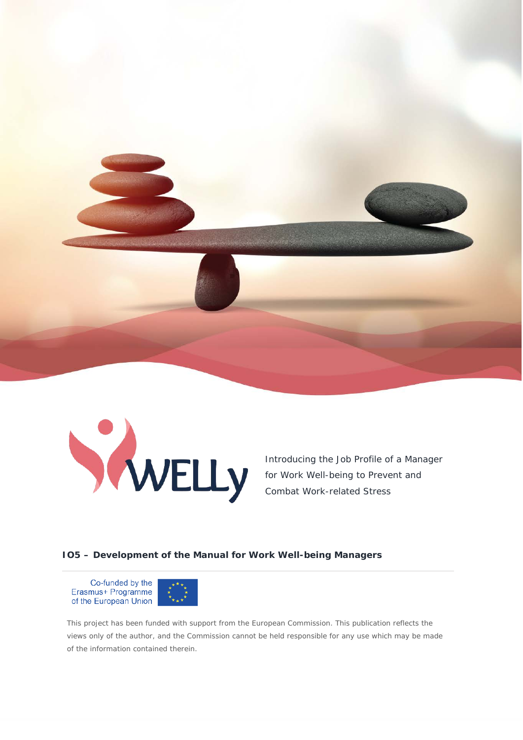WELLy

Introducing the Job Profile of a Manager for Work Well-being to Prevent and Combat Work-related Stress

**IO5 – Development of the Manual for Work Well-being Managers**

Co-funded by the Erasmus+ Programme of the European Union

This project has been funded with support from the European Commission. This publication reflects the views only of the author, and the Commission cannot be held responsible for any use which may be made of the information contained therein.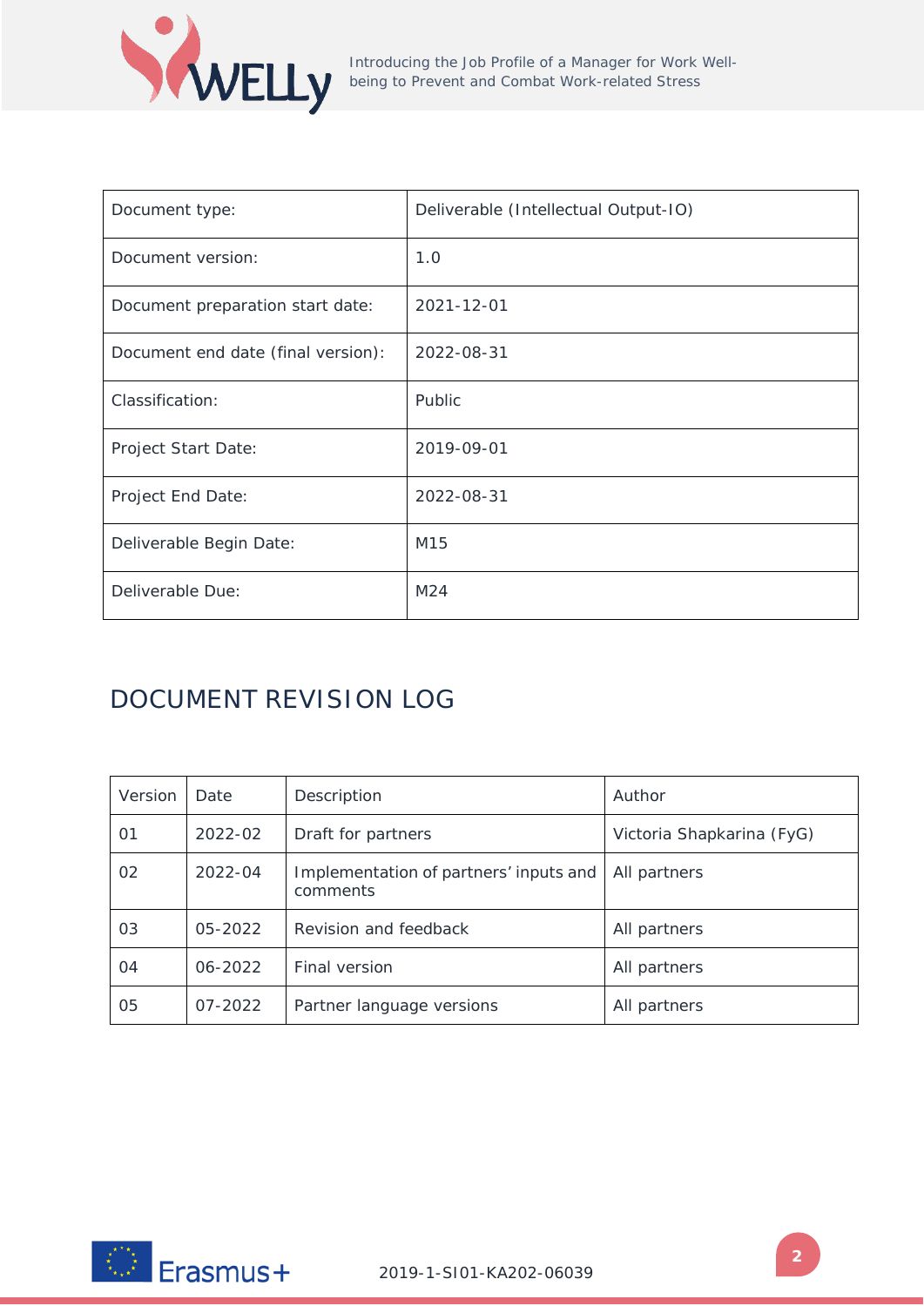| Document type: | Deliverable (Intellectual Output-IO) |
|---|---|
| Document version: | 1.0 |
| Document preparation start date: | 2021-12-01 |
| Document end date (final version): | 2022-08-31 |
| Classification: | Public |
| Project Start Date: | 2019-09-01 |
| Project End Date: | 2022-08-31 |
| Deliverable Begin Date: | M15 |
| Deliverable Due: | M24 |

# DOCUMENT REVISION LOG

| Version | Date | Description | Author |
|---|---|---|---|
| 01 | 2022-02 | Draft for partners | Victoria Shapkarina (FyG) |
| 02 | 2022-04 | Implementation of partners' inputs and comments | All partners |
| 03 | 05-2022 | Revision and feedback | All partners |
| 04 | 06-2022 | Final version | All partners |
| 05 | 07-2022 | Partner language versions | All partners |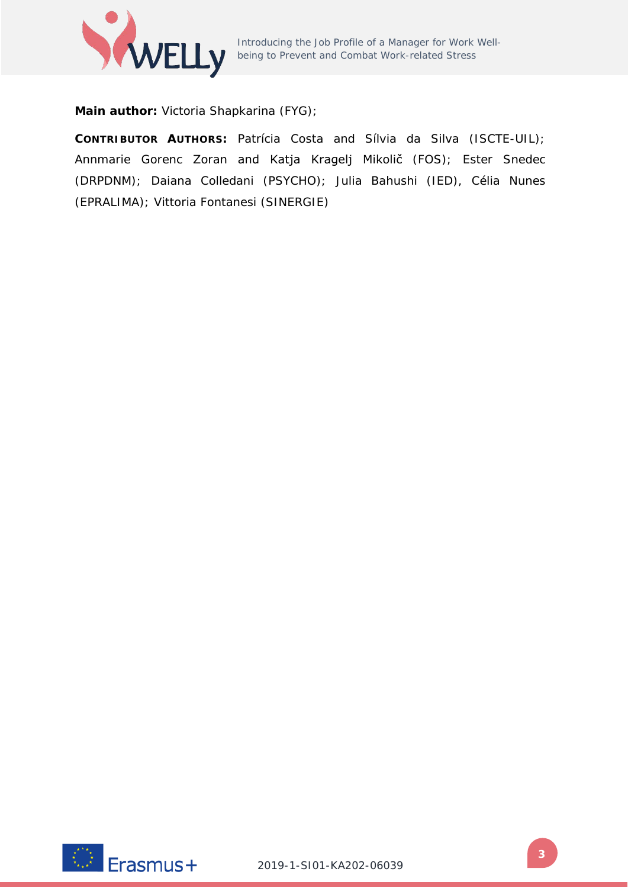**Main author:** Victoria Shapkarina (FYG);

**CONTRIBUTOR AUTHORS:** Patrícia Costa and Sílvia da Silva (ISCTE-UIL); Annmarie Gorenc Zoran and Katja Kragelj Mikolič (FOS); Ester Snedec (DRPDNM); Daiana Colledani (PSYCHO); Julia Bahushi (IED), Célia Nunes (EPRALIMA); Vittoria Fontanesi (SINERGIE)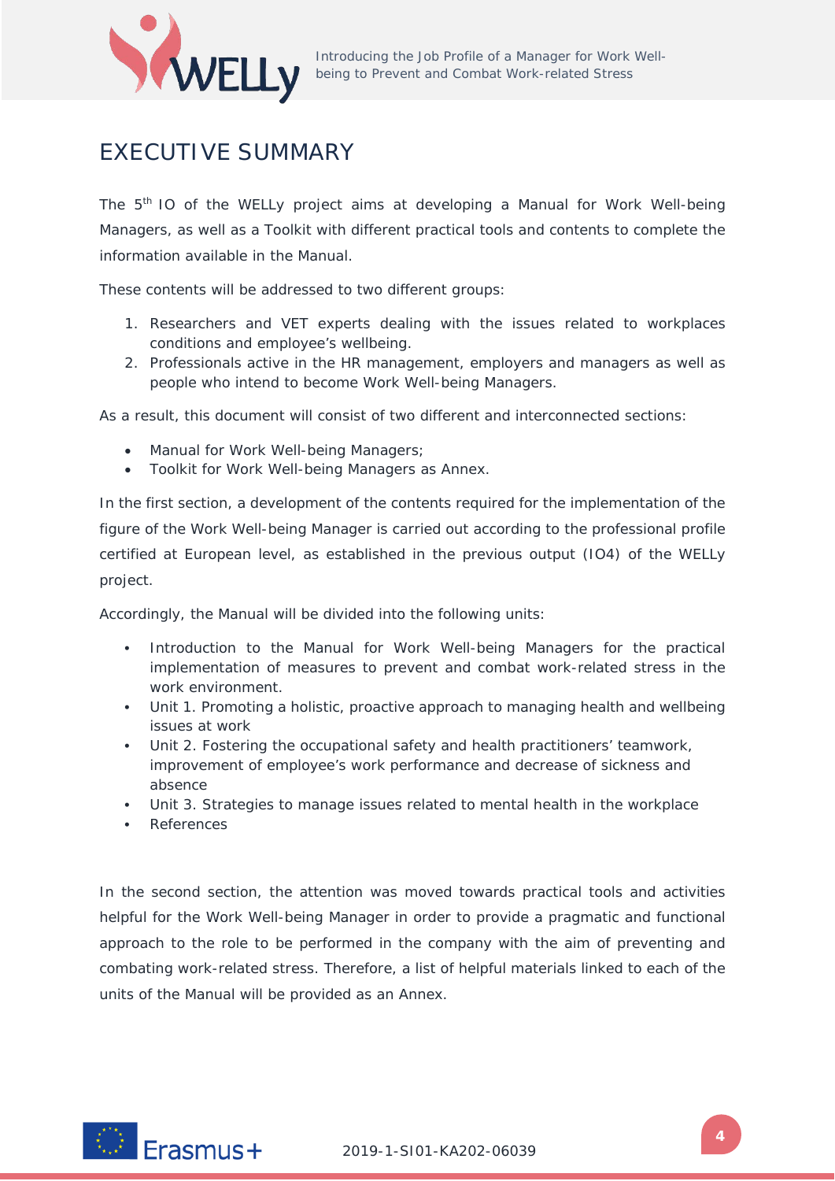# EXECUTIVE SUMMARY

The 5th IO of the WELLy project aims at developing a Manual for Work Well-being Managers, as well as a Toolkit with different practical tools and contents to complete the information available in the Manual.

These contents will be addressed to two different groups:

1. Researchers and VET experts dealing with the issues related to workplaces conditions and employee's wellbeing.
2. Professionals active in the HR management, employers and managers as well as people who intend to become Work Well-being Managers.

As a result, this document will consist of two different and interconnected sections:

- Manual for Work Well-being Managers;
- Toolkit for Work Well-being Managers as Annex.

In the first section, a development of the contents required for the implementation of the figure of the Work Well-being Manager is carried out according to the professional profile certified at European level, as established in the previous output (IO4) of the WELLy project.

Accordingly, the Manual will be divided into the following units:

- Introduction to the Manual for Work Well-being Managers for the practical implementation of measures to prevent and combat work-related stress in the work environment.
- Unit 1. Promoting a holistic, proactive approach to managing health and wellbeing issues at work
- Unit 2. Fostering the occupational safety and health practitioners' teamwork, improvement of employee's work performance and decrease of sickness and absence
- Unit 3. Strategies to manage issues related to mental health in the workplace
- References

In the second section, the attention was moved towards practical tools and activities helpful for the Work Well-being Manager in order to provide a pragmatic and functional approach to the role to be performed in the company with the aim of preventing and combating work-related stress. Therefore, a list of helpful materials linked to each of the units of the Manual will be provided as an Annex.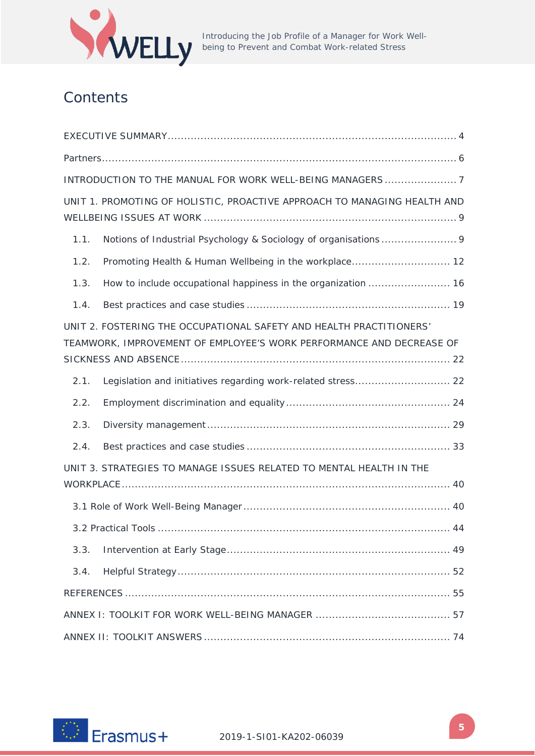# Contents

EXECUTIVE SUMMARY ........................................................................................ 4

Partners ............................................................................................................ 6

INTRODUCTION TO THE MANUAL FOR WORK WELL-BEING MANAGERS ...................... 7

UNIT 1. PROMOTING OF HOLISTIC, PROACTIVE APPROACH TO MANAGING HEALTH AND WELLBEING ISSUES AT WORK ............................................................................. 9

- 1.1. Notions of Industrial Psychology & Sociology of organisations ....................... 9
- 1.2. Promoting Health & Human Wellbeing in the workplace .............................. 12
- 1.3. How to include occupational happiness in the organization ......................... 16
- 1.4. Best practices and case studies ............................................................. 19

UNIT 2. FOSTERING THE OCCUPATIONAL SAFETY AND HEALTH PRACTITIONERS' TEAMWORK, IMPROVEMENT OF EMPLOYEE'S WORK PERFORMANCE AND DECREASE OF SICKNESS AND ABSENCE .................................................................................. 22

- 2.1. Legislation and initiatives regarding work-related stress ............................. 22
- 2.2. Employment discrimination and equality ................................................. 24
- 2.3. Diversity management ......................................................................... 29
- 2.4. Best practices and case studies ............................................................. 33

UNIT 3. STRATEGIES TO MANAGE ISSUES RELATED TO MENTAL HEALTH IN THE WORKPLACE .................................................................................................... 40

- 3.1 Role of Work Well-Being Manager ............................................................... 40
- 3.2 Practical Tools ......................................................................................... 44
- 3.3. Intervention at Early Stage .................................................................... 49
- 3.4. Helpful Strategy .................................................................................... 52

REFERENCES ................................................................................................... 55

ANNEX I: TOOLKIT FOR WORK WELL-BEING MANAGER ......................................... 57

ANNEX II: TOOLKIT ANSWERS ........................................................................... 74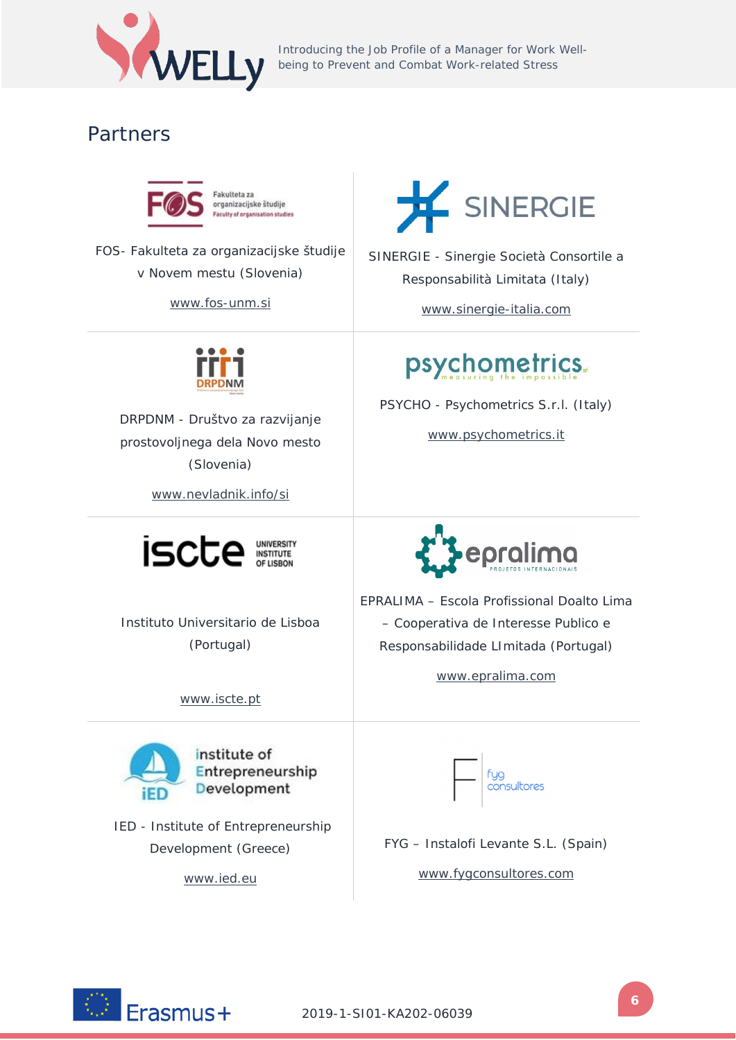## Partners

FOS- Fakulteta za organizacijske študije v Novem mestu (Slovenia)

www.fos-unm.si

SINERGIE - Sinergie Società Consortile a Responsabilità Limitata (Italy)

www.sinergie-italia.com

DRPDNM - Društvo za razvijanje prostovoljnega dela Novo mesto (Slovenia)

www.nevladnik.info/si

PSYCHO - Psychometrics S.r.l. (Italy)

www.psychometrics.it

Instituto Universitario de Lisboa (Portugal)

www.iscte.pt

EPRALIMA – Escola Profissional Doalto Lima – Cooperativa de Interesse Publico e Responsabilidade LImitada (Portugal)

www.epralima.com

IED - Institute of Entrepreneurship Development (Greece)

www.ied.eu

FYG – Instalofi Levante S.L. (Spain)

www.fygconsultores.com

2019-1-SI01-KA202-06039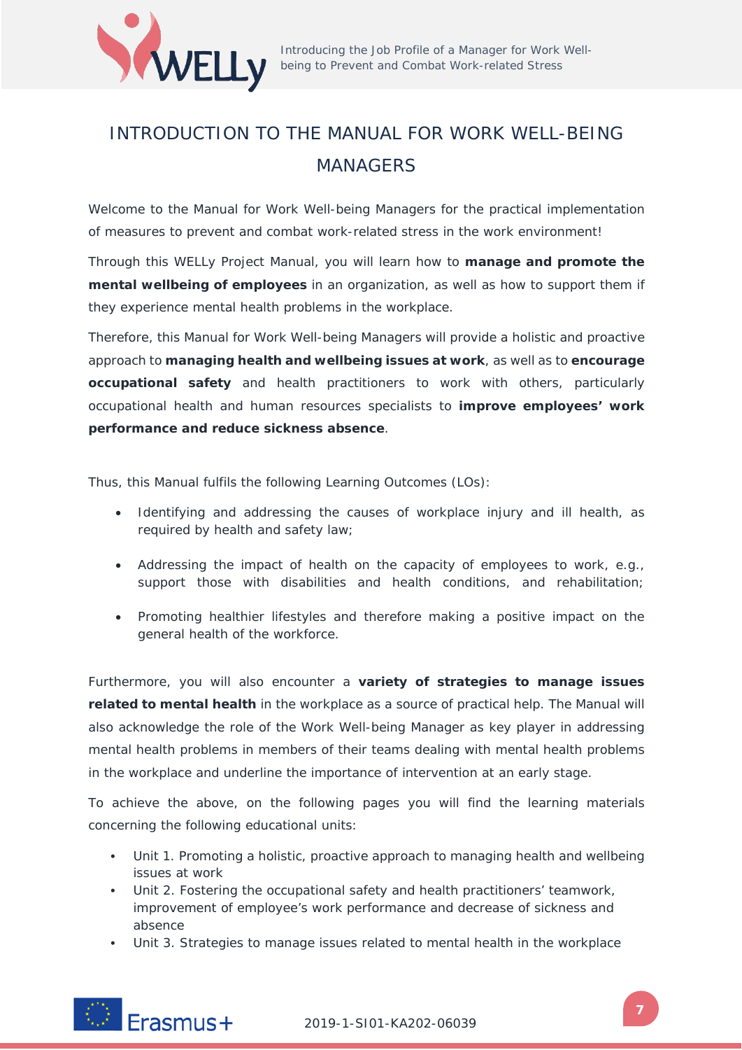# INTRODUCTION TO THE MANUAL FOR WORK WELL-BEING MANAGERS

Welcome to the Manual for Work Well-being Managers for the practical implementation of measures to prevent and combat work-related stress in the work environment!

Through this WELLy Project Manual, you will learn how to **manage and promote the mental wellbeing of employees** in an organization, as well as how to support them if they experience mental health problems in the workplace.

Therefore, this Manual for Work Well-being Managers will provide a holistic and proactive approach to **managing health and wellbeing issues at work**, as well as to **encourage occupational safety** and health practitioners to work with others, particularly occupational health and human resources specialists to **improve employees' work performance and reduce sickness absence**.

Thus, this Manual fulfils the following Learning Outcomes (LOs):

- Identifying and addressing the causes of workplace injury and ill health, as required by health and safety law;
- Addressing the impact of health on the capacity of employees to work, e.g., support those with disabilities and health conditions, and rehabilitation;
- Promoting healthier lifestyles and therefore making a positive impact on the general health of the workforce.

Furthermore, you will also encounter a **variety of strategies to manage issues related to mental health** in the workplace as a source of practical help. The Manual will also acknowledge the role of the Work Well-being Manager as key player in addressing mental health problems in members of their teams dealing with mental health problems in the workplace and underline the importance of intervention at an early stage.

To achieve the above, on the following pages you will find the learning materials concerning the following educational units:

- Unit 1. Promoting a holistic, proactive approach to managing health and wellbeing issues at work
- Unit 2. Fostering the occupational safety and health practitioners' teamwork, improvement of employee's work performance and decrease of sickness and absence
- Unit 3. Strategies to manage issues related to mental health in the workplace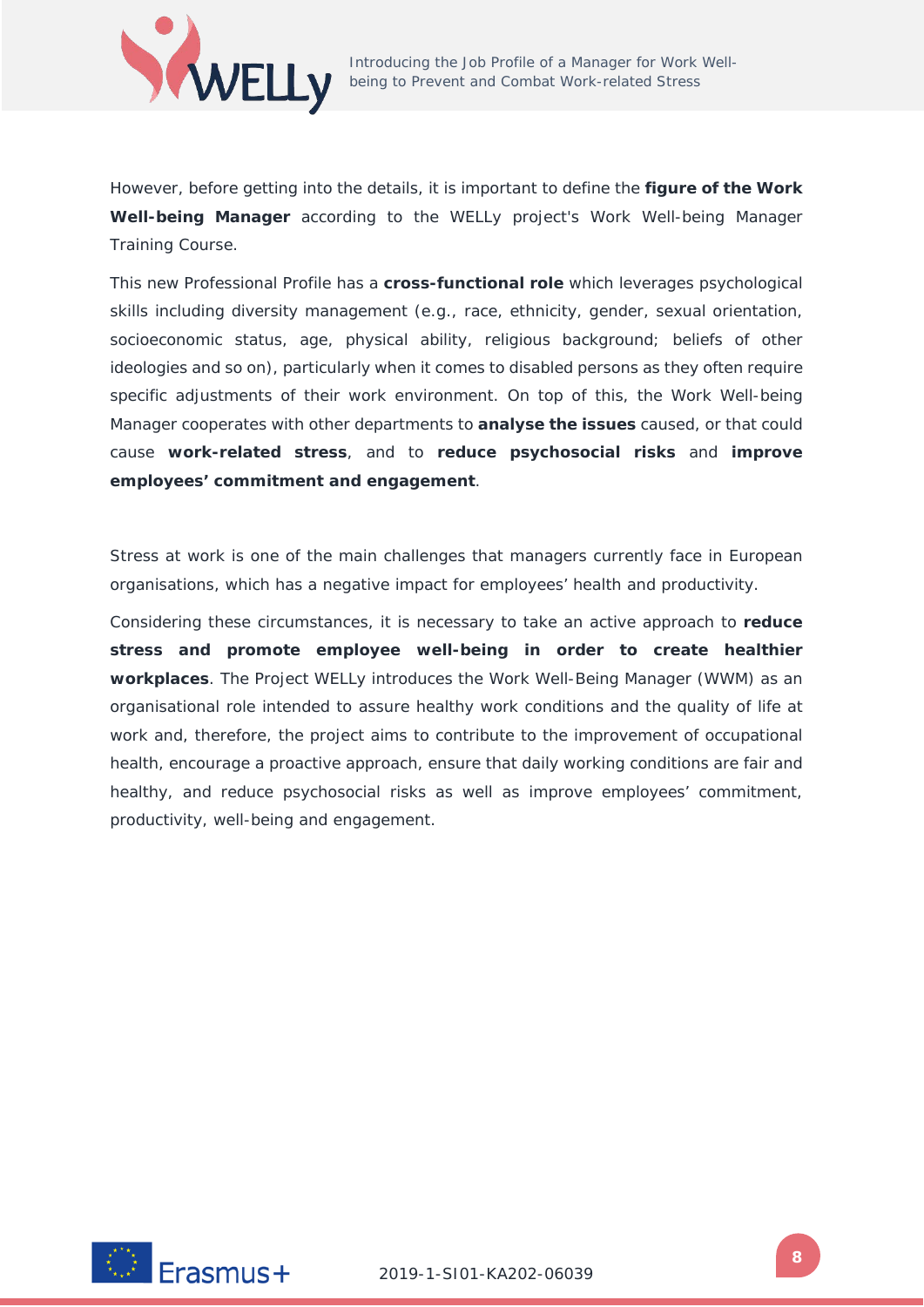However, before getting into the details, it is important to define the **figure of the Work Well-being Manager** according to the WELLy project's Work Well-being Manager Training Course.

This new Professional Profile has a **cross-functional role** which leverages psychological skills including diversity management (e.g., race, ethnicity, gender, sexual orientation, socioeconomic status, age, physical ability, religious background; beliefs of other ideologies and so on), particularly when it comes to disabled persons as they often require specific adjustments of their work environment. On top of this, the Work Well-being Manager cooperates with other departments to **analyse the issues** caused, or that could cause **work-related stress**, and to **reduce psychosocial risks** and **improve employees' commitment and engagement**.

Stress at work is one of the main challenges that managers currently face in European organisations, which has a negative impact for employees' health and productivity.

Considering these circumstances, it is necessary to take an active approach to **reduce stress and promote employee well-being in order to create healthier workplaces**. The Project WELLy introduces the Work Well-Being Manager (WWM) as an organisational role intended to assure healthy work conditions and the quality of life at work and, therefore, the project aims to contribute to the improvement of occupational health, encourage a proactive approach, ensure that daily working conditions are fair and healthy, and reduce psychosocial risks as well as improve employees' commitment, productivity, well-being and engagement.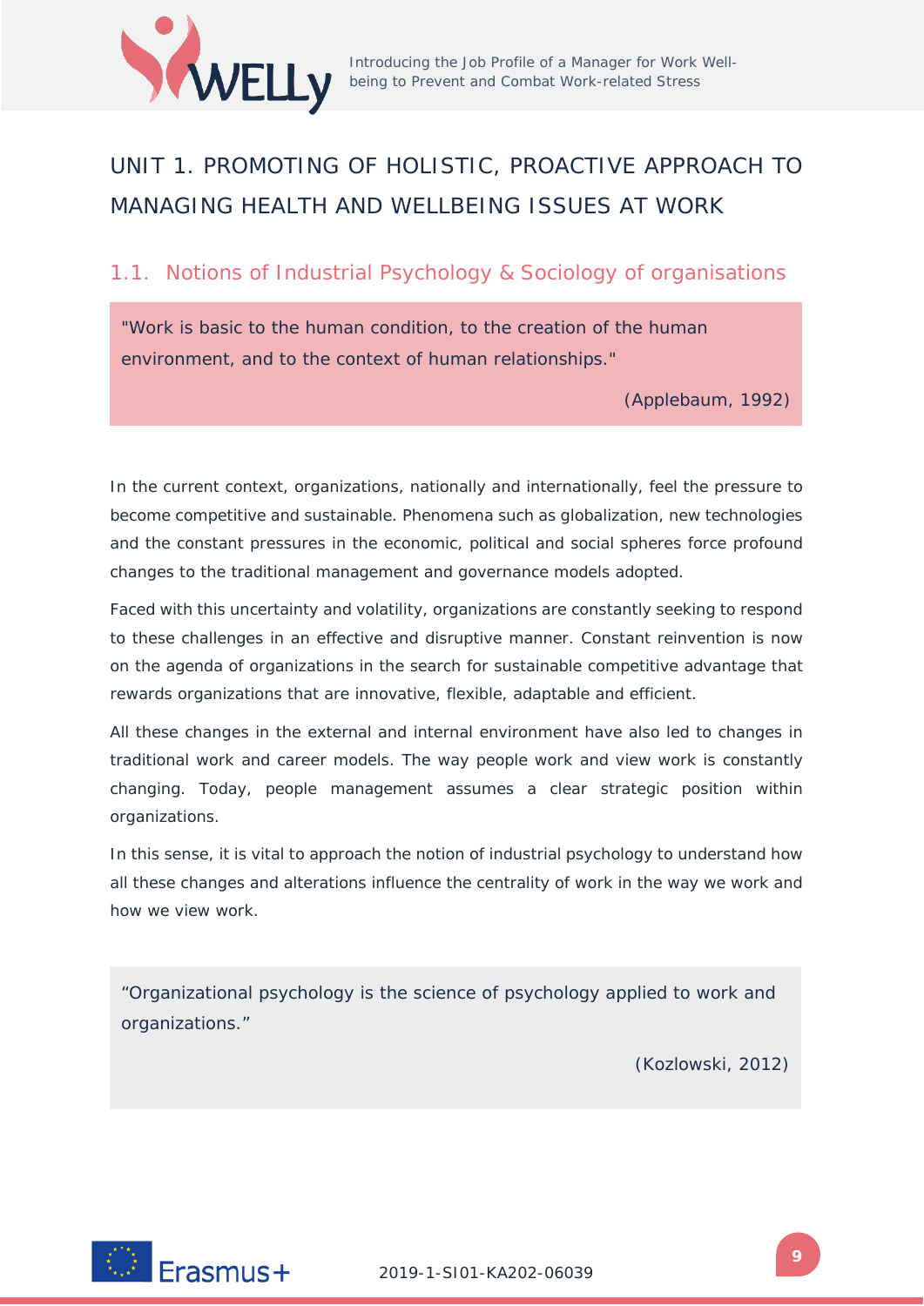# UNIT 1. PROMOTING OF HOLISTIC, PROACTIVE APPROACH TO MANAGING HEALTH AND WELLBEING ISSUES AT WORK

## 1.1. Notions of Industrial Psychology & Sociology of organisations

> "Work is basic to the human condition, to the creation of the human environment, and to the context of human relationships."
>
> (Applebaum, 1992)

In the current context, organizations, nationally and internationally, feel the pressure to become competitive and sustainable. Phenomena such as globalization, new technologies and the constant pressures in the economic, political and social spheres force profound changes to the traditional management and governance models adopted.

Faced with this uncertainty and volatility, organizations are constantly seeking to respond to these challenges in an effective and disruptive manner. Constant reinvention is now on the agenda of organizations in the search for sustainable competitive advantage that rewards organizations that are innovative, flexible, adaptable and efficient.

All these changes in the external and internal environment have also led to changes in traditional work and career models. The way people work and view work is constantly changing. Today, people management assumes a clear strategic position within organizations.

In this sense, it is vital to approach the notion of industrial psychology to understand how all these changes and alterations influence the centrality of work in the way we work and how we view work.

> "Organizational psychology is the science of psychology applied to work and organizations."
>
> (Kozlowski, 2012)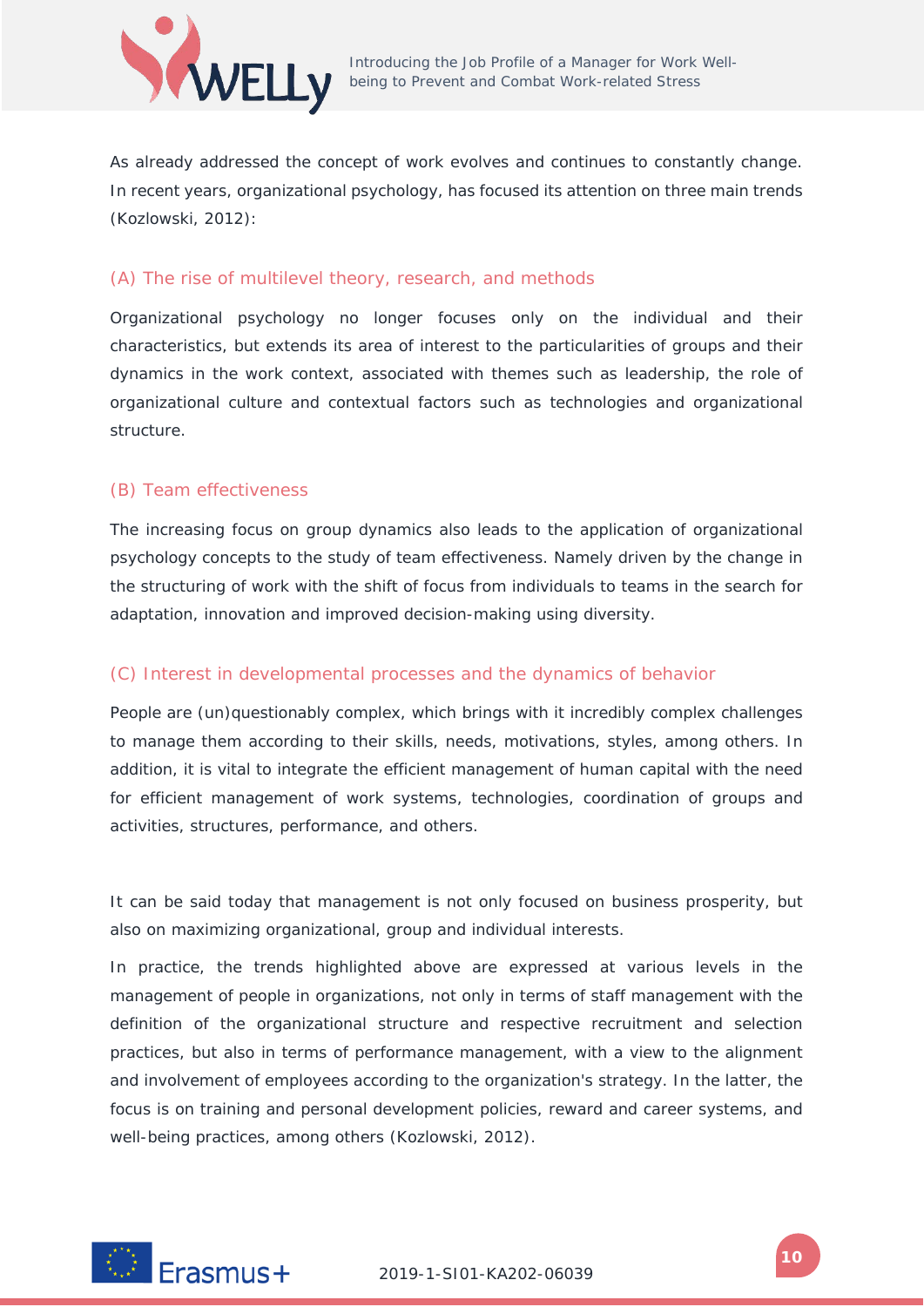As already addressed the concept of work evolves and continues to constantly change. In recent years, organizational psychology, has focused its attention on three main trends (Kozlowski, 2012):

### (A) The rise of multilevel theory, research, and methods

Organizational psychology no longer focuses only on the individual and their characteristics, but extends its area of interest to the particularities of groups and their dynamics in the work context, associated with themes such as leadership, the role of organizational culture and contextual factors such as technologies and organizational structure.

### (B) Team effectiveness

The increasing focus on group dynamics also leads to the application of organizational psychology concepts to the study of team effectiveness. Namely driven by the change in the structuring of work with the shift of focus from individuals to teams in the search for adaptation, innovation and improved decision-making using diversity.

### (C) Interest in developmental processes and the dynamics of behavior

People are (un)questionably complex, which brings with it incredibly complex challenges to manage them according to their skills, needs, motivations, styles, among others. In addition, it is vital to integrate the efficient management of human capital with the need for efficient management of work systems, technologies, coordination of groups and activities, structures, performance, and others.

It can be said today that management is not only focused on business prosperity, but also on maximizing organizational, group and individual interests.

In practice, the trends highlighted above are expressed at various levels in the management of people in organizations, not only in terms of staff management with the definition of the organizational structure and respective recruitment and selection practices, but also in terms of performance management, with a view to the alignment and involvement of employees according to the organization's strategy. In the latter, the focus is on training and personal development policies, reward and career systems, and well-being practices, among others (Kozlowski, 2012).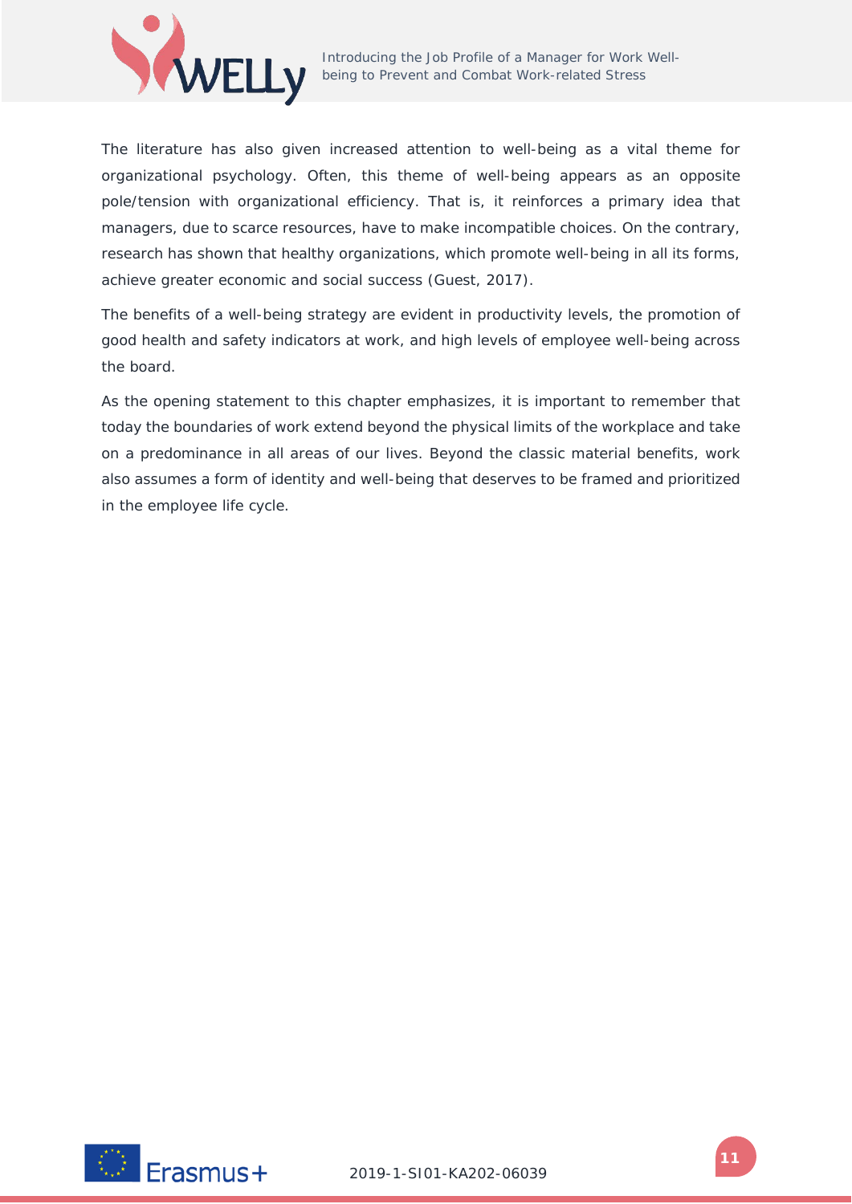The literature has also given increased attention to well-being as a vital theme for organizational psychology. Often, this theme of well-being appears as an opposite pole/tension with organizational efficiency. That is, it reinforces a primary idea that managers, due to scarce resources, have to make incompatible choices. On the contrary, research has shown that healthy organizations, which promote well-being in all its forms, achieve greater economic and social success (Guest, 2017).

The benefits of a well-being strategy are evident in productivity levels, the promotion of good health and safety indicators at work, and high levels of employee well-being across the board.

As the opening statement to this chapter emphasizes, it is important to remember that today the boundaries of work extend beyond the physical limits of the workplace and take on a predominance in all areas of our lives. Beyond the classic material benefits, work also assumes a form of identity and well-being that deserves to be framed and prioritized in the employee life cycle.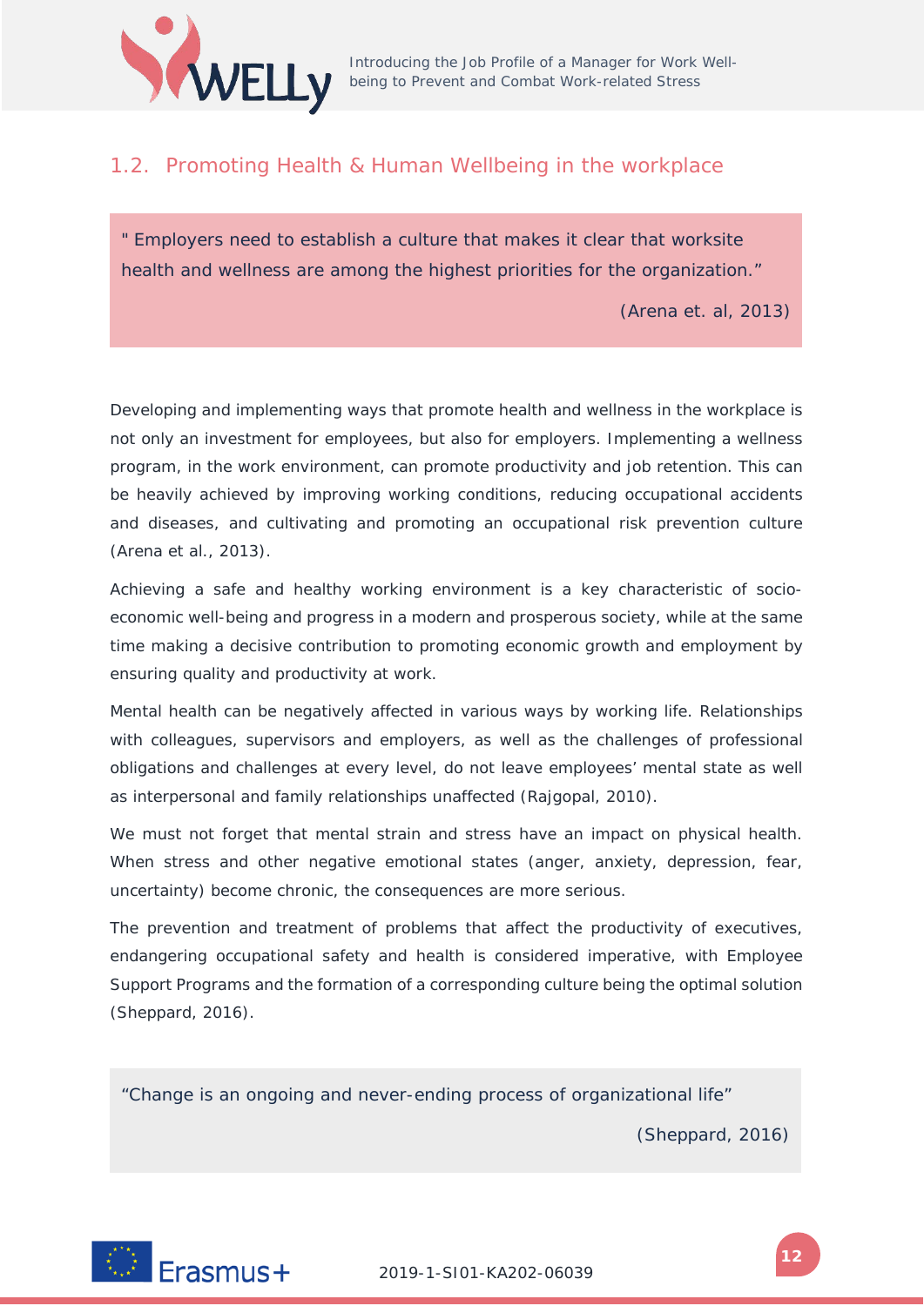## 1.2. Promoting Health & Human Wellbeing in the workplace

> " Employers need to establish a culture that makes it clear that worksite health and wellness are among the highest priorities for the organization."
>
> (Arena et. al, 2013)

Developing and implementing ways that promote health and wellness in the workplace is not only an investment for employees, but also for employers. Implementing a wellness program, in the work environment, can promote productivity and job retention. This can be heavily achieved by improving working conditions, reducing occupational accidents and diseases, and cultivating and promoting an occupational risk prevention culture (Arena et al., 2013).

Achieving a safe and healthy working environment is a key characteristic of socio-economic well-being and progress in a modern and prosperous society, while at the same time making a decisive contribution to promoting economic growth and employment by ensuring quality and productivity at work.

Mental health can be negatively affected in various ways by working life. Relationships with colleagues, supervisors and employers, as well as the challenges of professional obligations and challenges at every level, do not leave employees' mental state as well as interpersonal and family relationships unaffected (Rajgopal, 2010).

We must not forget that mental strain and stress have an impact on physical health. When stress and other negative emotional states (anger, anxiety, depression, fear, uncertainty) become chronic, the consequences are more serious.

The prevention and treatment of problems that affect the productivity of executives, endangering occupational safety and health is considered imperative, with Employee Support Programs and the formation of a corresponding culture being the optimal solution (Sheppard, 2016).

> "Change is an ongoing and never-ending process of organizational life"
>
> (Sheppard, 2016)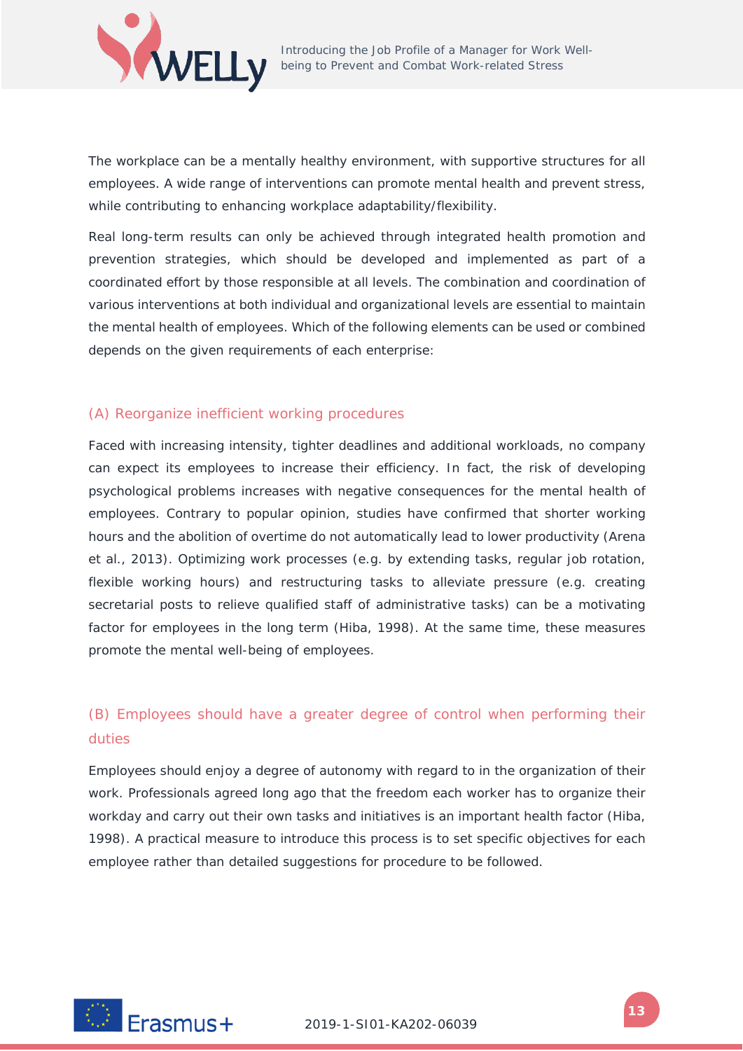The workplace can be a mentally healthy environment, with supportive structures for all employees. A wide range of interventions can promote mental health and prevent stress, while contributing to enhancing workplace adaptability/flexibility.

Real long-term results can only be achieved through integrated health promotion and prevention strategies, which should be developed and implemented as part of a coordinated effort by those responsible at all levels. The combination and coordination of various interventions at both individual and organizational levels are essential to maintain the mental health of employees. Which of the following elements can be used or combined depends on the given requirements of each enterprise:

### (A) Reorganize inefficient working procedures

Faced with increasing intensity, tighter deadlines and additional workloads, no company can expect its employees to increase their efficiency. In fact, the risk of developing psychological problems increases with negative consequences for the mental health of employees. Contrary to popular opinion, studies have confirmed that shorter working hours and the abolition of overtime do not automatically lead to lower productivity (Arena et al., 2013). Optimizing work processes (e.g. by extending tasks, regular job rotation, flexible working hours) and restructuring tasks to alleviate pressure (e.g. creating secretarial posts to relieve qualified staff of administrative tasks) can be a motivating factor for employees in the long term (Hiba, 1998). At the same time, these measures promote the mental well-being of employees.

### (B) Employees should have a greater degree of control when performing their duties

Employees should enjoy a degree of autonomy with regard to in the organization of their work. Professionals agreed long ago that the freedom each worker has to organize their workday and carry out their own tasks and initiatives is an important health factor (Hiba, 1998). A practical measure to introduce this process is to set specific objectives for each employee rather than detailed suggestions for procedure to be followed.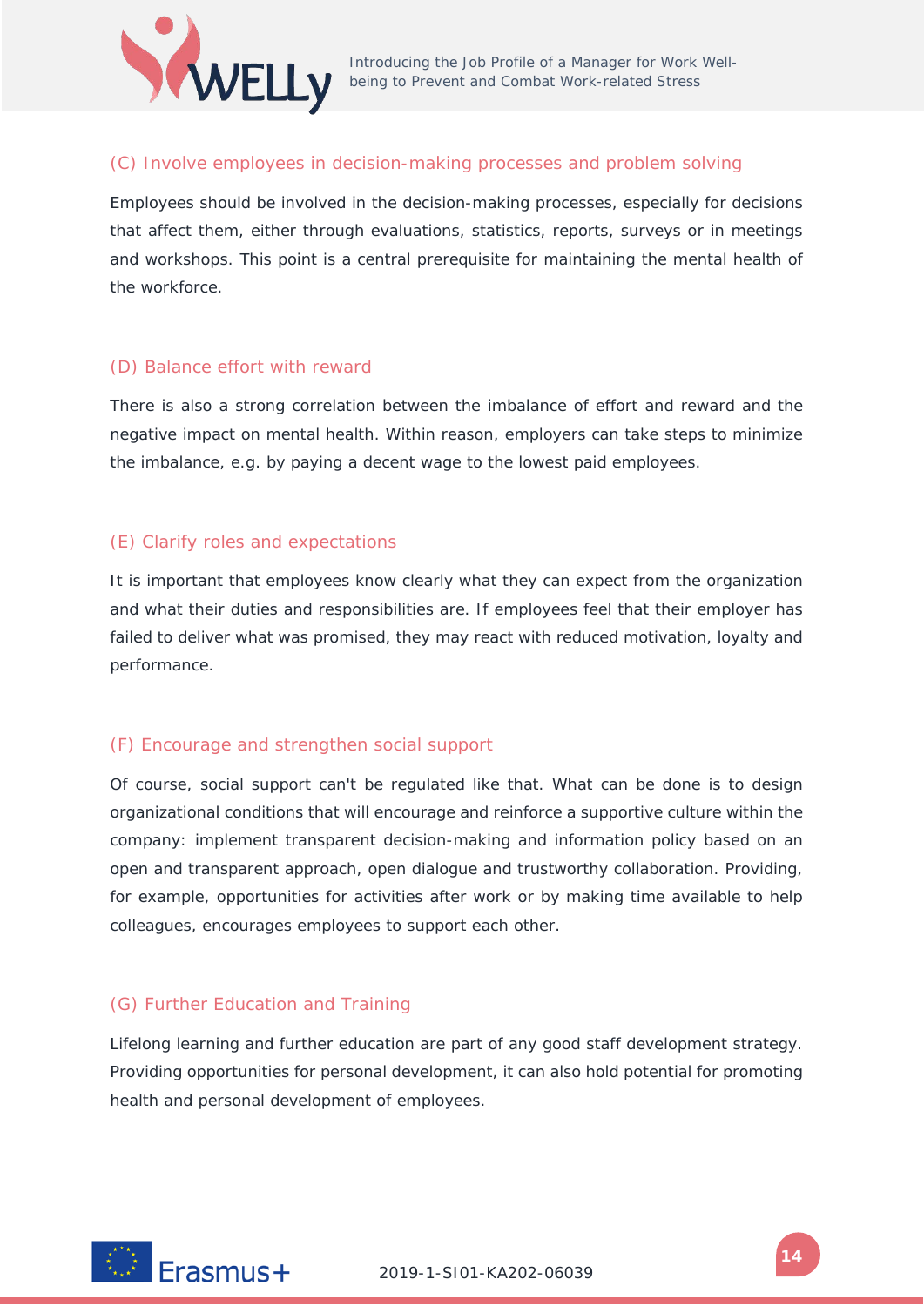### (C) Involve employees in decision-making processes and problem solving

Employees should be involved in the decision-making processes, especially for decisions that affect them, either through evaluations, statistics, reports, surveys or in meetings and workshops. This point is a central prerequisite for maintaining the mental health of the workforce.

### (D) Balance effort with reward

There is also a strong correlation between the imbalance of effort and reward and the negative impact on mental health. Within reason, employers can take steps to minimize the imbalance, e.g. by paying a decent wage to the lowest paid employees.

### (E) Clarify roles and expectations

It is important that employees know clearly what they can expect from the organization and what their duties and responsibilities are. If employees feel that their employer has failed to deliver what was promised, they may react with reduced motivation, loyalty and performance.

### (F) Encourage and strengthen social support

Of course, social support can't be regulated like that. What can be done is to design organizational conditions that will encourage and reinforce a supportive culture within the company: implement transparent decision-making and information policy based on an open and transparent approach, open dialogue and trustworthy collaboration. Providing, for example, opportunities for activities after work or by making time available to help colleagues, encourages employees to support each other.

### (G) Further Education and Training

Lifelong learning and further education are part of any good staff development strategy. Providing opportunities for personal development, it can also hold potential for promoting health and personal development of employees.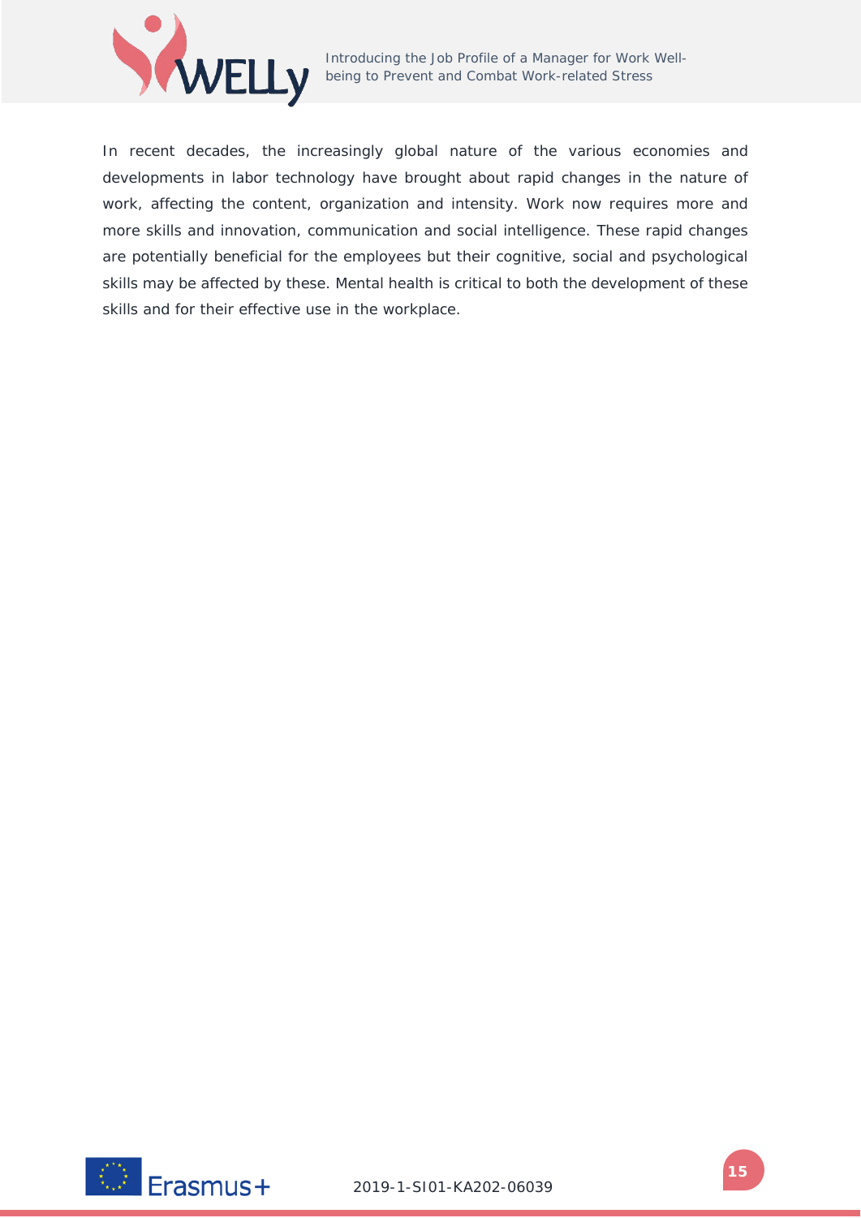In recent decades, the increasingly global nature of the various economies and developments in labor technology have brought about rapid changes in the nature of work, affecting the content, organization and intensity. Work now requires more and more skills and innovation, communication and social intelligence. These rapid changes are potentially beneficial for the employees but their cognitive, social and psychological skills may be affected by these. Mental health is critical to both the development of these skills and for their effective use in the workplace.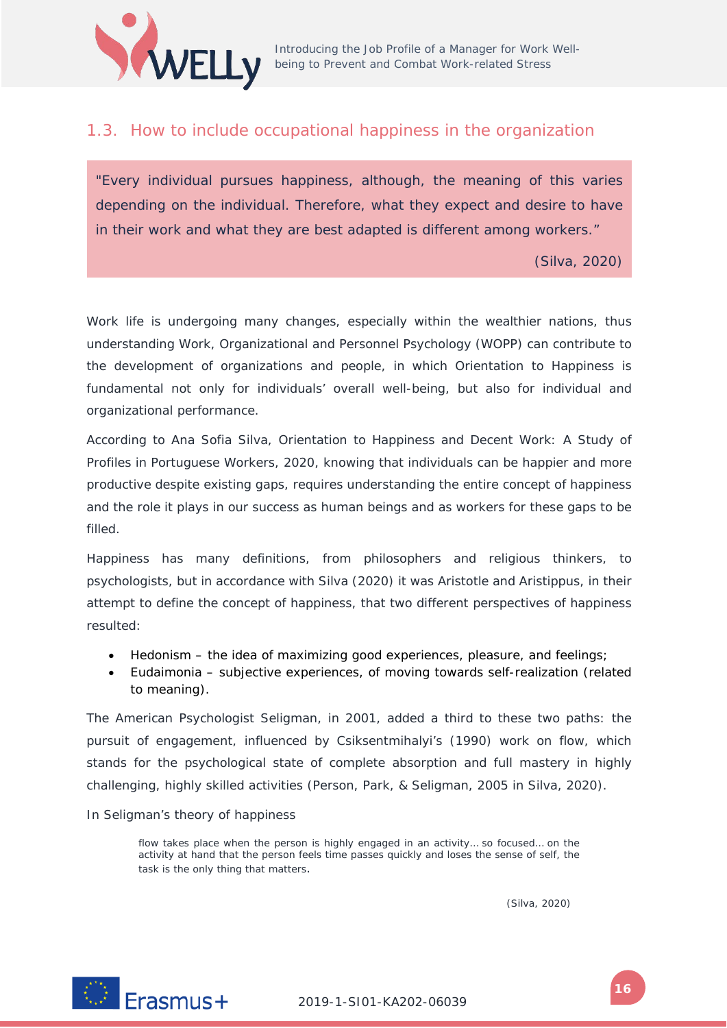## 1.3. How to include occupational happiness in the organization

> "Every individual pursues happiness, although, the meaning of this varies depending on the individual. Therefore, what they expect and desire to have in their work and what they are best adapted is different among workers."
>
> (Silva, 2020)

Work life is undergoing many changes, especially within the wealthier nations, thus understanding Work, Organizational and Personnel Psychology (WOPP) can contribute to the development of organizations and people, in which Orientation to Happiness is fundamental not only for individuals' overall well-being, but also for individual and organizational performance.

According to Ana Sofia Silva, Orientation to Happiness and Decent Work: A Study of Profiles in Portuguese Workers, 2020, knowing that individuals can be happier and more productive despite existing gaps, requires understanding the entire concept of happiness and the role it plays in our success as human beings and as workers for these gaps to be filled.

Happiness has many definitions, from philosophers and religious thinkers, to psychologists, but in accordance with Silva (2020) it was Aristotle and Aristippus, in their attempt to define the concept of happiness, that two different perspectives of happiness resulted:

- Hedonism – the idea of maximizing good experiences, pleasure, and feelings;
- Eudaimonia – subjective experiences, of moving towards self-realization (related to meaning).

The American Psychologist Seligman, in 2001, added a third to these two paths: the pursuit of engagement, influenced by Csiksentmihalyi's (1990) work on flow, which stands for the psychological state of complete absorption and full mastery in highly challenging, highly skilled activities (Person, Park, & Seligman, 2005 in Silva, 2020).

In Seligman's theory of happiness

> flow takes place when the person is highly engaged in an activity… so focused… on the activity at hand that the person feels time passes quickly and loses the sense of self, the task is the only thing that matters.
>
> (Silva, 2020)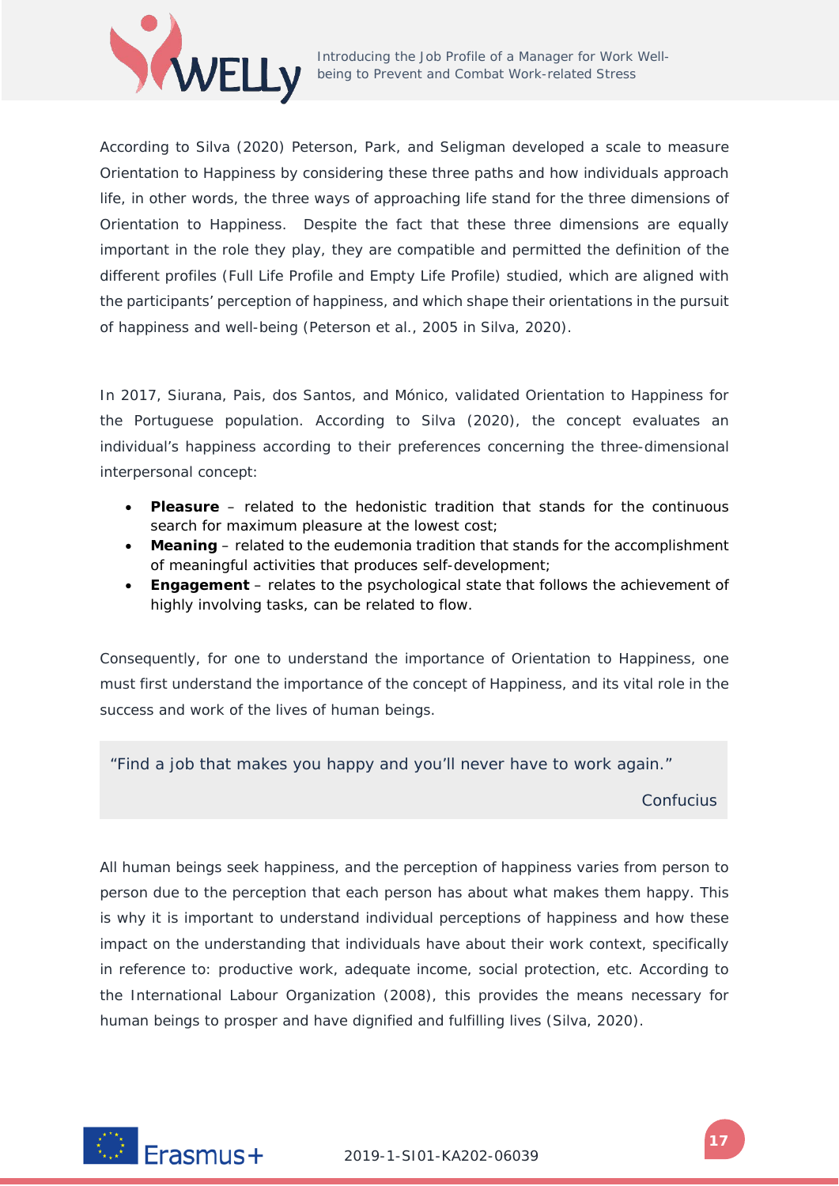According to Silva (2020) Peterson, Park, and Seligman developed a scale to measure Orientation to Happiness by considering these three paths and how individuals approach life, in other words, the three ways of approaching life stand for the three dimensions of Orientation to Happiness. Despite the fact that these three dimensions are equally important in the role they play, they are compatible and permitted the definition of the different profiles (Full Life Profile and Empty Life Profile) studied, which are aligned with the participants' perception of happiness, and which shape their orientations in the pursuit of happiness and well-being (Peterson et al., 2005 in Silva, 2020).

In 2017, Siurana, Pais, dos Santos, and Mónico, validated Orientation to Happiness for the Portuguese population. According to Silva (2020), the concept evaluates an individual's happiness according to their preferences concerning the three-dimensional interpersonal concept:

- **Pleasure** – related to the hedonistic tradition that stands for the continuous search for maximum pleasure at the lowest cost;
- **Meaning** – related to the eudemonia tradition that stands for the accomplishment of meaningful activities that produces self-development;
- **Engagement** – relates to the psychological state that follows the achievement of highly involving tasks, can be related to flow.

Consequently, for one to understand the importance of Orientation to Happiness, one must first understand the importance of the concept of Happiness, and its vital role in the success and work of the lives of human beings.

> "Find a job that makes you happy and you'll never have to work again."
>
> Confucius

All human beings seek happiness, and the perception of happiness varies from person to person due to the perception that each person has about what makes them happy. This is why it is important to understand individual perceptions of happiness and how these impact on the understanding that individuals have about their work context, specifically in reference to: productive work, adequate income, social protection, etc. According to the International Labour Organization (2008), this provides the means necessary for human beings to prosper and have dignified and fulfilling lives (Silva, 2020).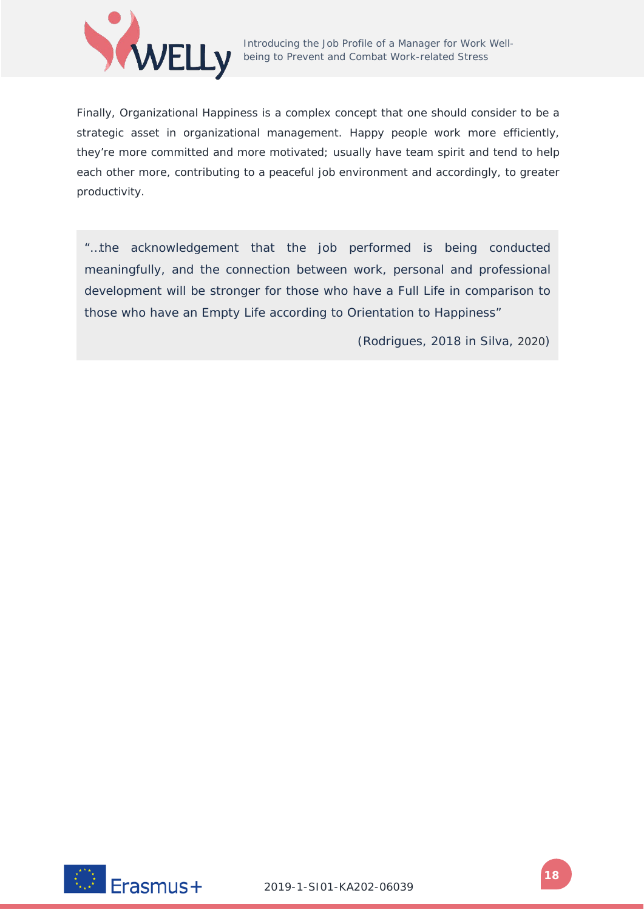Finally, Organizational Happiness is a complex concept that one should consider to be a strategic asset in organizational management. Happy people work more efficiently, they're more committed and more motivated; usually have team spirit and tend to help each other more, contributing to a peaceful job environment and accordingly, to greater productivity.

> "…the acknowledgement that the job performed is being conducted meaningfully, and the connection between work, personal and professional development will be stronger for those who have a Full Life in comparison to those who have an Empty Life according to Orientation to Happiness"
>
> (Rodrigues, 2018 in Silva, 2020)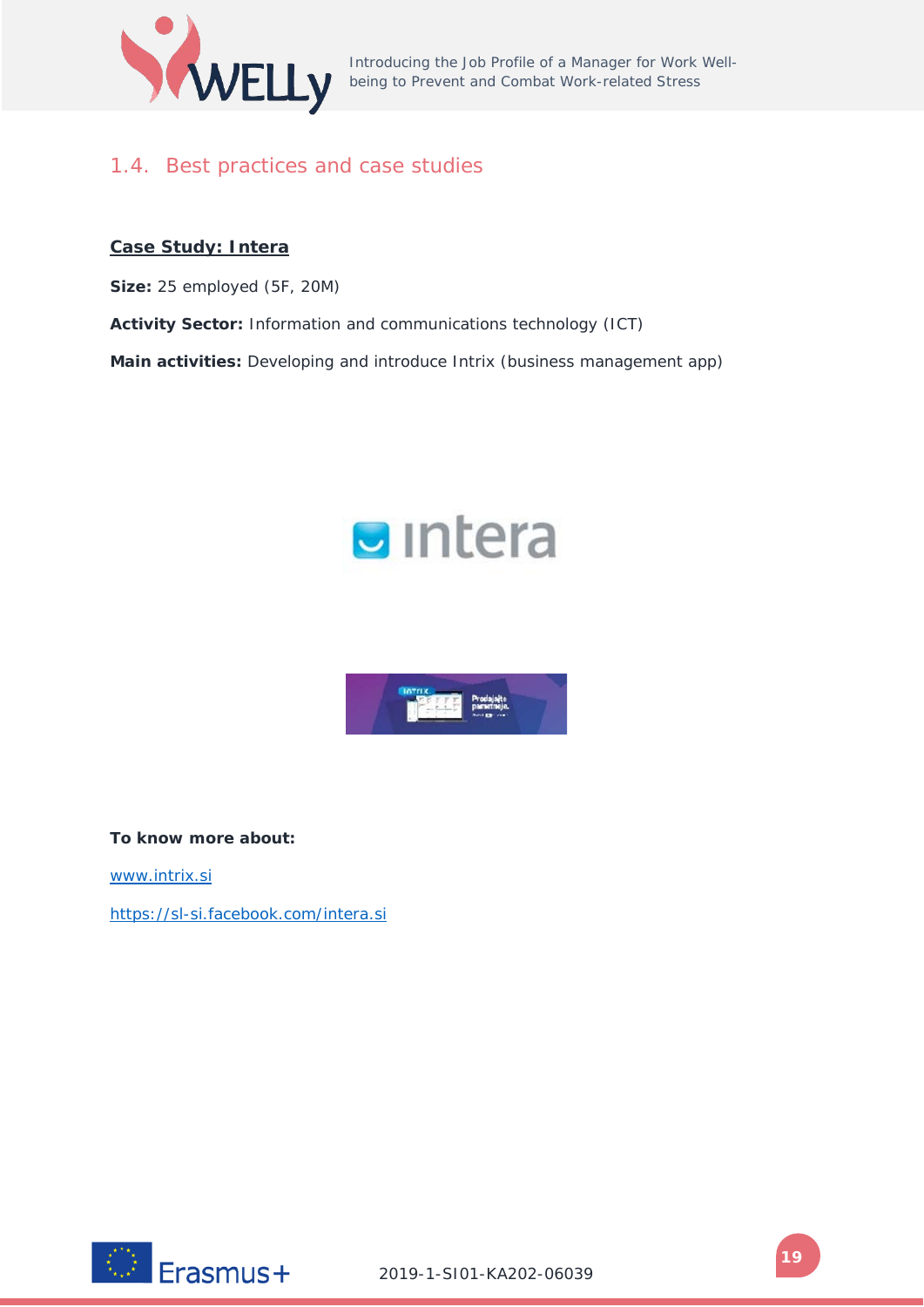## 1.4. Best practices and case studies

**Case Study: Intera**

**Size:** 25 employed (5F, 20M)

**Activity Sector:** Information and communications technology (ICT)

**Main activities:** Developing and introduce Intrix (business management app)

**To know more about:**

www.intrix.si

https://sl-si.facebook.com/intera.si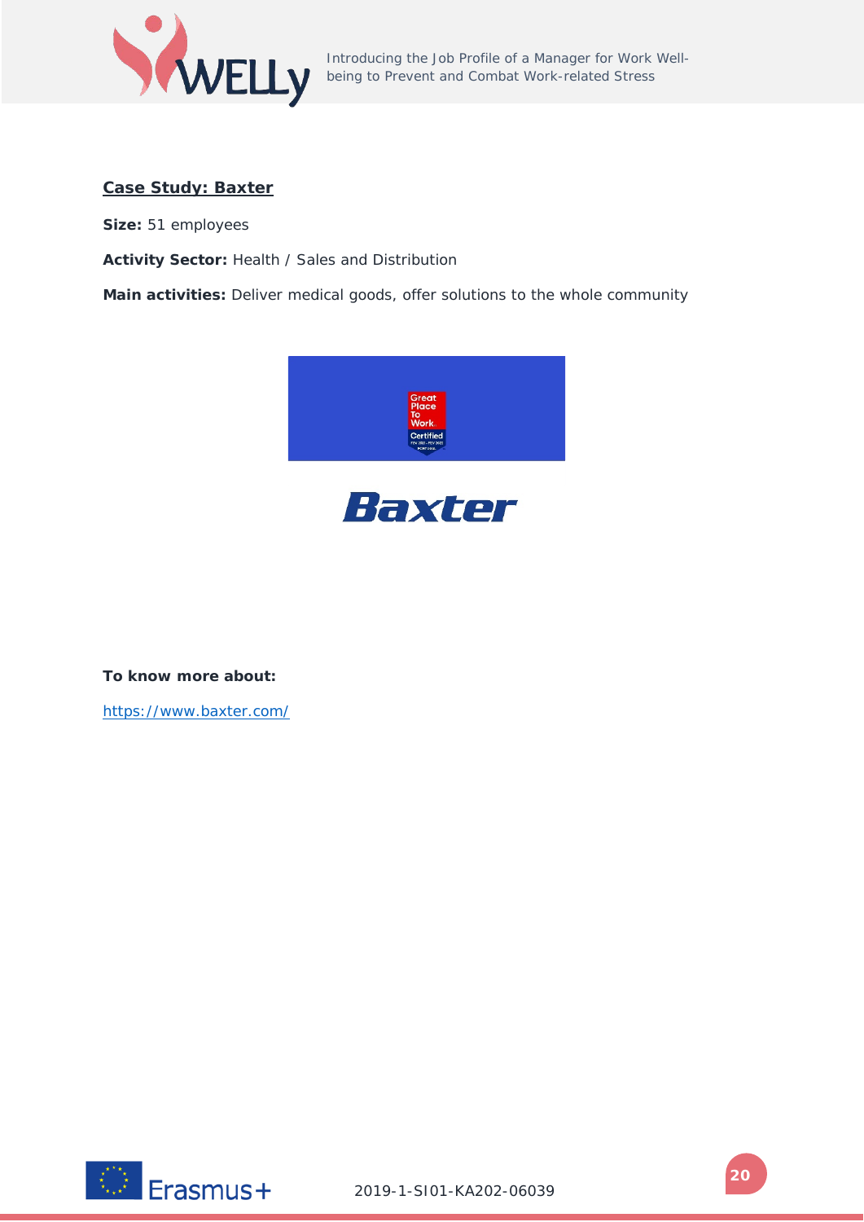**Case Study: Baxter**

**Size:** 51 employees

**Activity Sector:** Health / Sales and Distribution

**Main activities:** Deliver medical goods, offer solutions to the whole community

**To know more about:**

https://www.baxter.com/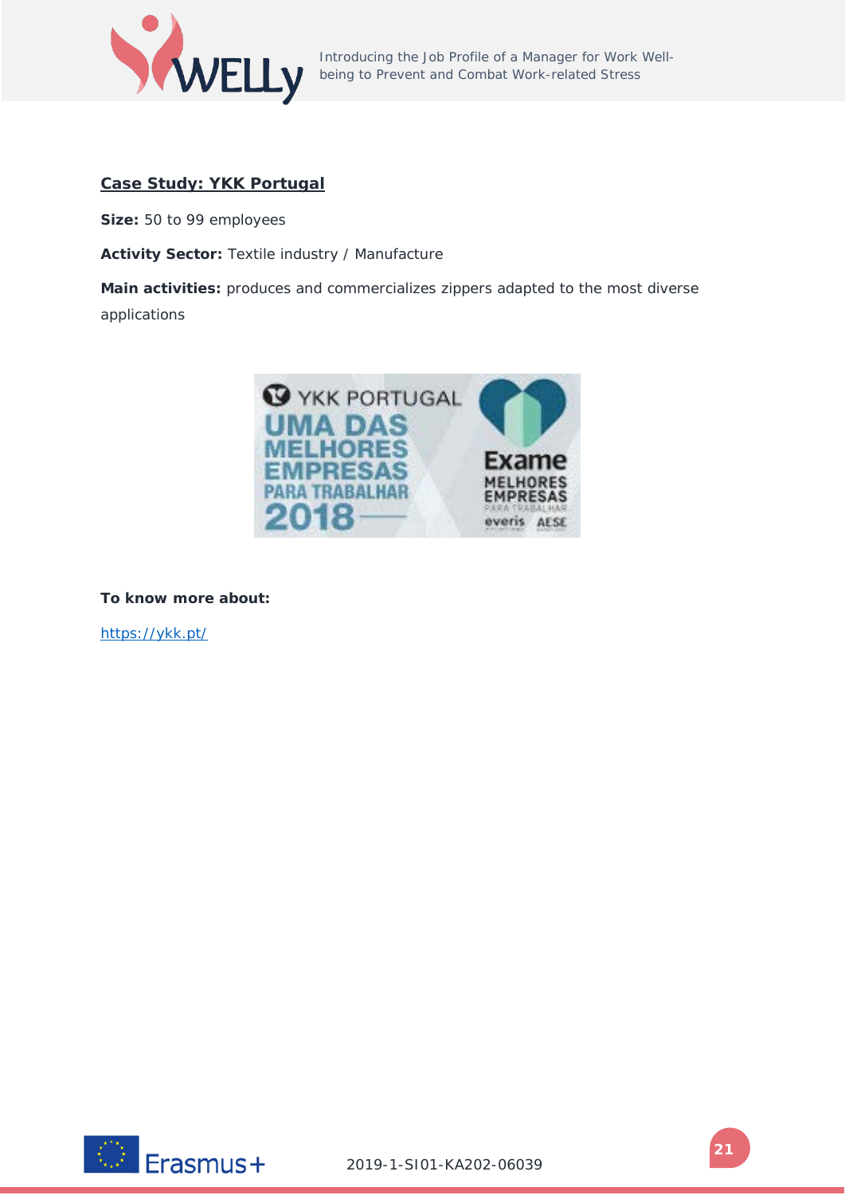## Case Study: YKK Portugal

**Size:** 50 to 99 employees

**Activity Sector:** Textile industry / Manufacture

**Main activities:** produces and commercializes zippers adapted to the most diverse applications

**To know more about:**

https://ykk.pt/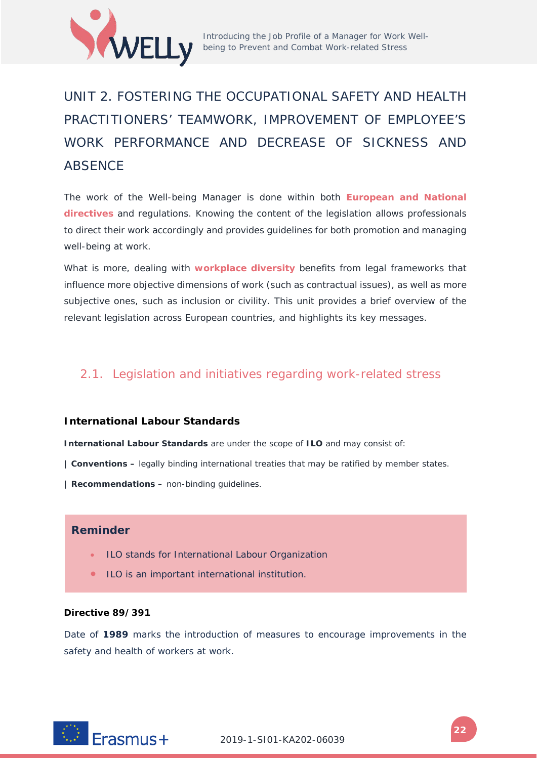# UNIT 2. FOSTERING THE OCCUPATIONAL SAFETY AND HEALTH PRACTITIONERS' TEAMWORK, IMPROVEMENT OF EMPLOYEE'S WORK PERFORMANCE AND DECREASE OF SICKNESS AND ABSENCE

The work of the Well-being Manager is done within both **European and National directives** and regulations. Knowing the content of the legislation allows professionals to direct their work accordingly and provides guidelines for both promotion and managing well-being at work.

What is more, dealing with **workplace diversity** benefits from legal frameworks that influence more objective dimensions of work (such as contractual issues), as well as more subjective ones, such as inclusion or civility. This unit provides a brief overview of the relevant legislation across European countries, and highlights its key messages.

## 2.1. Legislation and initiatives regarding work-related stress

### International Labour Standards

**International Labour Standards** are under the scope of **ILO** and may consist of:

| **Conventions –** legally binding international treaties that may be ratified by member states.

| **Recommendations –** non-binding guidelines.

**Reminder**

- ILO stands for International Labour Organization
- ILO is an important international institution.

**Directive 89/391**

Date of **1989** marks the introduction of measures to encourage improvements in the safety and health of workers at work.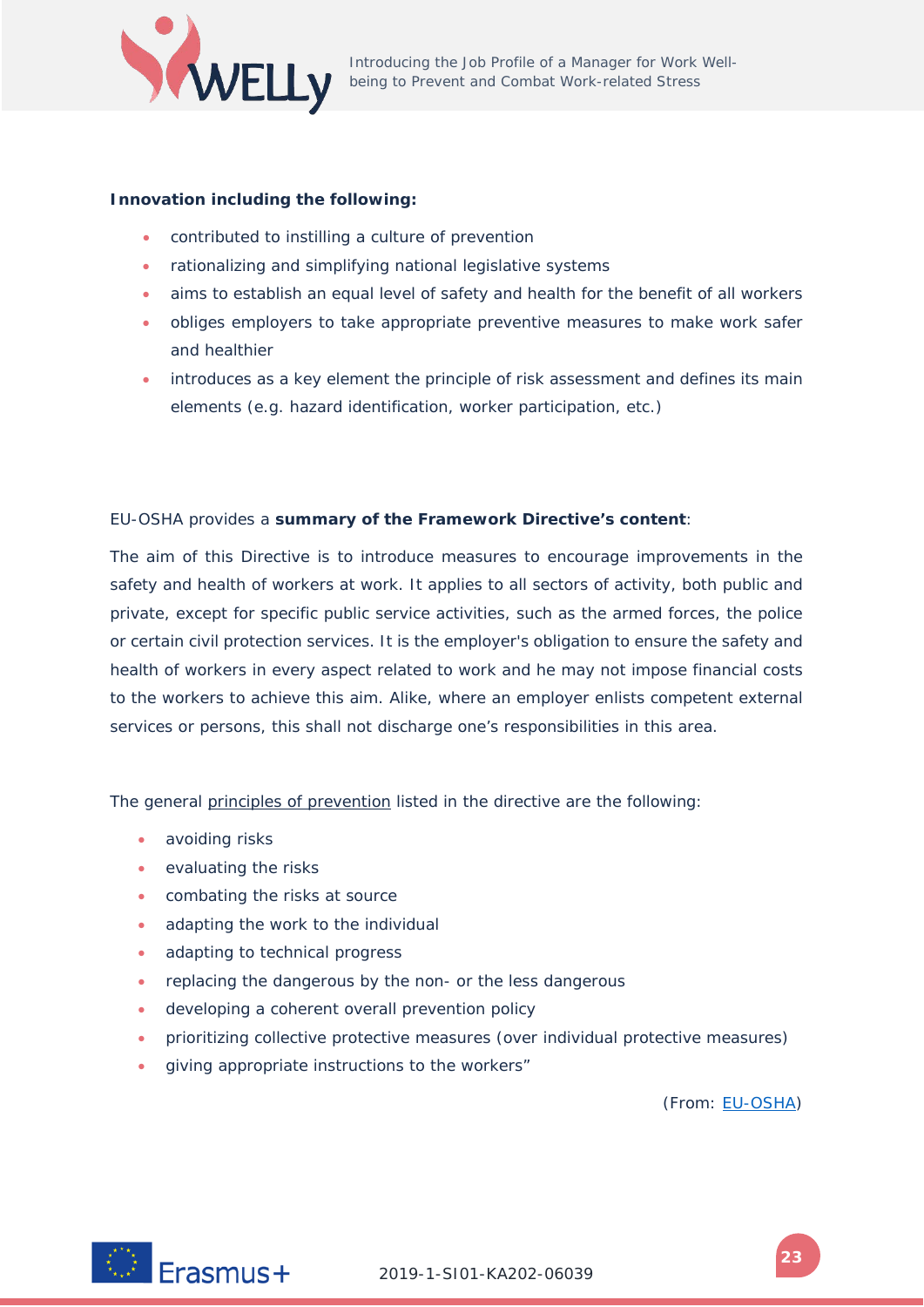**Innovation including the following:**

- contributed to instilling a culture of prevention
- rationalizing and simplifying national legislative systems
- aims to establish an equal level of safety and health for the benefit of all workers
- obliges employers to take appropriate preventive measures to make work safer and healthier
- introduces as a key element the principle of risk assessment and defines its main elements (e.g. hazard identification, worker participation, etc.)

EU-OSHA provides a **summary of the Framework Directive's content**:

The aim of this Directive is to introduce measures to encourage improvements in the safety and health of workers at work. It applies to all sectors of activity, both public and private, except for specific public service activities, such as the armed forces, the police or certain civil protection services. It is the employer's obligation to ensure the safety and health of workers in every aspect related to work and he may not impose financial costs to the workers to achieve this aim. Alike, where an employer enlists competent external services or persons, this shall not discharge one's responsibilities in this area.

The general principles of prevention listed in the directive are the following:

- avoiding risks
- evaluating the risks
- combating the risks at source
- adapting the work to the individual
- adapting to technical progress
- replacing the dangerous by the non- or the less dangerous
- developing a coherent overall prevention policy
- prioritizing collective protective measures (over individual protective measures)
- giving appropriate instructions to the workers"

(From: EU-OSHA)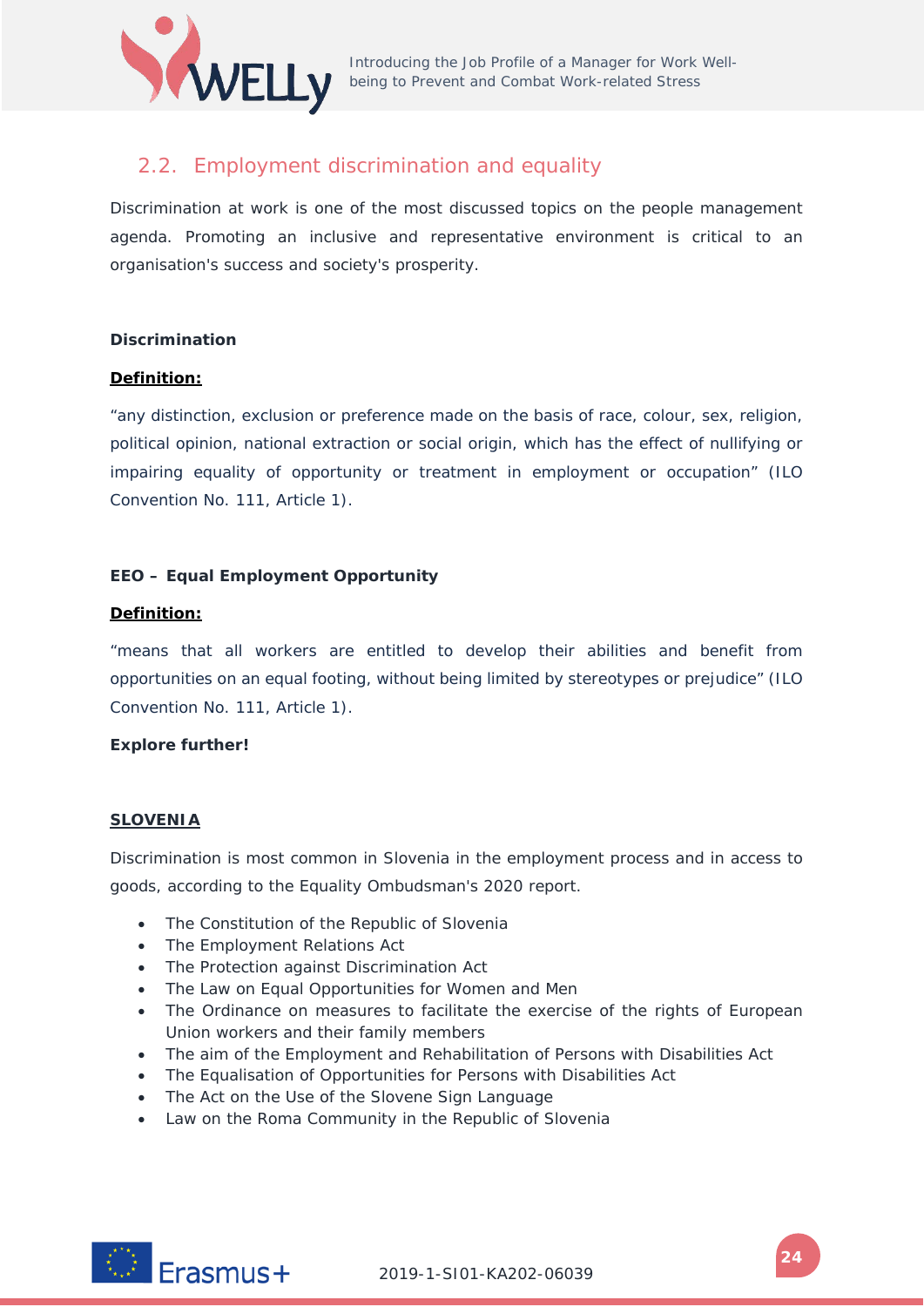## 2.2. Employment discrimination and equality

Discrimination at work is one of the most discussed topics on the people management agenda. Promoting an inclusive and representative environment is critical to an organisation's success and society's prosperity.

**Discrimination**

**Definition:**

"any distinction, exclusion or preference made on the basis of race, colour, sex, religion, political opinion, national extraction or social origin, which has the effect of nullifying or impairing equality of opportunity or treatment in employment or occupation" (ILO Convention No. 111, Article 1).

**EEO – Equal Employment Opportunity**

**Definition:**

"means that all workers are entitled to develop their abilities and benefit from opportunities on an equal footing, without being limited by stereotypes or prejudice" (ILO Convention No. 111, Article 1).

**Explore further!**

**SLOVENIA**

Discrimination is most common in Slovenia in the employment process and in access to goods, according to the Equality Ombudsman's 2020 report.

- The Constitution of the Republic of Slovenia
- The Employment Relations Act
- The Protection against Discrimination Act
- The Law on Equal Opportunities for Women and Men
- The Ordinance on measures to facilitate the exercise of the rights of European Union workers and their family members
- The aim of the Employment and Rehabilitation of Persons with Disabilities Act
- The Equalisation of Opportunities for Persons with Disabilities Act
- The Act on the Use of the Slovene Sign Language
- Law on the Roma Community in the Republic of Slovenia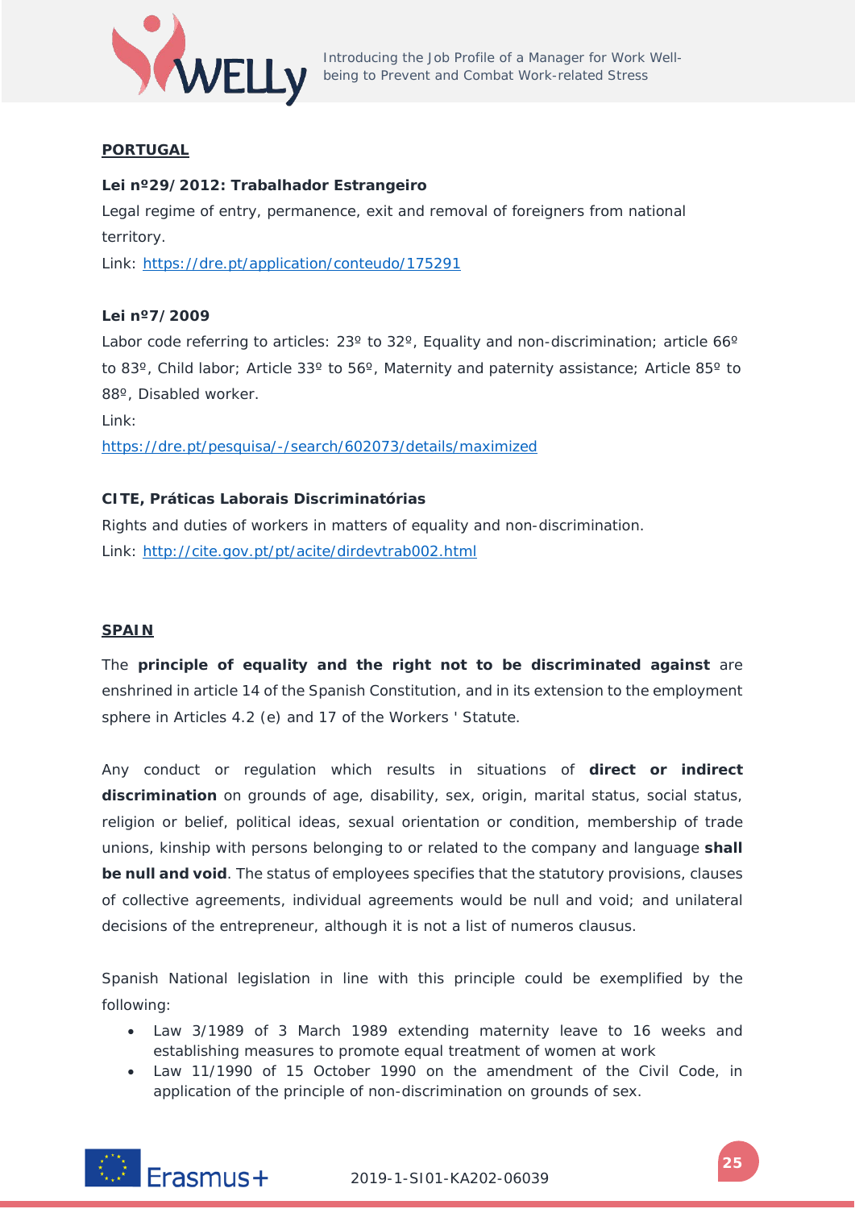**PORTUGAL**

**Lei nº29/2012: Trabalhador Estrangeiro**

Legal regime of entry, permanence, exit and removal of foreigners from national territory.

Link: https://dre.pt/application/conteudo/175291

**Lei nº7/2009**

Labor code referring to articles: 23º to 32º, Equality and non-discrimination; article 66º to 83º, Child labor; Article 33º to 56º, Maternity and paternity assistance; Article 85º to 88º, Disabled worker.

Link:

https://dre.pt/pesquisa/-/search/602073/details/maximized

**CITE, Práticas Laborais Discriminatórias**

Rights and duties of workers in matters of equality and non-discrimination.

Link: http://cite.gov.pt/pt/acite/dirdevtrab002.html

**SPAIN**

The **principle of equality and the right not to be discriminated against** are enshrined in article 14 of the Spanish Constitution, and in its extension to the employment sphere in Articles 4.2 (e) and 17 of the Workers ' Statute.

Any conduct or regulation which results in situations of **direct or indirect discrimination** on grounds of age, disability, sex, origin, marital status, social status, religion or belief, political ideas, sexual orientation or condition, membership of trade unions, kinship with persons belonging to or related to the company and language **shall be null and void**. The status of employees specifies that the statutory provisions, clauses of collective agreements, individual agreements would be null and void; and unilateral decisions of the entrepreneur, although it is not a list of numeros clausus.

Spanish National legislation in line with this principle could be exemplified by the following:

- Law 3/1989 of 3 March 1989 extending maternity leave to 16 weeks and establishing measures to promote equal treatment of women at work
- Law 11/1990 of 15 October 1990 on the amendment of the Civil Code, in application of the principle of non-discrimination on grounds of sex.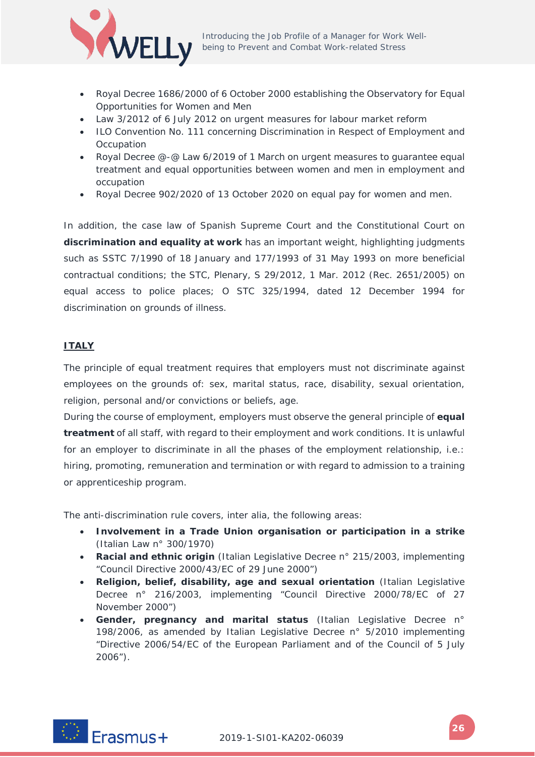- Royal Decree 1686/2000 of 6 October 2000 establishing the Observatory for Equal Opportunities for Women and Men
- Law 3/2012 of 6 July 2012 on urgent measures for labour market reform
- ILO Convention No. 111 concerning Discrimination in Respect of Employment and Occupation
- Royal Decree @-@ Law 6/2019 of 1 March on urgent measures to guarantee equal treatment and equal opportunities between women and men in employment and occupation
- Royal Decree 902/2020 of 13 October 2020 on equal pay for women and men.

In addition, the case law of Spanish Supreme Court and the Constitutional Court on **discrimination and equality at work** has an important weight, highlighting judgments such as SSTC 7/1990 of 18 January and 177/1993 of 31 May 1993 on more beneficial contractual conditions; the STC, Plenary, S 29/2012, 1 Mar. 2012 (Rec. 2651/2005) on equal access to police places; O STC 325/1994, dated 12 December 1994 for discrimination on grounds of illness.

## ITALY

The principle of equal treatment requires that employers must not discriminate against employees on the grounds of: sex, marital status, race, disability, sexual orientation, religion, personal and/or convictions or beliefs, age.

During the course of employment, employers must observe the general principle of **equal treatment** of all staff, with regard to their employment and work conditions. It is unlawful for an employer to discriminate in all the phases of the employment relationship, i.e.: hiring, promoting, remuneration and termination or with regard to admission to a training or apprenticeship program.

The anti-discrimination rule covers, inter alia, the following areas:

- **Involvement in a Trade Union organisation or participation in a strike** (Italian Law n° 300/1970)
- **Racial and ethnic origin** (Italian Legislative Decree n° 215/2003, implementing "Council Directive 2000/43/EC of 29 June 2000")
- **Religion, belief, disability, age and sexual orientation** (Italian Legislative Decree n° 216/2003, implementing "Council Directive 2000/78/EC of 27 November 2000")
- **Gender, pregnancy and marital status** (Italian Legislative Decree n° 198/2006, as amended by Italian Legislative Decree n° 5/2010 implementing "Directive 2006/54/EC of the European Parliament and of the Council of 5 July 2006").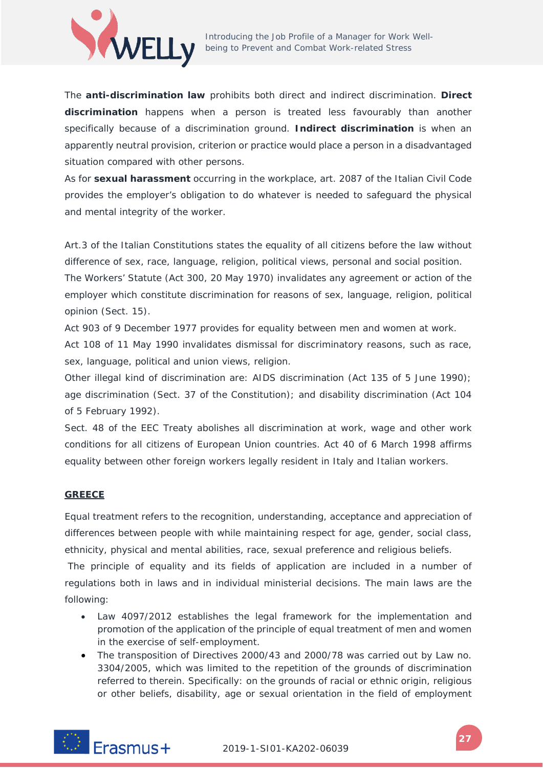The **anti-discrimination law** prohibits both direct and indirect discrimination. **Direct discrimination** happens when a person is treated less favourably than another specifically because of a discrimination ground. **Indirect discrimination** is when an apparently neutral provision, criterion or practice would place a person in a disadvantaged situation compared with other persons.

As for **sexual harassment** occurring in the workplace, art. 2087 of the Italian Civil Code provides the employer's obligation to do whatever is needed to safeguard the physical and mental integrity of the worker.

Art.3 of the Italian Constitutions states the equality of all citizens before the law without difference of sex, race, language, religion, political views, personal and social position.

The Workers' Statute (Act 300, 20 May 1970) invalidates any agreement or action of the employer which constitute discrimination for reasons of sex, language, religion, political opinion (Sect. 15).

Act 903 of 9 December 1977 provides for equality between men and women at work.

Act 108 of 11 May 1990 invalidates dismissal for discriminatory reasons, such as race, sex, language, political and union views, religion.

Other illegal kind of discrimination are: AIDS discrimination (Act 135 of 5 June 1990); age discrimination (Sect. 37 of the Constitution); and disability discrimination (Act 104 of 5 February 1992).

Sect. 48 of the EEC Treaty abolishes all discrimination at work, wage and other work conditions for all citizens of European Union countries. Act 40 of 6 March 1998 affirms equality between other foreign workers legally resident in Italy and Italian workers.

## GREECE

Equal treatment refers to the recognition, understanding, acceptance and appreciation of differences between people with while maintaining respect for age, gender, social class, ethnicity, physical and mental abilities, race, sexual preference and religious beliefs.

The principle of equality and its fields of application are included in a number of regulations both in laws and in individual ministerial decisions. The main laws are the following:

- Law 4097/2012 establishes the legal framework for the implementation and promotion of the application of the principle of equal treatment of men and women in the exercise of self-employment.
- The transposition of Directives 2000/43 and 2000/78 was carried out by Law no. 3304/2005, which was limited to the repetition of the grounds of discrimination referred to therein. Specifically: on the grounds of racial or ethnic origin, religious or other beliefs, disability, age or sexual orientation in the field of employment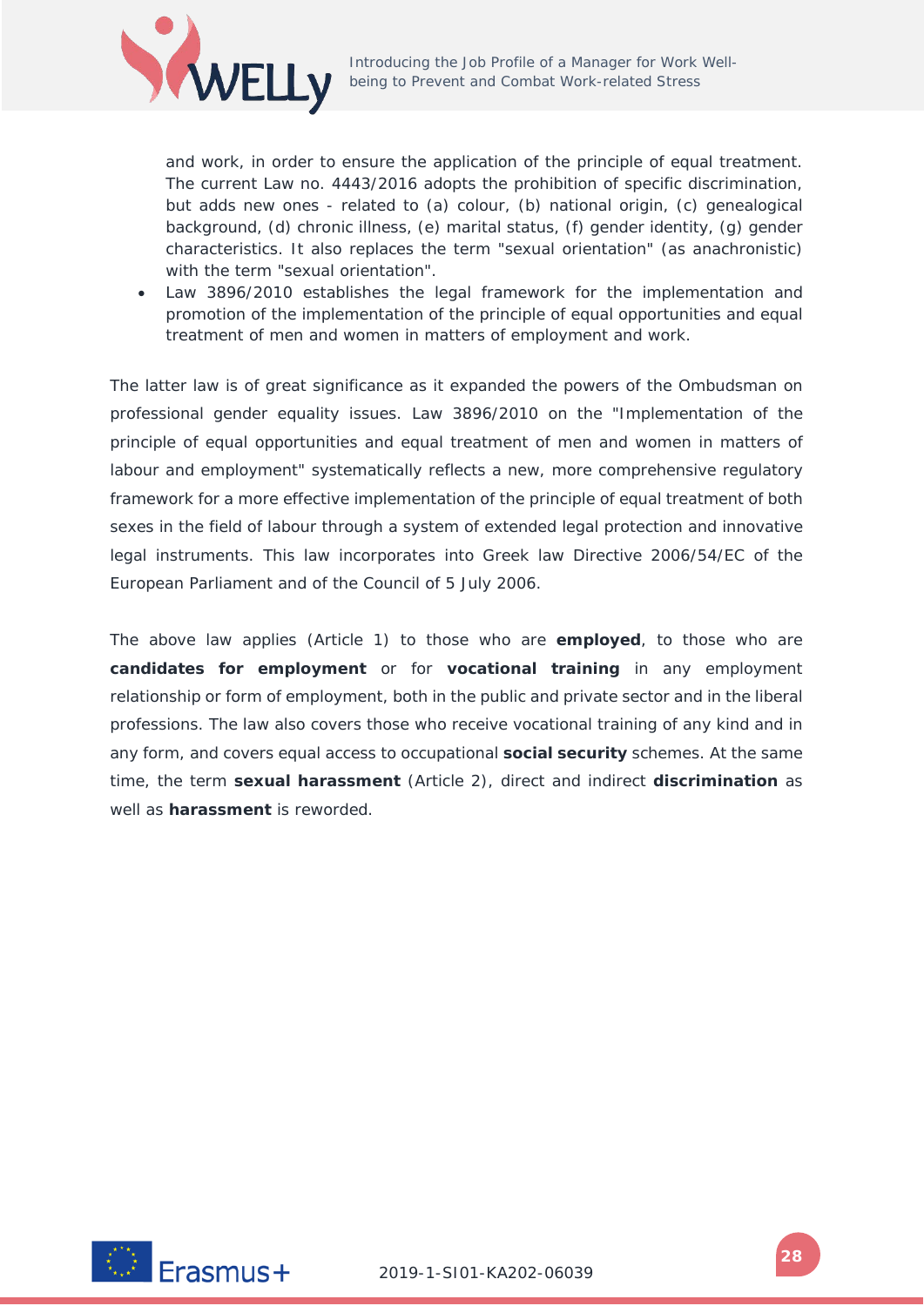and work, in order to ensure the application of the principle of equal treatment. The current Law no. 4443/2016 adopts the prohibition of specific discrimination, but adds new ones - related to (a) colour, (b) national origin, (c) genealogical background, (d) chronic illness, (e) marital status, (f) gender identity, (g) gender characteristics. It also replaces the term "sexual orientation" (as anachronistic) with the term "sexual orientation".

- Law 3896/2010 establishes the legal framework for the implementation and promotion of the implementation of the principle of equal opportunities and equal treatment of men and women in matters of employment and work.

The latter law is of great significance as it expanded the powers of the Ombudsman on professional gender equality issues. Law 3896/2010 on the "Implementation of the principle of equal opportunities and equal treatment of men and women in matters of labour and employment" systematically reflects a new, more comprehensive regulatory framework for a more effective implementation of the principle of equal treatment of both sexes in the field of labour through a system of extended legal protection and innovative legal instruments. This law incorporates into Greek law Directive 2006/54/EC of the European Parliament and of the Council of 5 July 2006.

The above law applies (Article 1) to those who are **employed**, to those who are **candidates for employment** or for **vocational training** in any employment relationship or form of employment, both in the public and private sector and in the liberal professions. The law also covers those who receive vocational training of any kind and in any form, and covers equal access to occupational **social security** schemes. At the same time, the term **sexual harassment** (Article 2), direct and indirect **discrimination** as well as **harassment** is reworded.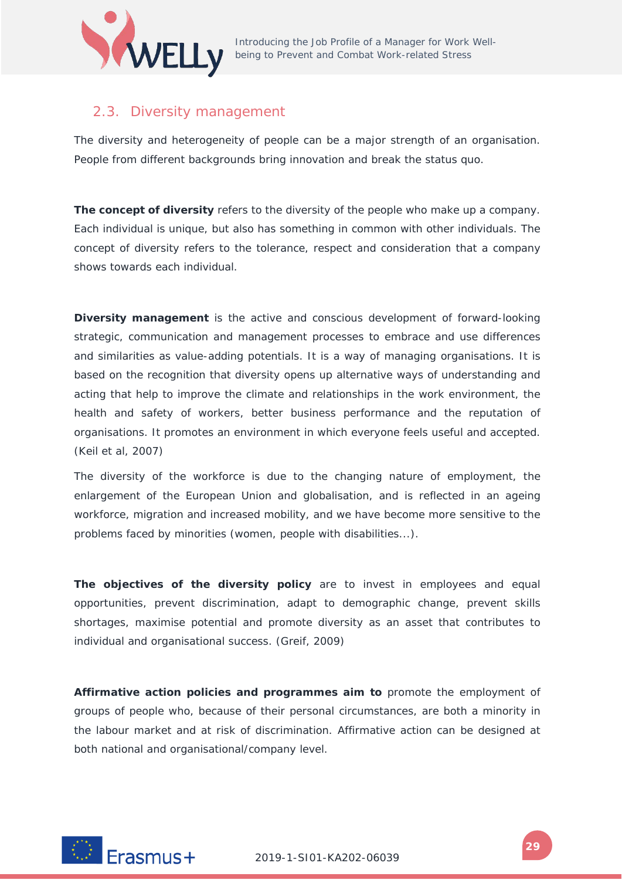## 2.3. Diversity management

The diversity and heterogeneity of people can be a major strength of an organisation. People from different backgrounds bring innovation and break the status quo.

**The concept of diversity** refers to the diversity of the people who make up a company. Each individual is unique, but also has something in common with other individuals. The concept of diversity refers to the tolerance, respect and consideration that a company shows towards each individual.

**Diversity management** is the active and conscious development of forward-looking strategic, communication and management processes to embrace and use differences and similarities as value-adding potentials. It is a way of managing organisations. It is based on the recognition that diversity opens up alternative ways of understanding and acting that help to improve the climate and relationships in the work environment, the health and safety of workers, better business performance and the reputation of organisations. It promotes an environment in which everyone feels useful and accepted. (Keil et al, 2007)

The diversity of the workforce is due to the changing nature of employment, the enlargement of the European Union and globalisation, and is reflected in an ageing workforce, migration and increased mobility, and we have become more sensitive to the problems faced by minorities (women, people with disabilities...).

**The objectives of the diversity policy** are to invest in employees and equal opportunities, prevent discrimination, adapt to demographic change, prevent skills shortages, maximise potential and promote diversity as an asset that contributes to individual and organisational success. (Greif, 2009)

**Affirmative action policies and programmes aim to** promote the employment of groups of people who, because of their personal circumstances, are both a minority in the labour market and at risk of discrimination. Affirmative action can be designed at both national and organisational/company level.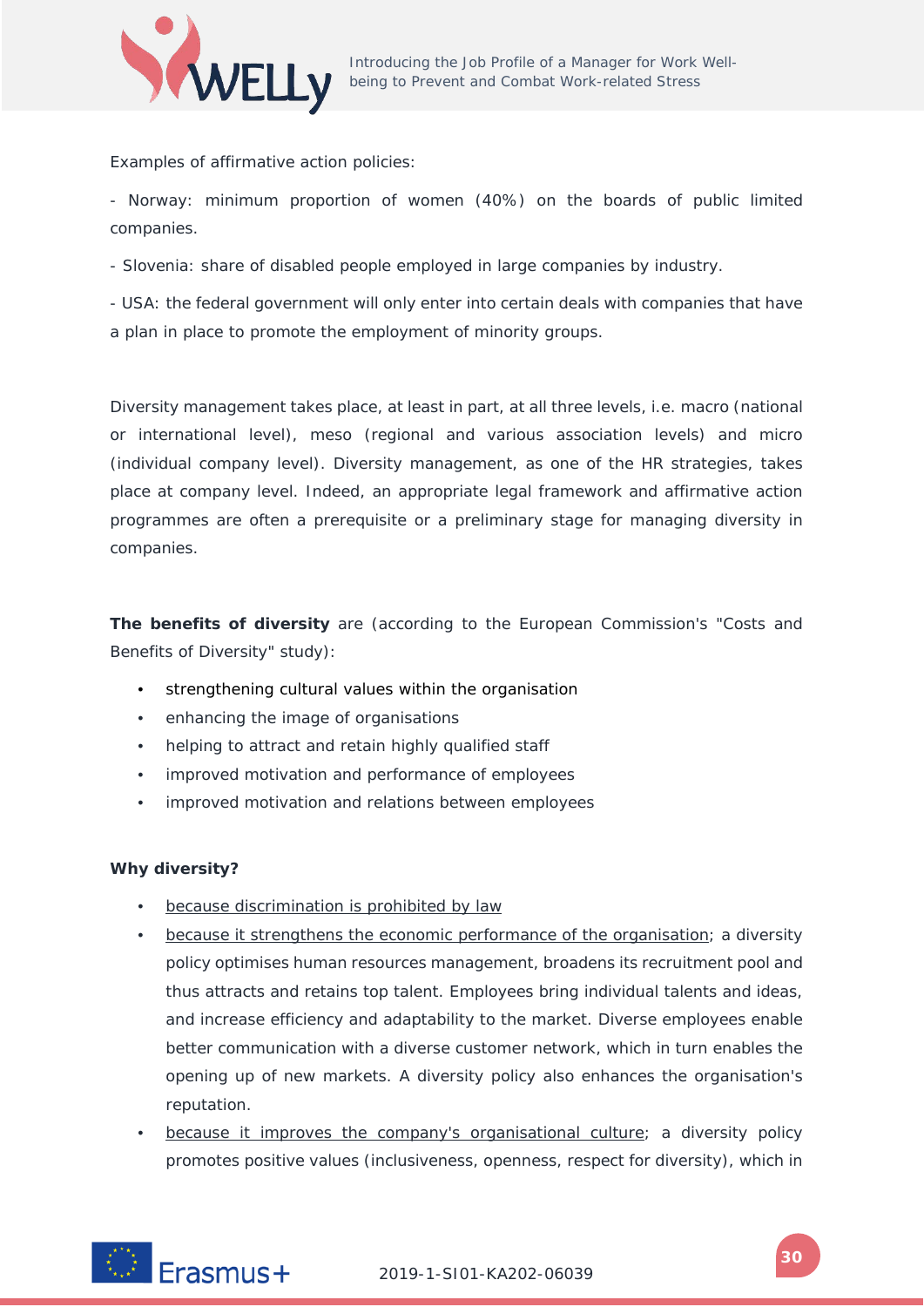Examples of affirmative action policies:

- Norway: minimum proportion of women (40%) on the boards of public limited companies.

- Slovenia: share of disabled people employed in large companies by industry.

- USA: the federal government will only enter into certain deals with companies that have a plan in place to promote the employment of minority groups.

Diversity management takes place, at least in part, at all three levels, i.e. macro (national or international level), meso (regional and various association levels) and micro (individual company level). Diversity management, as one of the HR strategies, takes place at company level. Indeed, an appropriate legal framework and affirmative action programmes are often a prerequisite or a preliminary stage for managing diversity in companies.

**The benefits of diversity** are (according to the European Commission's "Costs and Benefits of Diversity" study):

- strengthening cultural values within the organisation
- enhancing the image of organisations
- helping to attract and retain highly qualified staff
- improved motivation and performance of employees
- improved motivation and relations between employees

**Why diversity?**

- <u>because discrimination is prohibited by law</u>
- <u>because it strengthens the economic performance of the organisation</u>; a diversity policy optimises human resources management, broadens its recruitment pool and thus attracts and retains top talent. Employees bring individual talents and ideas, and increase efficiency and adaptability to the market. Diverse employees enable better communication with a diverse customer network, which in turn enables the opening up of new markets. A diversity policy also enhances the organisation's reputation.
- <u>because it improves the company's organisational culture</u>; a diversity policy promotes positive values (inclusiveness, openness, respect for diversity), which in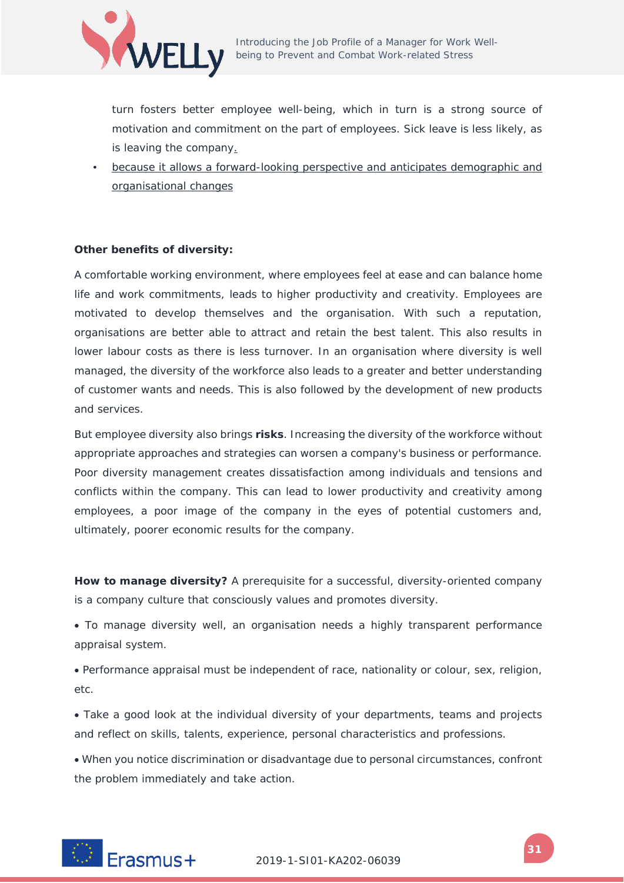turn fosters better employee well-being, which in turn is a strong source of motivation and commitment on the part of employees. Sick leave is less likely, as is leaving the company.

- because it allows a forward-looking perspective and anticipates demographic and organisational changes

**Other benefits of diversity:**

A comfortable working environment, where employees feel at ease and can balance home life and work commitments, leads to higher productivity and creativity. Employees are motivated to develop themselves and the organisation. With such a reputation, organisations are better able to attract and retain the best talent. This also results in lower labour costs as there is less turnover. In an organisation where diversity is well managed, the diversity of the workforce also leads to a greater and better understanding of customer wants and needs. This is also followed by the development of new products and services.

But employee diversity also brings **risks**. Increasing the diversity of the workforce without appropriate approaches and strategies can worsen a company's business or performance. Poor diversity management creates dissatisfaction among individuals and tensions and conflicts within the company. This can lead to lower productivity and creativity among employees, a poor image of the company in the eyes of potential customers and, ultimately, poorer economic results for the company.

**How to manage diversity?** A prerequisite for a successful, diversity-oriented company is a company culture that consciously values and promotes diversity.

- To manage diversity well, an organisation needs a highly transparent performance appraisal system.
- Performance appraisal must be independent of race, nationality or colour, sex, religion, etc.
- Take a good look at the individual diversity of your departments, teams and projects and reflect on skills, talents, experience, personal characteristics and professions.
- When you notice discrimination or disadvantage due to personal circumstances, confront the problem immediately and take action.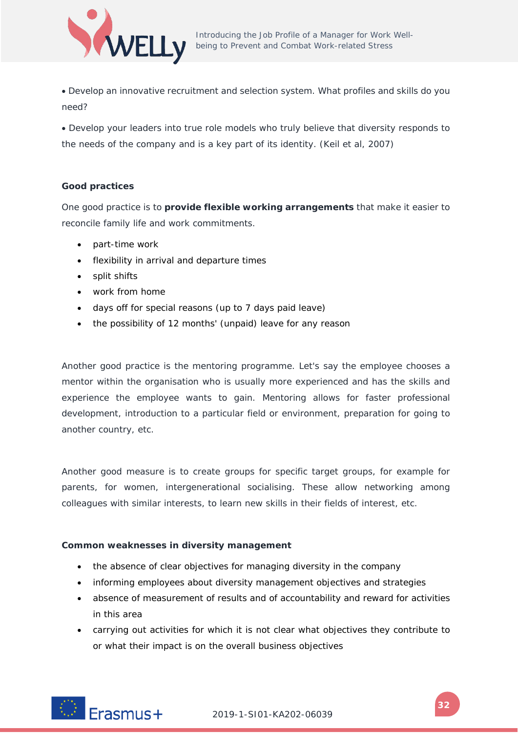- Develop an innovative recruitment and selection system. What profiles and skills do you need?
- Develop your leaders into true role models who truly believe that diversity responds to the needs of the company and is a key part of its identity. (Keil et al, 2007)

**Good practices**

One good practice is to **provide flexible working arrangements** that make it easier to reconcile family life and work commitments.

- part-time work
- flexibility in arrival and departure times
- split shifts
- work from home
- days off for special reasons (up to 7 days paid leave)
- the possibility of 12 months' (unpaid) leave for any reason

Another good practice is the mentoring programme. Let's say the employee chooses a mentor within the organisation who is usually more experienced and has the skills and experience the employee wants to gain. Mentoring allows for faster professional development, introduction to a particular field or environment, preparation for going to another country, etc.

Another good measure is to create groups for specific target groups, for example for parents, for women, intergenerational socialising. These allow networking among colleagues with similar interests, to learn new skills in their fields of interest, etc.

**Common weaknesses in diversity management**

- the absence of clear objectives for managing diversity in the company
- informing employees about diversity management objectives and strategies
- absence of measurement of results and of accountability and reward for activities in this area
- carrying out activities for which it is not clear what objectives they contribute to or what their impact is on the overall business objectives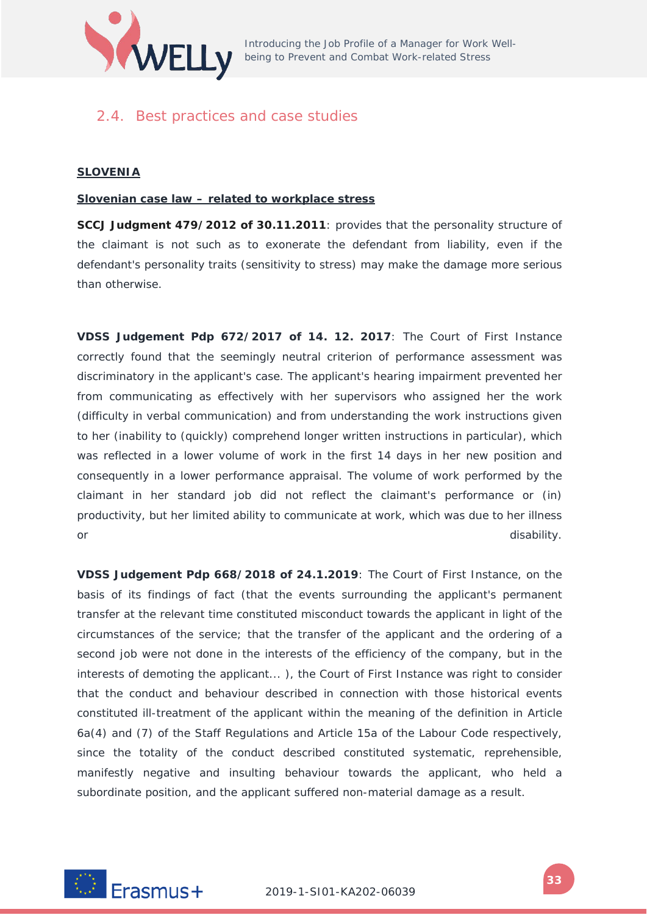## 2.4. Best practices and case studies

**SLOVENIA**

**Slovenian case law – related to workplace stress**

**SCCJ Judgment 479/2012 of 30.11.2011**: provides that the personality structure of the claimant is not such as to exonerate the defendant from liability, even if the defendant's personality traits (sensitivity to stress) may make the damage more serious than otherwise.

**VDSS Judgement Pdp 672/2017 of 14. 12. 2017**: The Court of First Instance correctly found that the seemingly neutral criterion of performance assessment was discriminatory in the applicant's case. The applicant's hearing impairment prevented her from communicating as effectively with her supervisors who assigned her the work (difficulty in verbal communication) and from understanding the work instructions given to her (inability to (quickly) comprehend longer written instructions in particular), which was reflected in a lower volume of work in the first 14 days in her new position and consequently in a lower performance appraisal. The volume of work performed by the claimant in her standard job did not reflect the claimant's performance or (in) productivity, but her limited ability to communicate at work, which was due to her illness or disability.

**VDSS Judgement Pdp 668/2018 of 24.1.2019**: The Court of First Instance, on the basis of its findings of fact (that the events surrounding the applicant's permanent transfer at the relevant time constituted misconduct towards the applicant in light of the circumstances of the service; that the transfer of the applicant and the ordering of a second job were not done in the interests of the efficiency of the company, but in the interests of demoting the applicant... ), the Court of First Instance was right to consider that the conduct and behaviour described in connection with those historical events constituted ill-treatment of the applicant within the meaning of the definition in Article 6a(4) and (7) of the Staff Regulations and Article 15a of the Labour Code respectively, since the totality of the conduct described constituted systematic, reprehensible, manifestly negative and insulting behaviour towards the applicant, who held a subordinate position, and the applicant suffered non-material damage as a result.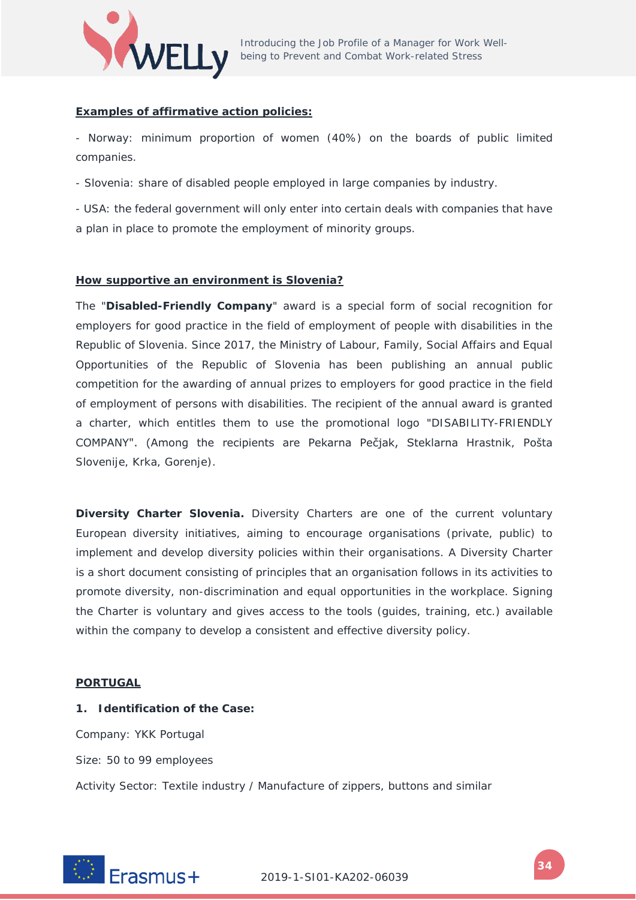**Examples of affirmative action policies:**

- Norway: minimum proportion of women (40%) on the boards of public limited companies.

- Slovenia: share of disabled people employed in large companies by industry.

- USA: the federal government will only enter into certain deals with companies that have a plan in place to promote the employment of minority groups.

**How supportive an environment is Slovenia?**

The "**Disabled-Friendly Company**" award is a special form of social recognition for employers for good practice in the field of employment of people with disabilities in the Republic of Slovenia. Since 2017, the Ministry of Labour, Family, Social Affairs and Equal Opportunities of the Republic of Slovenia has been publishing an annual public competition for the awarding of annual prizes to employers for good practice in the field of employment of persons with disabilities. The recipient of the annual award is granted a charter, which entitles them to use the promotional logo "DISABILITY-FRIENDLY COMPANY". (Among the recipients are Pekarna Pečjak, Steklarna Hrastnik, Pošta Slovenije, Krka, Gorenje).

**Diversity Charter Slovenia.** Diversity Charters are one of the current voluntary European diversity initiatives, aiming to encourage organisations (private, public) to implement and develop diversity policies within their organisations. A Diversity Charter is a short document consisting of principles that an organisation follows in its activities to promote diversity, non-discrimination and equal opportunities in the workplace. Signing the Charter is voluntary and gives access to the tools (guides, training, etc.) available within the company to develop a consistent and effective diversity policy.

**PORTUGAL**

**1. Identification of the Case:**

Company: YKK Portugal

Size: 50 to 99 employees

Activity Sector: Textile industry / Manufacture of zippers, buttons and similar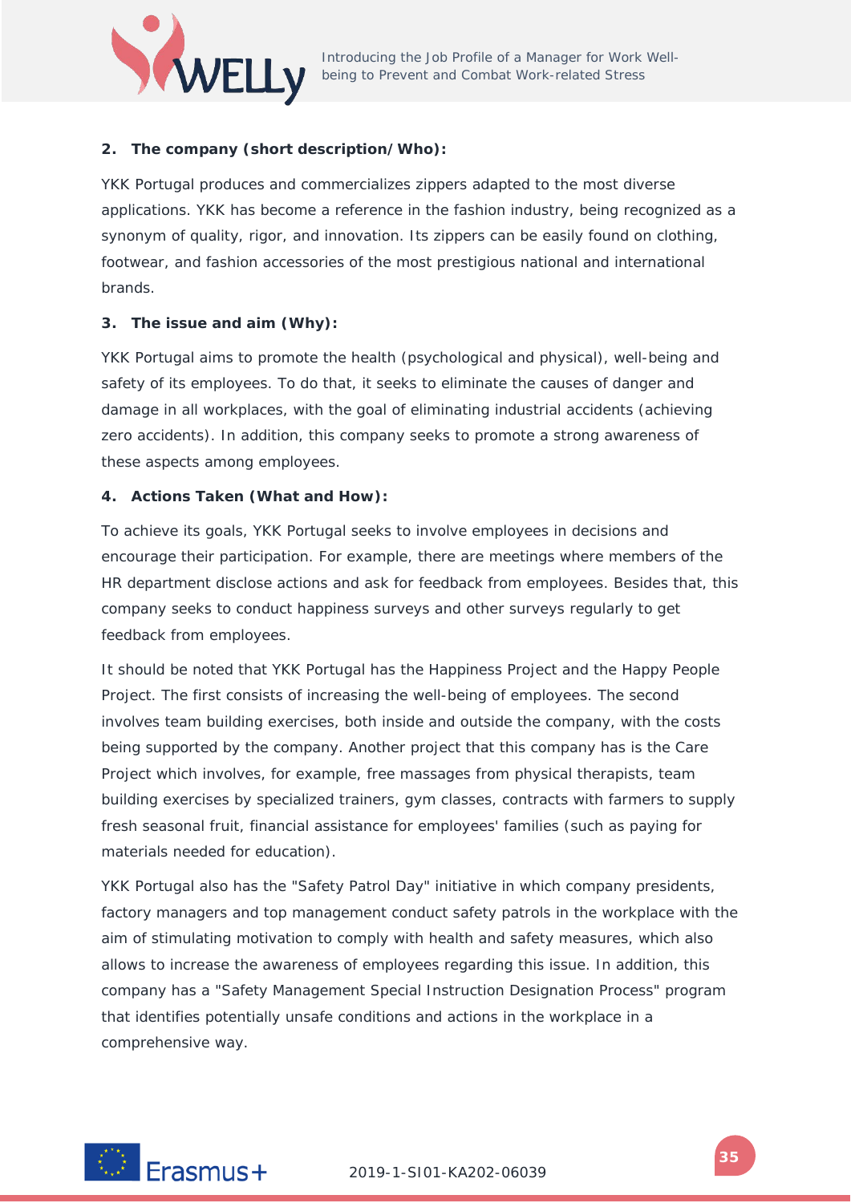**2. The company (short description/Who):**

YKK Portugal produces and commercializes zippers adapted to the most diverse applications. YKK has become a reference in the fashion industry, being recognized as a synonym of quality, rigor, and innovation. Its zippers can be easily found on clothing, footwear, and fashion accessories of the most prestigious national and international brands.

**3. The issue and aim (Why):**

YKK Portugal aims to promote the health (psychological and physical), well-being and safety of its employees. To do that, it seeks to eliminate the causes of danger and damage in all workplaces, with the goal of eliminating industrial accidents (achieving zero accidents). In addition, this company seeks to promote a strong awareness of these aspects among employees.

**4. Actions Taken (What and How):**

To achieve its goals, YKK Portugal seeks to involve employees in decisions and encourage their participation. For example, there are meetings where members of the HR department disclose actions and ask for feedback from employees. Besides that, this company seeks to conduct happiness surveys and other surveys regularly to get feedback from employees.

It should be noted that YKK Portugal has the Happiness Project and the Happy People Project. The first consists of increasing the well-being of employees. The second involves team building exercises, both inside and outside the company, with the costs being supported by the company. Another project that this company has is the Care Project which involves, for example, free massages from physical therapists, team building exercises by specialized trainers, gym classes, contracts with farmers to supply fresh seasonal fruit, financial assistance for employees' families (such as paying for materials needed for education).

YKK Portugal also has the "Safety Patrol Day" initiative in which company presidents, factory managers and top management conduct safety patrols in the workplace with the aim of stimulating motivation to comply with health and safety measures, which also allows to increase the awareness of employees regarding this issue. In addition, this company has a "Safety Management Special Instruction Designation Process" program that identifies potentially unsafe conditions and actions in the workplace in a comprehensive way.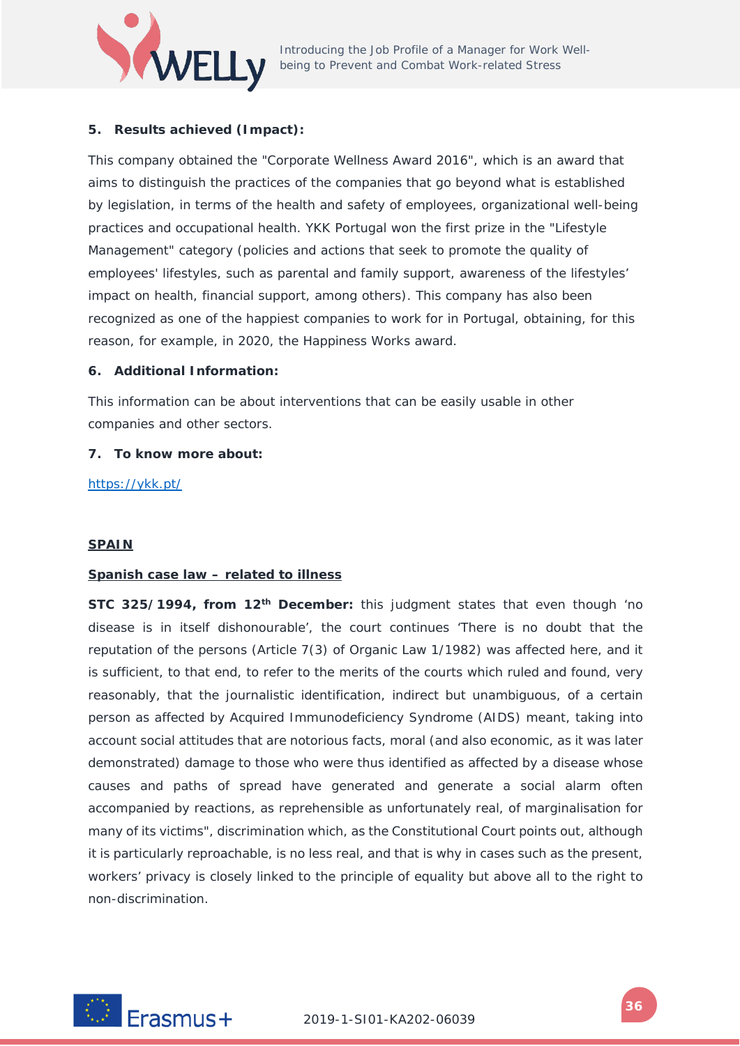**5. Results achieved (Impact):**

This company obtained the "Corporate Wellness Award 2016", which is an award that aims to distinguish the practices of the companies that go beyond what is established by legislation, in terms of the health and safety of employees, organizational well-being practices and occupational health. YKK Portugal won the first prize in the "Lifestyle Management" category (policies and actions that seek to promote the quality of employees' lifestyles, such as parental and family support, awareness of the lifestyles' impact on health, financial support, among others). This company has also been recognized as one of the happiest companies to work for in Portugal, obtaining, for this reason, for example, in 2020, the Happiness Works award.

**6. Additional Information:**

This information can be about interventions that can be easily usable in other companies and other sectors.

**7. To know more about:**

https://ykk.pt/

**SPAIN**

**Spanish case law – related to illness**

**STC 325/1994, from 12th December:** this judgment states that even though 'no disease is in itself dishonourable', the court continues 'There is no doubt that the reputation of the persons (Article 7(3) of Organic Law 1/1982) was affected here, and it is sufficient, to that end, to refer to the merits of the courts which ruled and found, very reasonably, that the journalistic identification, indirect but unambiguous, of a certain person as affected by Acquired Immunodeficiency Syndrome (AIDS) meant, taking into account social attitudes that are notorious facts, moral (and also economic, as it was later demonstrated) damage to those who were thus identified as affected by a disease whose causes and paths of spread have generated and generate a social alarm often accompanied by reactions, as reprehensible as unfortunately real, of marginalisation for many of its victims", discrimination which, as the Constitutional Court points out, although it is particularly reproachable, is no less real, and that is why in cases such as the present, workers' privacy is closely linked to the principle of equality but above all to the right to non-discrimination.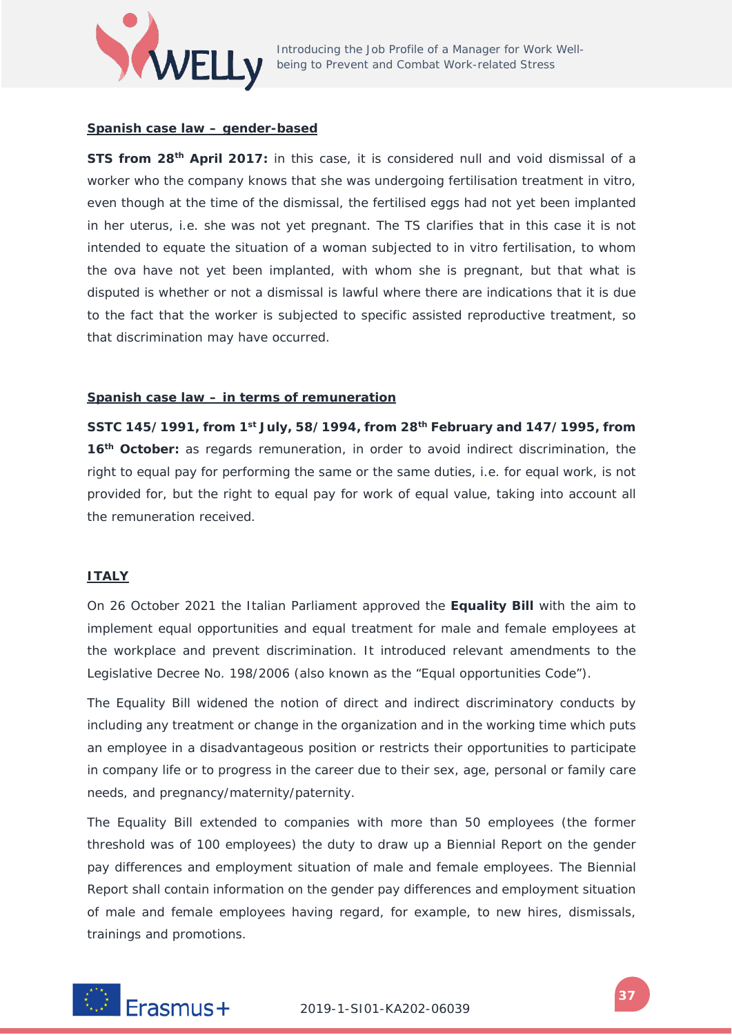**Spanish case law – gender-based**

**STS from 28th April 2017:** in this case, it is considered null and void dismissal of a worker who the company knows that she was undergoing fertilisation treatment in vitro, even though at the time of the dismissal, the fertilised eggs had not yet been implanted in her uterus, i.e. she was not yet pregnant. The TS clarifies that in this case it is not intended to equate the situation of a woman subjected to in vitro fertilisation, to whom the ova have not yet been implanted, with whom she is pregnant, but that what is disputed is whether or not a dismissal is lawful where there are indications that it is due to the fact that the worker is subjected to specific assisted reproductive treatment, so that discrimination may have occurred.

**Spanish case law – in terms of remuneration**

**SSTC 145/1991, from 1st July, 58/1994, from 28th February and 147/1995, from 16th October:** as regards remuneration, in order to avoid indirect discrimination, the right to equal pay for performing the same or the same duties, i.e. for equal work, is not provided for, but the right to equal pay for work of equal value, taking into account all the remuneration received.

**ITALY**

On 26 October 2021 the Italian Parliament approved the **Equality Bill** with the aim to implement equal opportunities and equal treatment for male and female employees at the workplace and prevent discrimination. It introduced relevant amendments to the Legislative Decree No. 198/2006 (also known as the "Equal opportunities Code").

The Equality Bill widened the notion of direct and indirect discriminatory conducts by including any treatment or change in the organization and in the working time which puts an employee in a disadvantageous position or restricts their opportunities to participate in company life or to progress in the career due to their sex, age, personal or family care needs, and pregnancy/maternity/paternity.

The Equality Bill extended to companies with more than 50 employees (the former threshold was of 100 employees) the duty to draw up a Biennial Report on the gender pay differences and employment situation of male and female employees. The Biennial Report shall contain information on the gender pay differences and employment situation of male and female employees having regard, for example, to new hires, dismissals, trainings and promotions.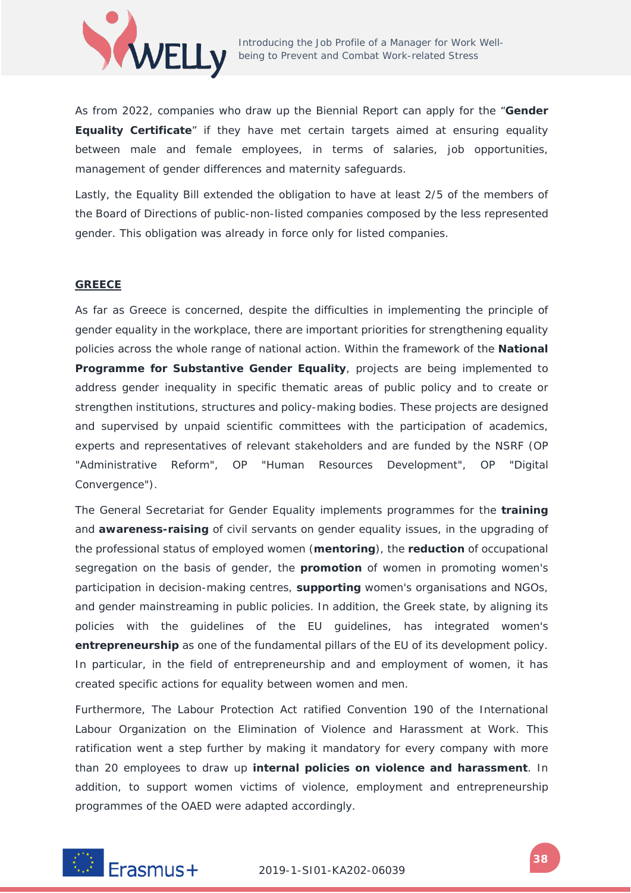As from 2022, companies who draw up the Biennial Report can apply for the "**Gender Equality Certificate**" if they have met certain targets aimed at ensuring equality between male and female employees, in terms of salaries, job opportunities, management of gender differences and maternity safeguards.

Lastly, the Equality Bill extended the obligation to have at least 2/5 of the members of the Board of Directions of public-non-listed companies composed by the less represented gender. This obligation was already in force only for listed companies.

## GREECE

As far as Greece is concerned, despite the difficulties in implementing the principle of gender equality in the workplace, there are important priorities for strengthening equality policies across the whole range of national action. Within the framework of the **National Programme for Substantive Gender Equality**, projects are being implemented to address gender inequality in specific thematic areas of public policy and to create or strengthen institutions, structures and policy-making bodies. These projects are designed and supervised by unpaid scientific committees with the participation of academics, experts and representatives of relevant stakeholders and are funded by the NSRF (OP "Administrative Reform", OP "Human Resources Development", OP "Digital Convergence").

The General Secretariat for Gender Equality implements programmes for the **training** and **awareness-raising** of civil servants on gender equality issues, in the upgrading of the professional status of employed women (**mentoring**), the **reduction** of occupational segregation on the basis of gender, the **promotion** of women in promoting women's participation in decision-making centres, **supporting** women's organisations and NGOs, and gender mainstreaming in public policies. In addition, the Greek state, by aligning its policies with the guidelines of the EU guidelines, has integrated women's **entrepreneurship** as one of the fundamental pillars of the EU of its development policy. In particular, in the field of entrepreneurship and and employment of women, it has created specific actions for equality between women and men.

Furthermore, The Labour Protection Act ratified Convention 190 of the International Labour Organization on the Elimination of Violence and Harassment at Work. This ratification went a step further by making it mandatory for every company with more than 20 employees to draw up **internal policies on violence and harassment**. In addition, to support women victims of violence, employment and entrepreneurship programmes of the OAED were adapted accordingly.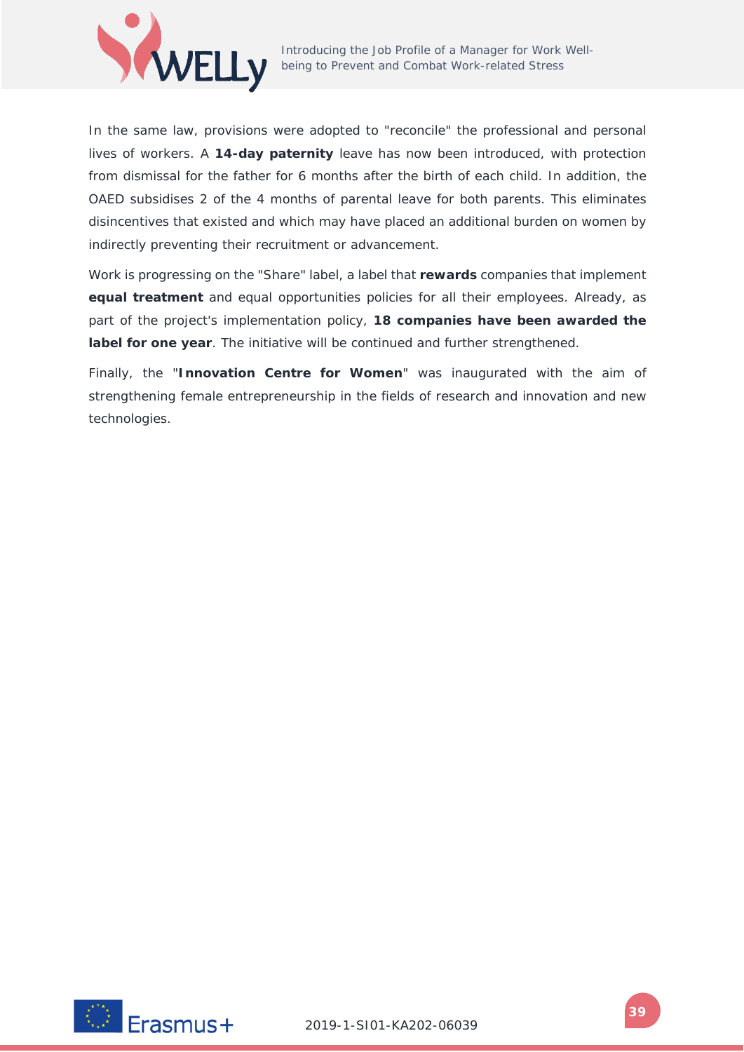In the same law, provisions were adopted to "reconcile" the professional and personal lives of workers. A **14-day paternity** leave has now been introduced, with protection from dismissal for the father for 6 months after the birth of each child. In addition, the OAED subsidises 2 of the 4 months of parental leave for both parents. This eliminates disincentives that existed and which may have placed an additional burden on women by indirectly preventing their recruitment or advancement.

Work is progressing on the "Share" label, a label that **rewards** companies that implement **equal treatment** and equal opportunities policies for all their employees. Already, as part of the project's implementation policy, **18 companies have been awarded the label for one year**. The initiative will be continued and further strengthened.

Finally, the "**Innovation Centre for Women**" was inaugurated with the aim of strengthening female entrepreneurship in the fields of research and innovation and new technologies.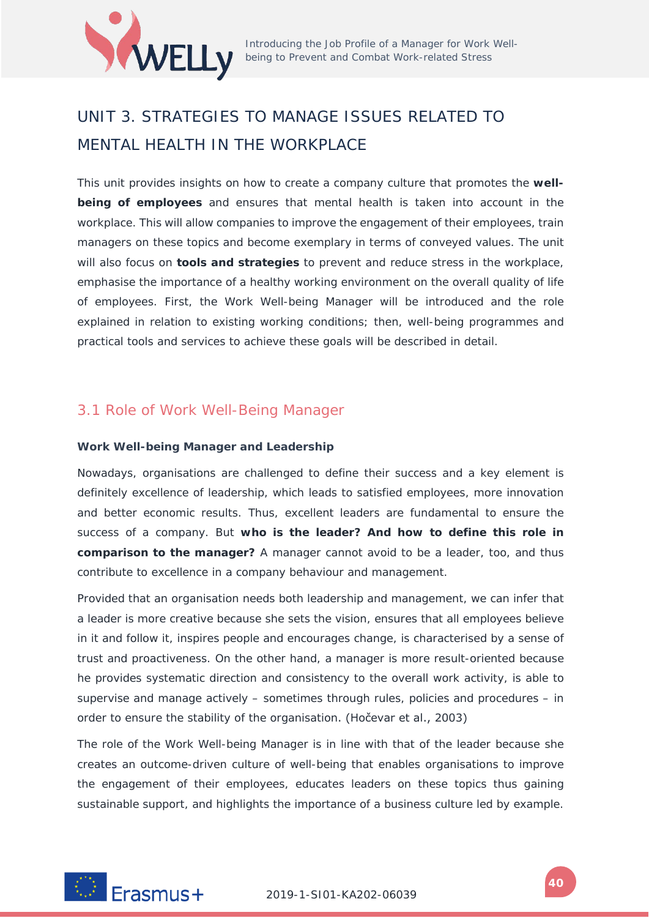# UNIT 3. STRATEGIES TO MANAGE ISSUES RELATED TO MENTAL HEALTH IN THE WORKPLACE

This unit provides insights on how to create a company culture that promotes the **well-being of employees** and ensures that mental health is taken into account in the workplace. This will allow companies to improve the engagement of their employees, train managers on these topics and become exemplary in terms of conveyed values. The unit will also focus on **tools and strategies** to prevent and reduce stress in the workplace, emphasise the importance of a healthy working environment on the overall quality of life of employees. First, the Work Well-being Manager will be introduced and the role explained in relation to existing working conditions; then, well-being programmes and practical tools and services to achieve these goals will be described in detail.

## 3.1 Role of Work Well-Being Manager

**Work Well-being Manager and Leadership**

Nowadays, organisations are challenged to define their success and a key element is definitely excellence of leadership, which leads to satisfied employees, more innovation and better economic results. Thus, excellent leaders are fundamental to ensure the success of a company. But **who is the leader? And how to define this role in comparison to the manager?** A manager cannot avoid to be a leader, too, and thus contribute to excellence in a company behaviour and management.

Provided that an organisation needs both leadership and management, we can infer that a leader is more creative because she sets the vision, ensures that all employees believe in it and follow it, inspires people and encourages change, is characterised by a sense of trust and proactiveness. On the other hand, a manager is more result-oriented because he provides systematic direction and consistency to the overall work activity, is able to supervise and manage actively – sometimes through rules, policies and procedures – in order to ensure the stability of the organisation. (Hočevar et al., 2003)

The role of the Work Well-being Manager is in line with that of the leader because she creates an outcome-driven culture of well-being that enables organisations to improve the engagement of their employees, educates leaders on these topics thus gaining sustainable support, and highlights the importance of a business culture led by example.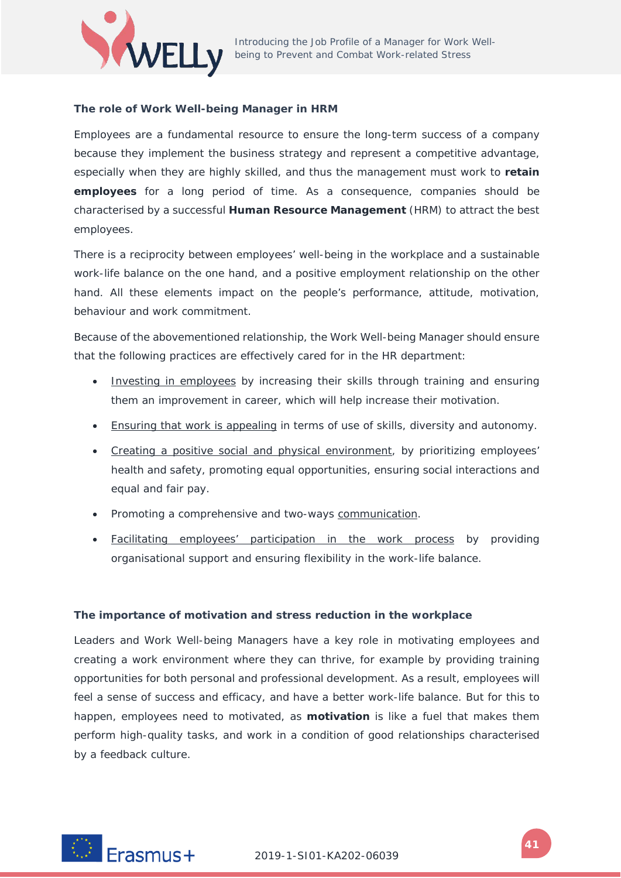### The role of Work Well-being Manager in HRM

Employees are a fundamental resource to ensure the long-term success of a company because they implement the business strategy and represent a competitive advantage, especially when they are highly skilled, and thus the management must work to **retain employees** for a long period of time. As a consequence, companies should be characterised by a successful **Human Resource Management** (HRM) to attract the best employees.

There is a reciprocity between employees' well-being in the workplace and a sustainable work-life balance on the one hand, and a positive employment relationship on the other hand. All these elements impact on the people's performance, attitude, motivation, behaviour and work commitment.

Because of the abovementioned relationship, the Work Well-being Manager should ensure that the following practices are effectively cared for in the HR department:

- Investing in employees by increasing their skills through training and ensuring them an improvement in career, which will help increase their motivation.
- Ensuring that work is appealing in terms of use of skills, diversity and autonomy.
- Creating a positive social and physical environment, by prioritizing employees' health and safety, promoting equal opportunities, ensuring social interactions and equal and fair pay.
- Promoting a comprehensive and two-ways communication.
- Facilitating employees' participation in the work process by providing organisational support and ensuring flexibility in the work-life balance.

### The importance of motivation and stress reduction in the workplace

Leaders and Work Well-being Managers have a key role in motivating employees and creating a work environment where they can thrive, for example by providing training opportunities for both personal and professional development. As a result, employees will feel a sense of success and efficacy, and have a better work-life balance. But for this to happen, employees need to motivated, as **motivation** is like a fuel that makes them perform high-quality tasks, and work in a condition of good relationships characterised by a feedback culture.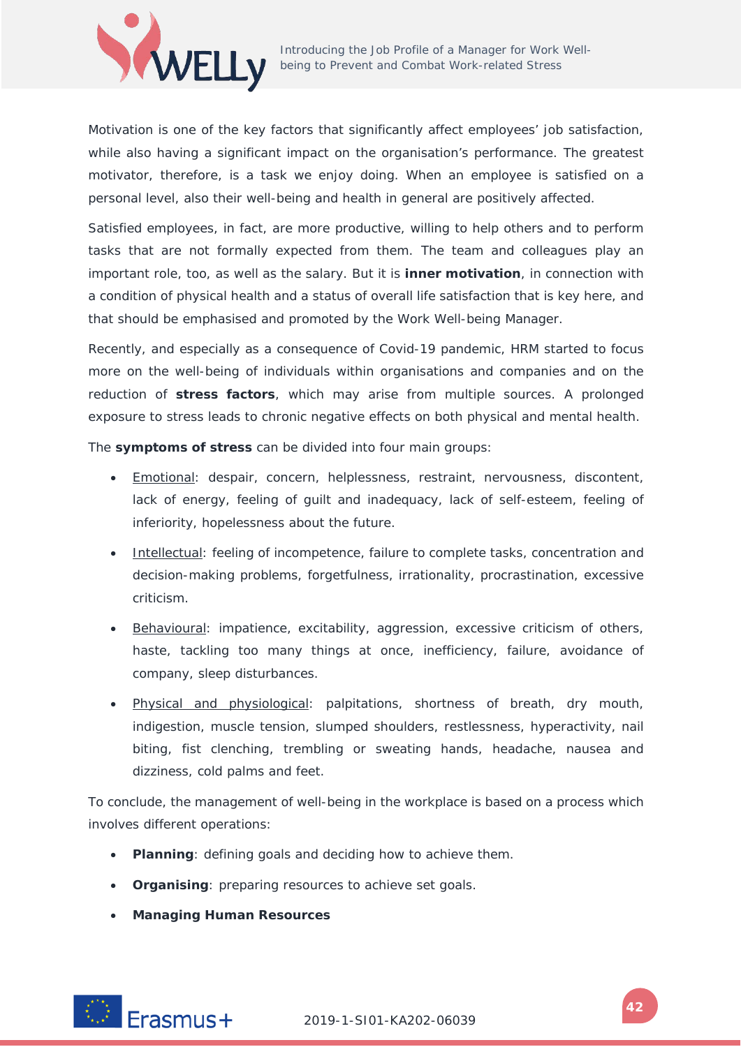Motivation is one of the key factors that significantly affect employees' job satisfaction, while also having a significant impact on the organisation's performance. The greatest motivator, therefore, is a task we enjoy doing. When an employee is satisfied on a personal level, also their well-being and health in general are positively affected.

Satisfied employees, in fact, are more productive, willing to help others and to perform tasks that are not formally expected from them. The team and colleagues play an important role, too, as well as the salary. But it is **inner motivation**, in connection with a condition of physical health and a status of overall life satisfaction that is key here, and that should be emphasised and promoted by the Work Well-being Manager.

Recently, and especially as a consequence of Covid-19 pandemic, HRM started to focus more on the well-being of individuals within organisations and companies and on the reduction of **stress factors**, which may arise from multiple sources. A prolonged exposure to stress leads to chronic negative effects on both physical and mental health.

The **symptoms of stress** can be divided into four main groups:

- <u>Emotional</u>: despair, concern, helplessness, restraint, nervousness, discontent, lack of energy, feeling of guilt and inadequacy, lack of self-esteem, feeling of inferiority, hopelessness about the future.
- <u>Intellectual</u>: feeling of incompetence, failure to complete tasks, concentration and decision-making problems, forgetfulness, irrationality, procrastination, excessive criticism.
- <u>Behavioural</u>: impatience, excitability, aggression, excessive criticism of others, haste, tackling too many things at once, inefficiency, failure, avoidance of company, sleep disturbances.
- <u>Physical and physiological</u>: palpitations, shortness of breath, dry mouth, indigestion, muscle tension, slumped shoulders, restlessness, hyperactivity, nail biting, fist clenching, trembling or sweating hands, headache, nausea and dizziness, cold palms and feet.

To conclude, the management of well-being in the workplace is based on a process which involves different operations:

- **Planning**: defining goals and deciding how to achieve them.
- **Organising**: preparing resources to achieve set goals.
- **Managing Human Resources**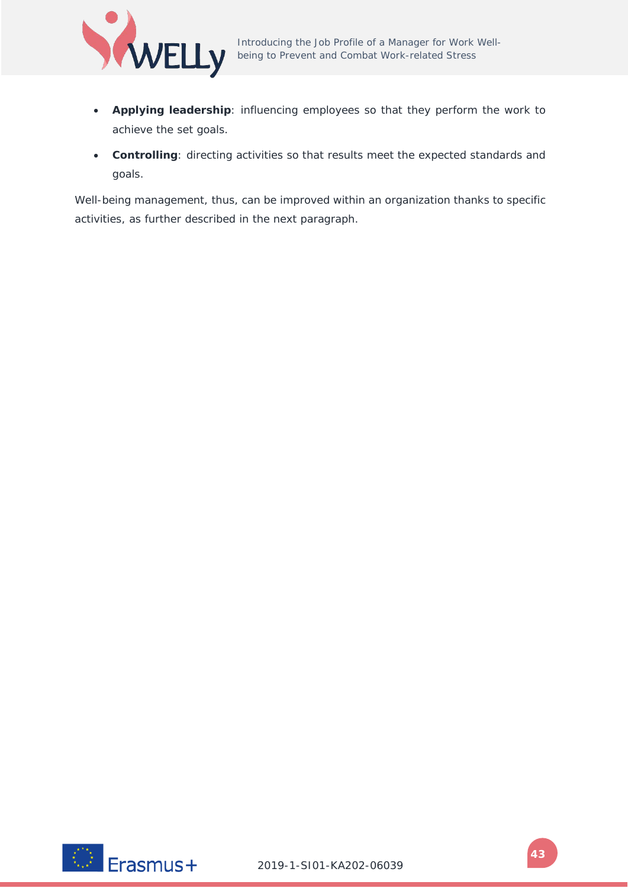- **Applying leadership**: influencing employees so that they perform the work to achieve the set goals.
- **Controlling**: directing activities so that results meet the expected standards and goals.

Well-being management, thus, can be improved within an organization thanks to specific activities, as further described in the next paragraph.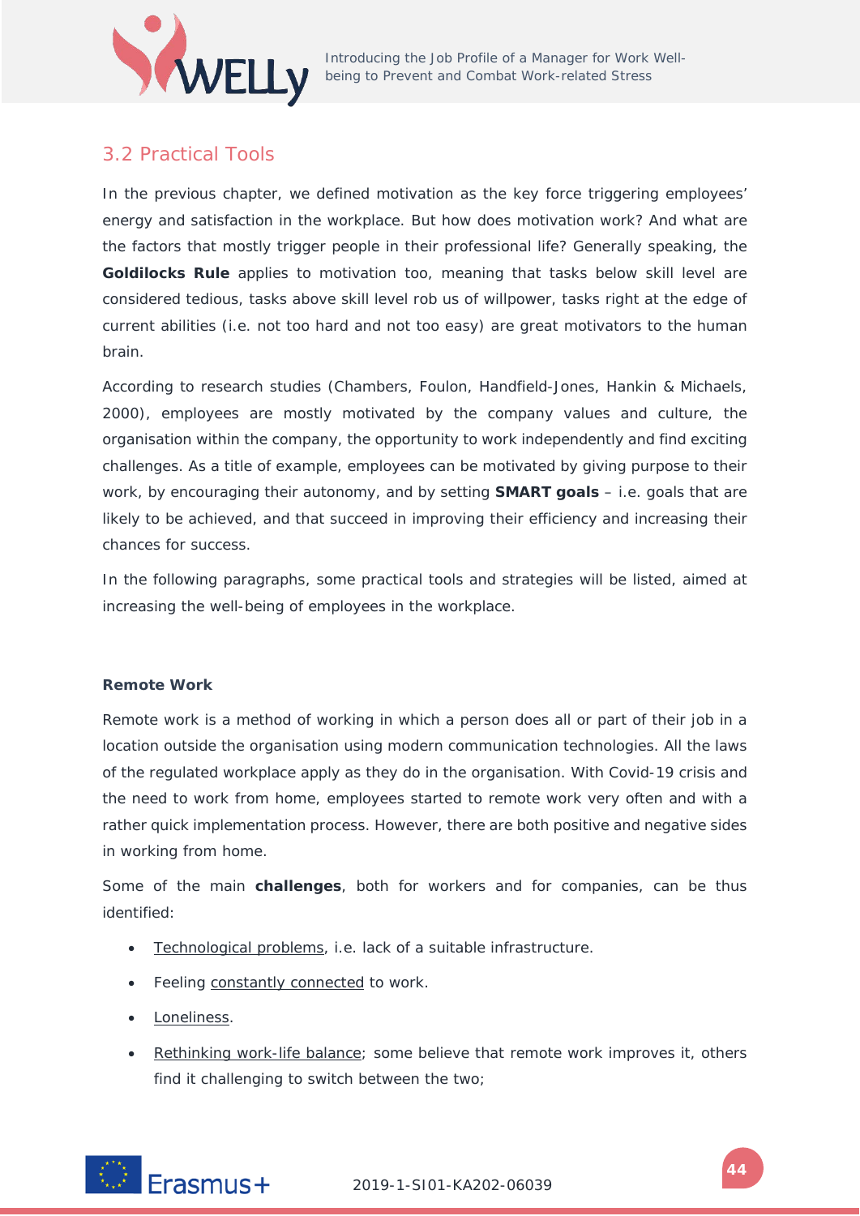## 3.2 Practical Tools

In the previous chapter, we defined motivation as the key force triggering employees' energy and satisfaction in the workplace. But how does motivation work? And what are the factors that mostly trigger people in their professional life? Generally speaking, the **Goldilocks Rule** applies to motivation too, meaning that tasks below skill level are considered tedious, tasks above skill level rob us of willpower, tasks right at the edge of current abilities (i.e. not too hard and not too easy) are great motivators to the human brain.

According to research studies (Chambers, Foulon, Handfield-Jones, Hankin & Michaels, 2000), employees are mostly motivated by the company values and culture, the organisation within the company, the opportunity to work independently and find exciting challenges. As a title of example, employees can be motivated by giving purpose to their work, by encouraging their autonomy, and by setting **SMART goals** – i.e. goals that are likely to be achieved, and that succeed in improving their efficiency and increasing their chances for success.

In the following paragraphs, some practical tools and strategies will be listed, aimed at increasing the well-being of employees in the workplace.

**Remote Work**

Remote work is a method of working in which a person does all or part of their job in a location outside the organisation using modern communication technologies. All the laws of the regulated workplace apply as they do in the organisation. With Covid-19 crisis and the need to work from home, employees started to remote work very often and with a rather quick implementation process. However, there are both positive and negative sides in working from home.

Some of the main **challenges**, both for workers and for companies, can be thus identified:

- Technological problems, i.e. lack of a suitable infrastructure.
- Feeling constantly connected to work.
- Loneliness.
- Rethinking work-life balance; some believe that remote work improves it, others find it challenging to switch between the two;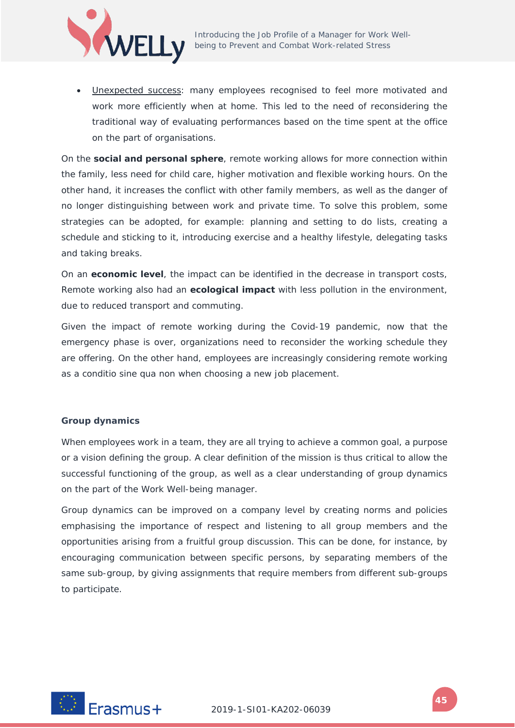- Unexpected success: many employees recognised to feel more motivated and work more efficiently when at home. This led to the need of reconsidering the traditional way of evaluating performances based on the time spent at the office on the part of organisations.

On the **social and personal sphere**, remote working allows for more connection within the family, less need for child care, higher motivation and flexible working hours. On the other hand, it increases the conflict with other family members, as well as the danger of no longer distinguishing between work and private time. To solve this problem, some strategies can be adopted, for example: planning and setting to do lists, creating a schedule and sticking to it, introducing exercise and a healthy lifestyle, delegating tasks and taking breaks.

On an **economic level**, the impact can be identified in the decrease in transport costs, Remote working also had an **ecological impact** with less pollution in the environment, due to reduced transport and commuting.

Given the impact of remote working during the Covid-19 pandemic, now that the emergency phase is over, organizations need to reconsider the working schedule they are offering. On the other hand, employees are increasingly considering remote working as a conditio sine qua non when choosing a new job placement.

**Group dynamics**

When employees work in a team, they are all trying to achieve a common goal, a purpose or a vision defining the group. A clear definition of the mission is thus critical to allow the successful functioning of the group, as well as a clear understanding of group dynamics on the part of the Work Well-being manager.

Group dynamics can be improved on a company level by creating norms and policies emphasising the importance of respect and listening to all group members and the opportunities arising from a fruitful group discussion. This can be done, for instance, by encouraging communication between specific persons, by separating members of the same sub-group, by giving assignments that require members from different sub-groups to participate.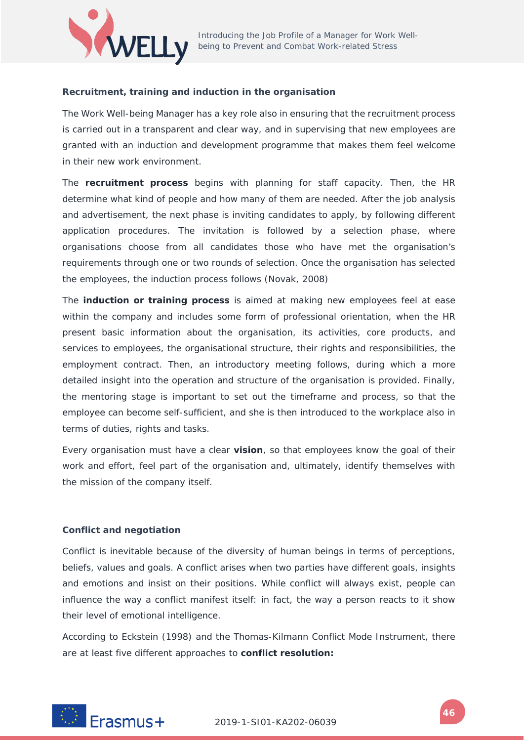**Recruitment, training and induction in the organisation**

The Work Well-being Manager has a key role also in ensuring that the recruitment process is carried out in a transparent and clear way, and in supervising that new employees are granted with an induction and development programme that makes them feel welcome in their new work environment.

The **recruitment process** begins with planning for staff capacity. Then, the HR determine what kind of people and how many of them are needed. After the job analysis and advertisement, the next phase is inviting candidates to apply, by following different application procedures. The invitation is followed by a selection phase, where organisations choose from all candidates those who have met the organisation's requirements through one or two rounds of selection. Once the organisation has selected the employees, the induction process follows (Novak, 2008)

The **induction or training process** is aimed at making new employees feel at ease within the company and includes some form of professional orientation, when the HR present basic information about the organisation, its activities, core products, and services to employees, the organisational structure, their rights and responsibilities, the employment contract. Then, an introductory meeting follows, during which a more detailed insight into the operation and structure of the organisation is provided. Finally, the mentoring stage is important to set out the timeframe and process, so that the employee can become self-sufficient, and she is then introduced to the workplace also in terms of duties, rights and tasks.

Every organisation must have a clear **vision**, so that employees know the goal of their work and effort, feel part of the organisation and, ultimately, identify themselves with the mission of the company itself.

**Conflict and negotiation**

Conflict is inevitable because of the diversity of human beings in terms of perceptions, beliefs, values and goals. A conflict arises when two parties have different goals, insights and emotions and insist on their positions. While conflict will always exist, people can influence the way a conflict manifest itself: in fact, the way a person reacts to it show their level of emotional intelligence.

According to Eckstein (1998) and the Thomas-Kilmann Conflict Mode Instrument, there are at least five different approaches to **conflict resolution:**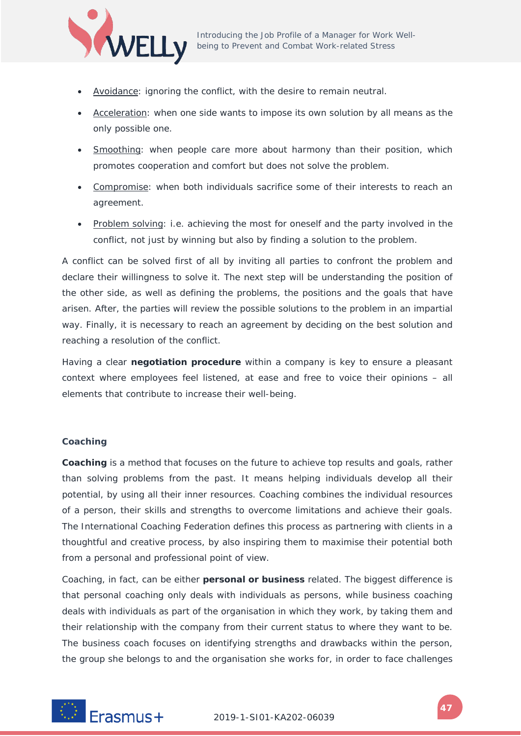- Avoidance: ignoring the conflict, with the desire to remain neutral.
- Acceleration: when one side wants to impose its own solution by all means as the only possible one.
- Smoothing: when people care more about harmony than their position, which promotes cooperation and comfort but does not solve the problem.
- Compromise: when both individuals sacrifice some of their interests to reach an agreement.
- Problem solving: i.e. achieving the most for oneself and the party involved in the conflict, not just by winning but also by finding a solution to the problem.

A conflict can be solved first of all by inviting all parties to confront the problem and declare their willingness to solve it. The next step will be understanding the position of the other side, as well as defining the problems, the positions and the goals that have arisen. After, the parties will review the possible solutions to the problem in an impartial way. Finally, it is necessary to reach an agreement by deciding on the best solution and reaching a resolution of the conflict.

Having a clear **negotiation procedure** within a company is key to ensure a pleasant context where employees feel listened, at ease and free to voice their opinions – all elements that contribute to increase their well-being.

#### Coaching

**Coaching** is a method that focuses on the future to achieve top results and goals, rather than solving problems from the past. It means helping individuals develop all their potential, by using all their inner resources. Coaching combines the individual resources of a person, their skills and strengths to overcome limitations and achieve their goals. The International Coaching Federation defines this process as partnering with clients in a thoughtful and creative process, by also inspiring them to maximise their potential both from a personal and professional point of view.

Coaching, in fact, can be either **personal or business** related. The biggest difference is that personal coaching only deals with individuals as persons, while business coaching deals with individuals as part of the organisation in which they work, by taking them and their relationship with the company from their current status to where they want to be. The business coach focuses on identifying strengths and drawbacks within the person, the group she belongs to and the organisation she works for, in order to face challenges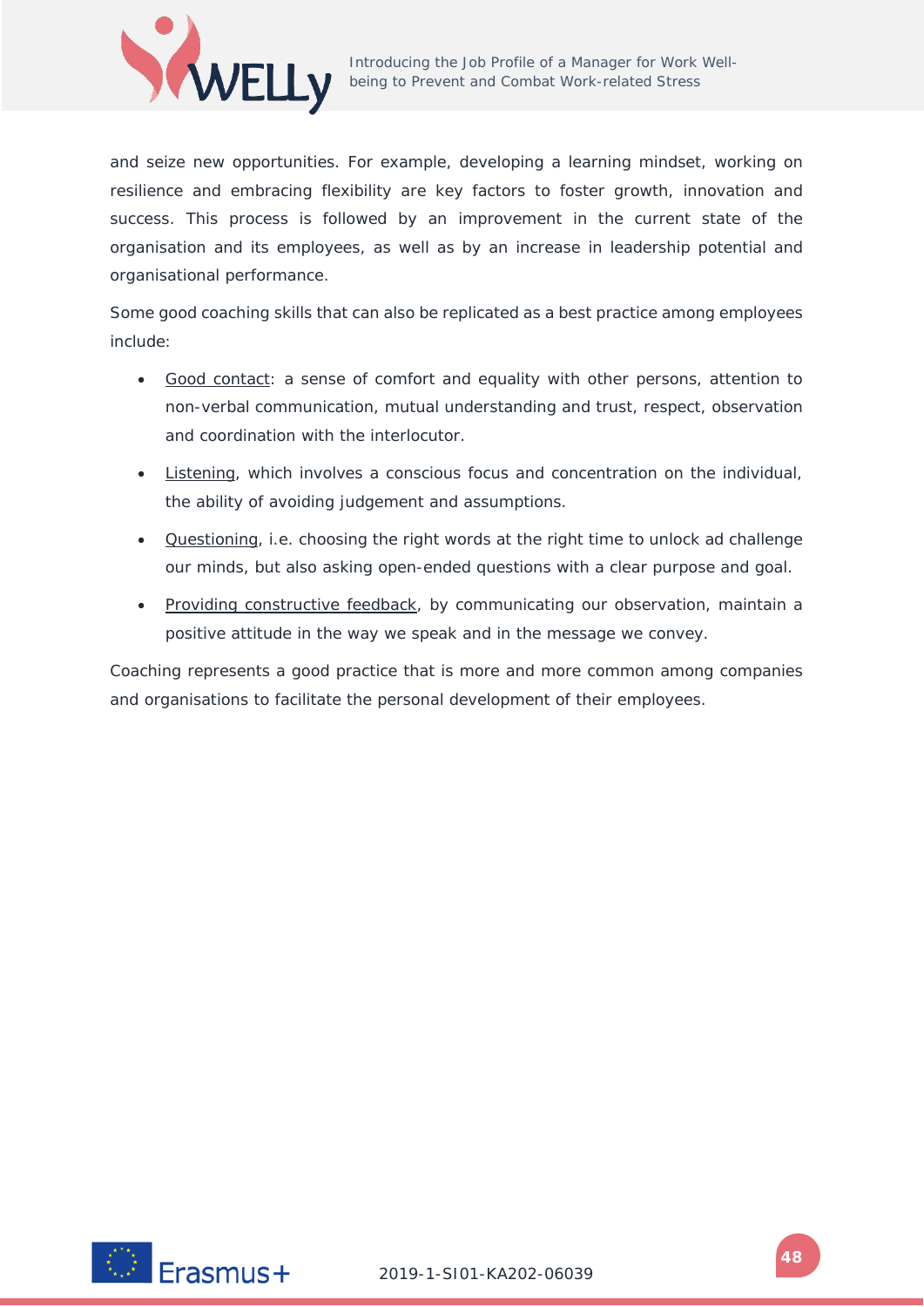and seize new opportunities. For example, developing a learning mindset, working on resilience and embracing flexibility are key factors to foster growth, innovation and success. This process is followed by an improvement in the current state of the organisation and its employees, as well as by an increase in leadership potential and organisational performance.

Some good coaching skills that can also be replicated as a best practice among employees include:

- Good contact: a sense of comfort and equality with other persons, attention to non-verbal communication, mutual understanding and trust, respect, observation and coordination with the interlocutor.
- Listening, which involves a conscious focus and concentration on the individual, the ability of avoiding judgement and assumptions.
- Questioning, i.e. choosing the right words at the right time to unlock ad challenge our minds, but also asking open-ended questions with a clear purpose and goal.
- Providing constructive feedback, by communicating our observation, maintain a positive attitude in the way we speak and in the message we convey.

Coaching represents a good practice that is more and more common among companies and organisations to facilitate the personal development of their employees.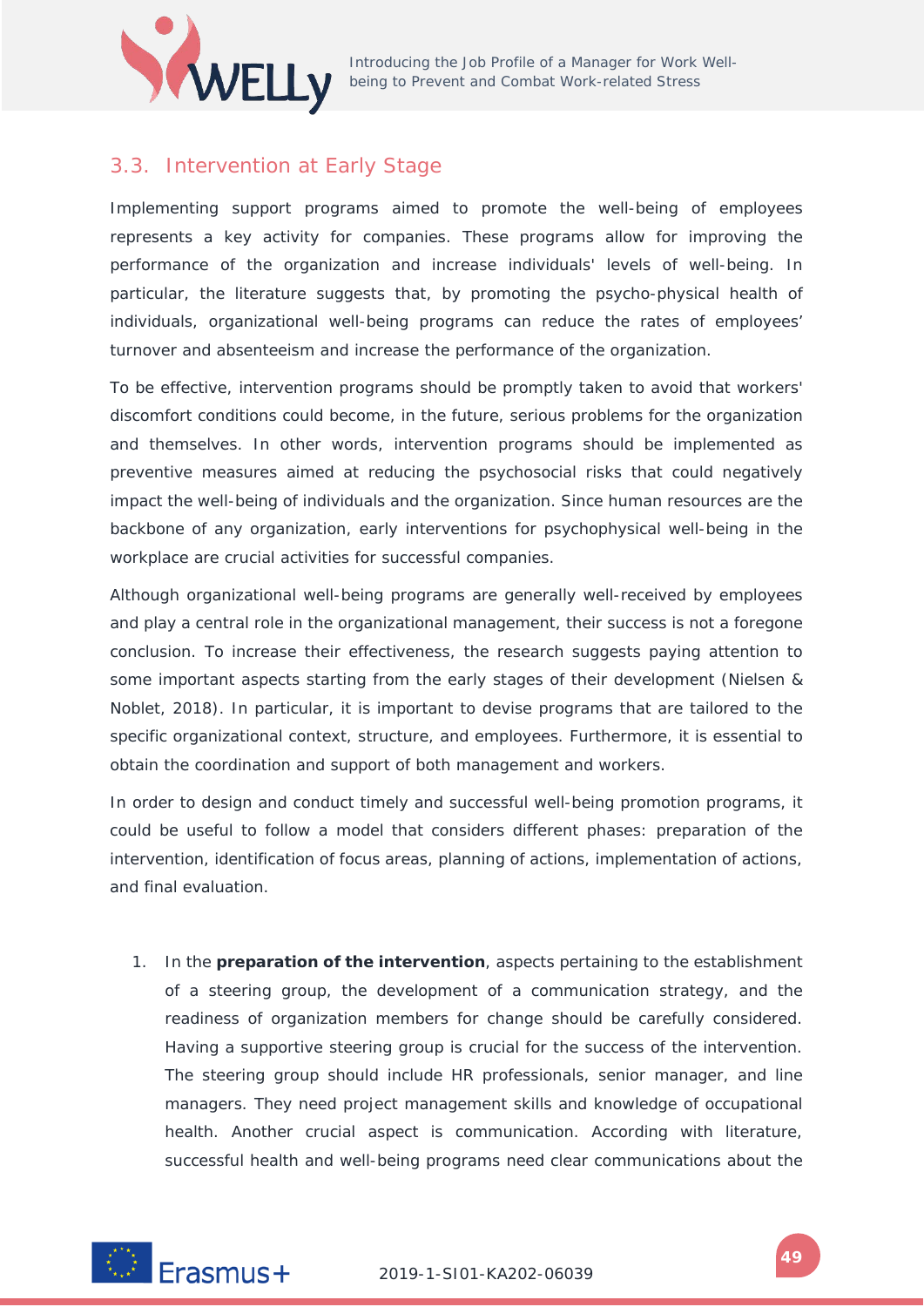## 3.3. Intervention at Early Stage

Implementing support programs aimed to promote the well-being of employees represents a key activity for companies. These programs allow for improving the performance of the organization and increase individuals' levels of well-being. In particular, the literature suggests that, by promoting the psycho-physical health of individuals, organizational well-being programs can reduce the rates of employees' turnover and absenteeism and increase the performance of the organization.

To be effective, intervention programs should be promptly taken to avoid that workers' discomfort conditions could become, in the future, serious problems for the organization and themselves. In other words, intervention programs should be implemented as preventive measures aimed at reducing the psychosocial risks that could negatively impact the well-being of individuals and the organization. Since human resources are the backbone of any organization, early interventions for psychophysical well-being in the workplace are crucial activities for successful companies.

Although organizational well-being programs are generally well-received by employees and play a central role in the organizational management, their success is not a foregone conclusion. To increase their effectiveness, the research suggests paying attention to some important aspects starting from the early stages of their development (Nielsen & Noblet, 2018). In particular, it is important to devise programs that are tailored to the specific organizational context, structure, and employees. Furthermore, it is essential to obtain the coordination and support of both management and workers.

In order to design and conduct timely and successful well-being promotion programs, it could be useful to follow a model that considers different phases: preparation of the intervention, identification of focus areas, planning of actions, implementation of actions, and final evaluation.

1. In the **preparation of the intervention**, aspects pertaining to the establishment of a steering group, the development of a communication strategy, and the readiness of organization members for change should be carefully considered. Having a supportive steering group is crucial for the success of the intervention. The steering group should include HR professionals, senior manager, and line managers. They need project management skills and knowledge of occupational health. Another crucial aspect is communication. According with literature, successful health and well-being programs need clear communications about the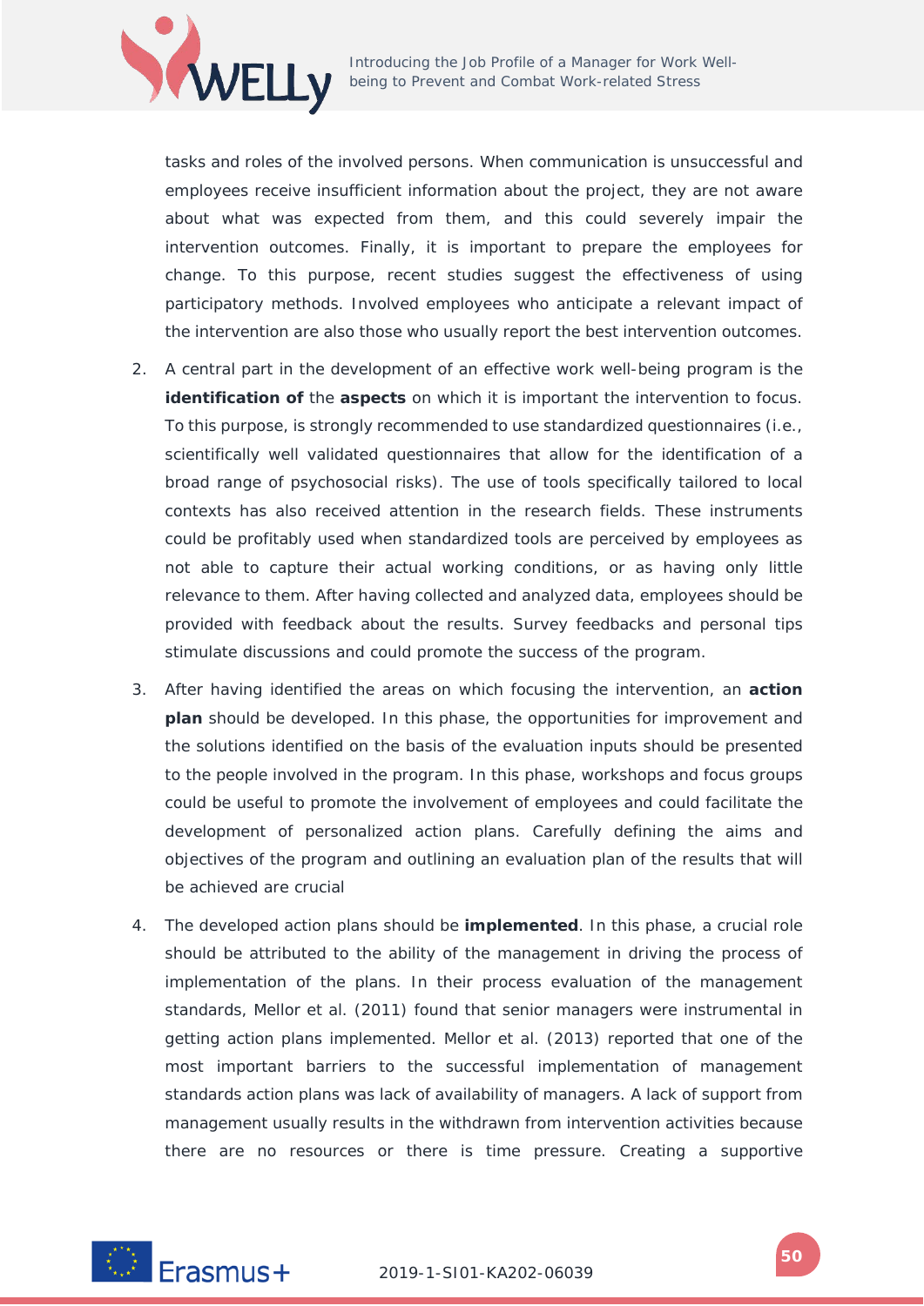tasks and roles of the involved persons. When communication is unsuccessful and employees receive insufficient information about the project, they are not aware about what was expected from them, and this could severely impair the intervention outcomes. Finally, it is important to prepare the employees for change. To this purpose, recent studies suggest the effectiveness of using participatory methods. Involved employees who anticipate a relevant impact of the intervention are also those who usually report the best intervention outcomes.

2. A central part in the development of an effective work well-being program is the **identification of** the **aspects** on which it is important the intervention to focus. To this purpose, is strongly recommended to use standardized questionnaires (i.e., scientifically well validated questionnaires that allow for the identification of a broad range of psychosocial risks). The use of tools specifically tailored to local contexts has also received attention in the research fields. These instruments could be profitably used when standardized tools are perceived by employees as not able to capture their actual working conditions, or as having only little relevance to them. After having collected and analyzed data, employees should be provided with feedback about the results. Survey feedbacks and personal tips stimulate discussions and could promote the success of the program.
3. After having identified the areas on which focusing the intervention, an **action plan** should be developed. In this phase, the opportunities for improvement and the solutions identified on the basis of the evaluation inputs should be presented to the people involved in the program. In this phase, workshops and focus groups could be useful to promote the involvement of employees and could facilitate the development of personalized action plans. Carefully defining the aims and objectives of the program and outlining an evaluation plan of the results that will be achieved are crucial
4. The developed action plans should be **implemented**. In this phase, a crucial role should be attributed to the ability of the management in driving the process of implementation of the plans. In their process evaluation of the management standards, Mellor et al. (2011) found that senior managers were instrumental in getting action plans implemented. Mellor et al. (2013) reported that one of the most important barriers to the successful implementation of management standards action plans was lack of availability of managers. A lack of support from management usually results in the withdrawn from intervention activities because there are no resources or there is time pressure. Creating a supportive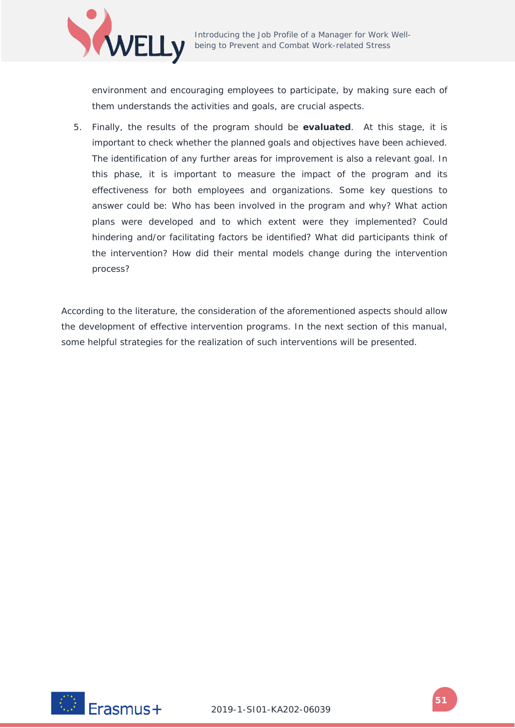environment and encouraging employees to participate, by making sure each of them understands the activities and goals, are crucial aspects.

5. Finally, the results of the program should be **evaluated**. At this stage, it is important to check whether the planned goals and objectives have been achieved. The identification of any further areas for improvement is also a relevant goal. In this phase, it is important to measure the impact of the program and its effectiveness for both employees and organizations. Some key questions to answer could be: Who has been involved in the program and why? What action plans were developed and to which extent were they implemented? Could hindering and/or facilitating factors be identified? What did participants think of the intervention? How did their mental models change during the intervention process?

According to the literature, the consideration of the aforementioned aspects should allow the development of effective intervention programs. In the next section of this manual, some helpful strategies for the realization of such interventions will be presented.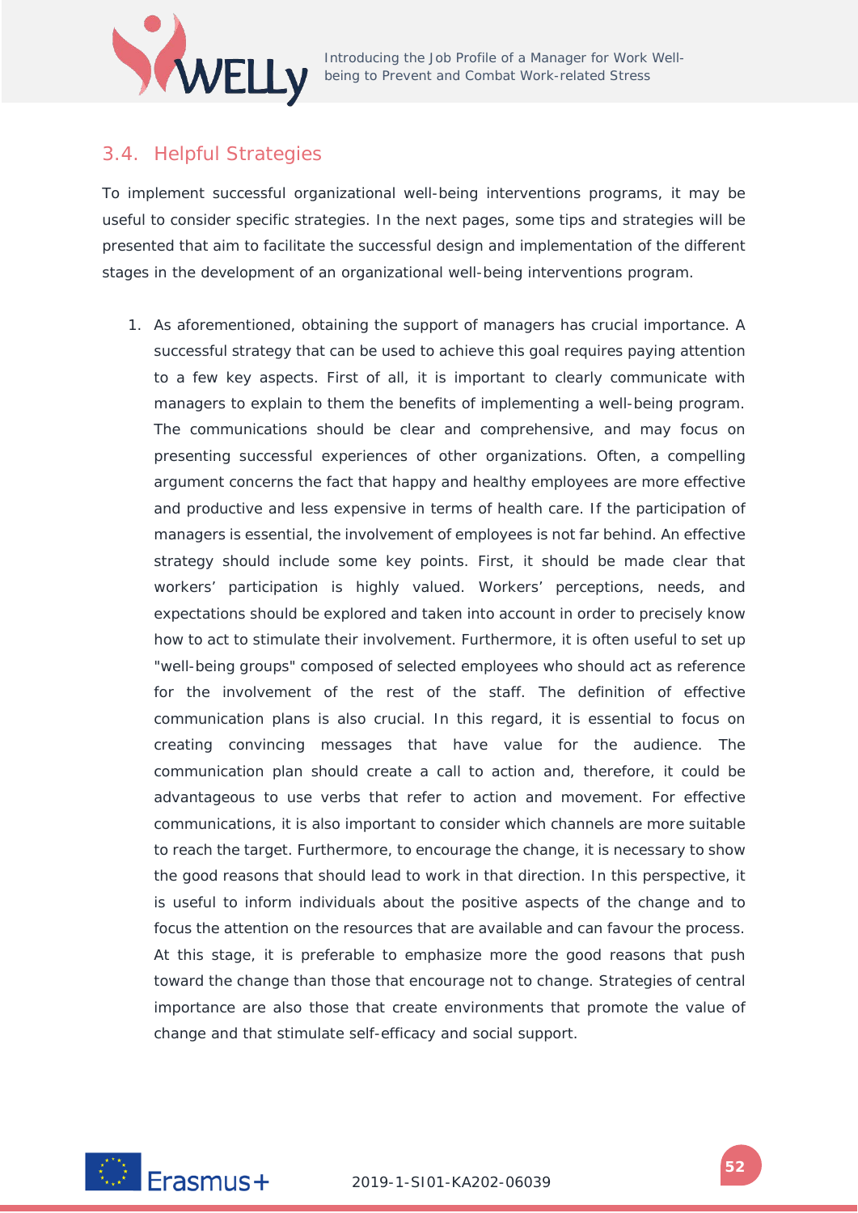## 3.4. Helpful Strategies

To implement successful organizational well-being interventions programs, it may be useful to consider specific strategies. In the next pages, some tips and strategies will be presented that aim to facilitate the successful design and implementation of the different stages in the development of an organizational well-being interventions program.

1. As aforementioned, obtaining the support of managers has crucial importance. A successful strategy that can be used to achieve this goal requires paying attention to a few key aspects. First of all, it is important to clearly communicate with managers to explain to them the benefits of implementing a well-being program. The communications should be clear and comprehensive, and may focus on presenting successful experiences of other organizations. Often, a compelling argument concerns the fact that happy and healthy employees are more effective and productive and less expensive in terms of health care. If the participation of managers is essential, the involvement of employees is not far behind. An effective strategy should include some key points. First, it should be made clear that workers' participation is highly valued. Workers' perceptions, needs, and expectations should be explored and taken into account in order to precisely know how to act to stimulate their involvement. Furthermore, it is often useful to set up "well-being groups" composed of selected employees who should act as reference for the involvement of the rest of the staff. The definition of effective communication plans is also crucial. In this regard, it is essential to focus on creating convincing messages that have value for the audience. The communication plan should create a call to action and, therefore, it could be advantageous to use verbs that refer to action and movement. For effective communications, it is also important to consider which channels are more suitable to reach the target. Furthermore, to encourage the change, it is necessary to show the good reasons that should lead to work in that direction. In this perspective, it is useful to inform individuals about the positive aspects of the change and to focus the attention on the resources that are available and can favour the process. At this stage, it is preferable to emphasize more the good reasons that push toward the change than those that encourage not to change. Strategies of central importance are also those that create environments that promote the value of change and that stimulate self-efficacy and social support.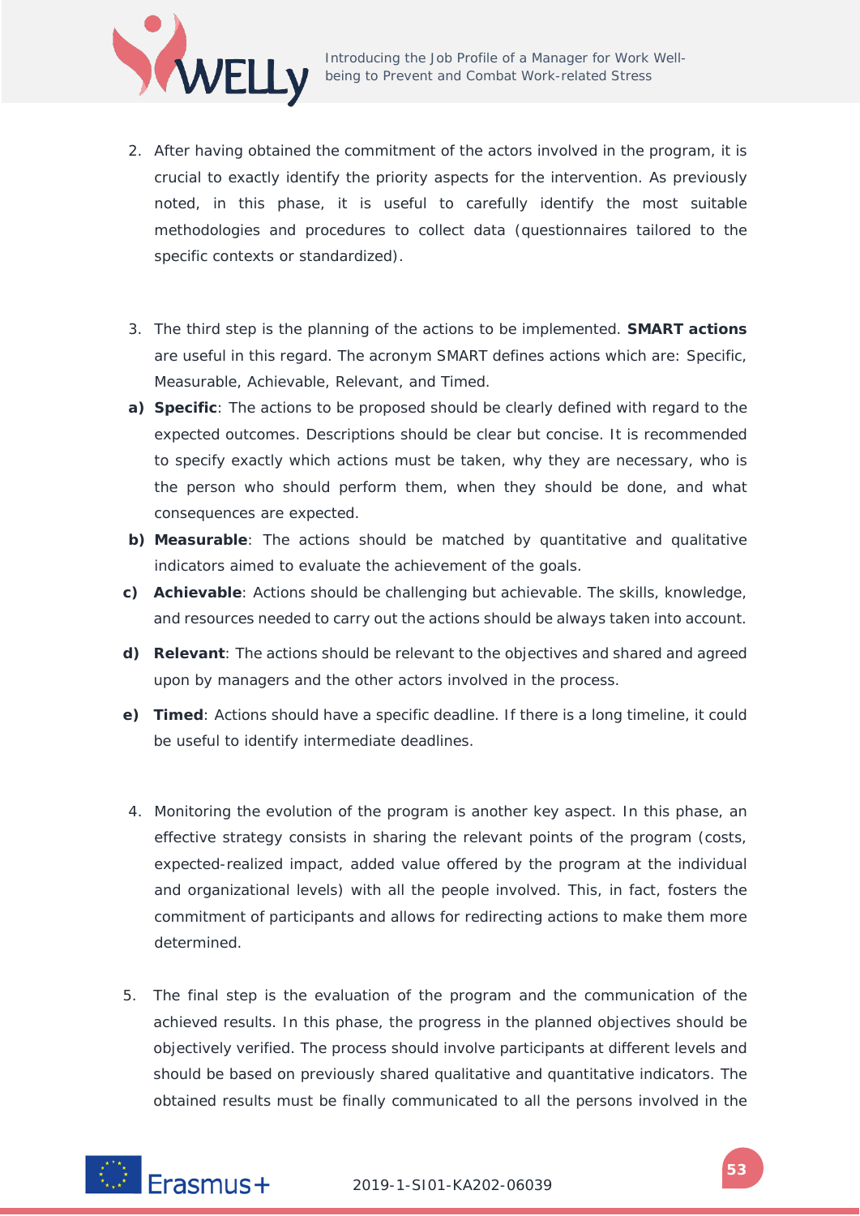2. After having obtained the commitment of the actors involved in the program, it is crucial to exactly identify the priority aspects for the intervention. As previously noted, in this phase, it is useful to carefully identify the most suitable methodologies and procedures to collect data (questionnaires tailored to the specific contexts or standardized).

3. The third step is the planning of the actions to be implemented. **SMART actions** are useful in this regard. The acronym SMART defines actions which are: Specific, Measurable, Achievable, Relevant, and Timed.

   a) **Specific**: The actions to be proposed should be clearly defined with regard to the expected outcomes. Descriptions should be clear but concise. It is recommended to specify exactly which actions must be taken, why they are necessary, who is the person who should perform them, when they should be done, and what consequences are expected.
   
   b) **Measurable**: The actions should be matched by quantitative and qualitative indicators aimed to evaluate the achievement of the goals.
   
   c) **Achievable**: Actions should be challenging but achievable. The skills, knowledge, and resources needed to carry out the actions should be always taken into account.
   
   d) **Relevant**: The actions should be relevant to the objectives and shared and agreed upon by managers and the other actors involved in the process.
   
   e) **Timed**: Actions should have a specific deadline. If there is a long timeline, it could be useful to identify intermediate deadlines.

4. Monitoring the evolution of the program is another key aspect. In this phase, an effective strategy consists in sharing the relevant points of the program (costs, expected-realized impact, added value offered by the program at the individual and organizational levels) with all the people involved. This, in fact, fosters the commitment of participants and allows for redirecting actions to make them more determined.

5. The final step is the evaluation of the program and the communication of the achieved results. In this phase, the progress in the planned objectives should be objectively verified. The process should involve participants at different levels and should be based on previously shared qualitative and quantitative indicators. The obtained results must be finally communicated to all the persons involved in the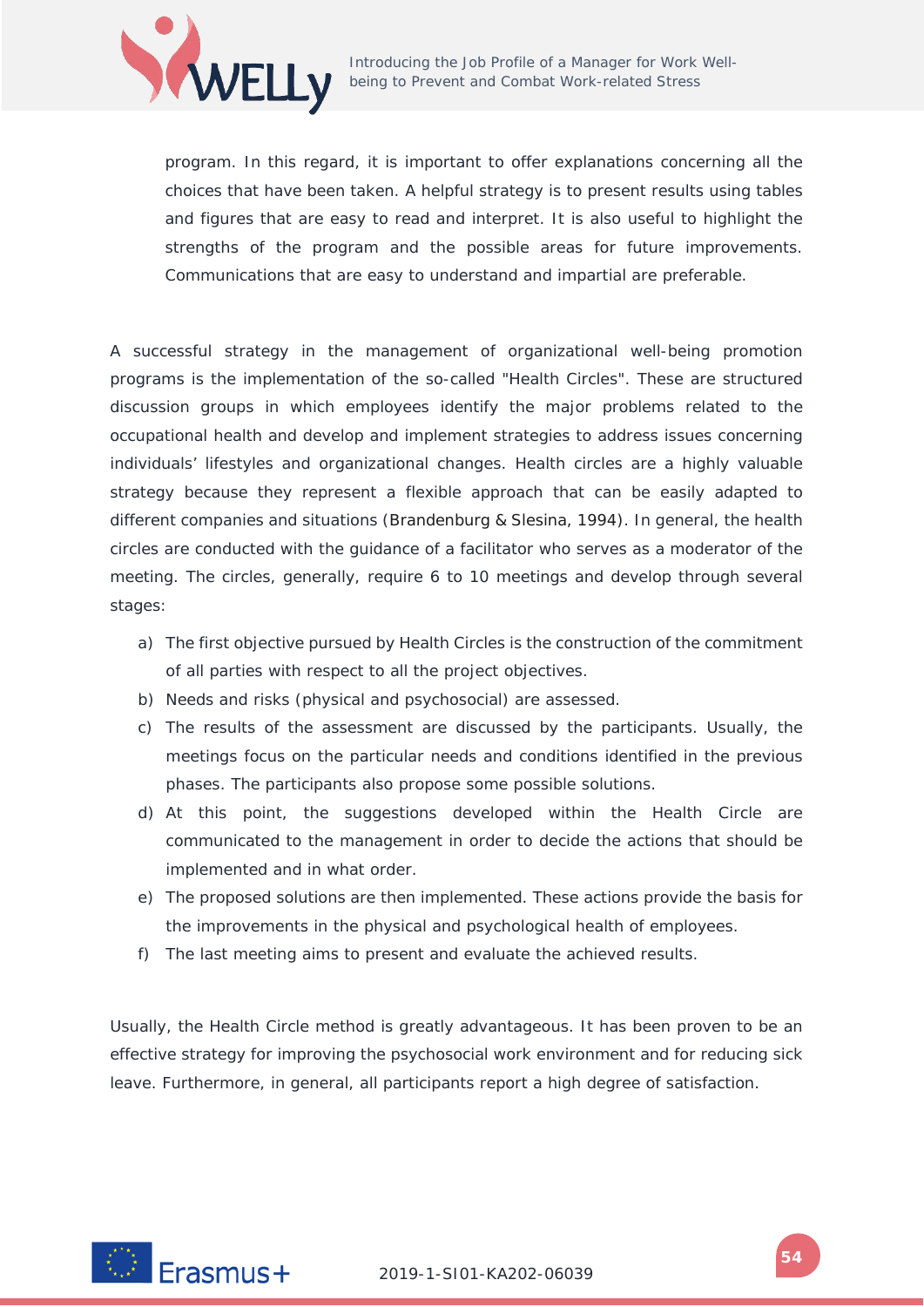program. In this regard, it is important to offer explanations concerning all the choices that have been taken. A helpful strategy is to present results using tables and figures that are easy to read and interpret. It is also useful to highlight the strengths of the program and the possible areas for future improvements. Communications that are easy to understand and impartial are preferable.

A successful strategy in the management of organizational well-being promotion programs is the implementation of the so-called "Health Circles". These are structured discussion groups in which employees identify the major problems related to the occupational health and develop and implement strategies to address issues concerning individuals' lifestyles and organizational changes. Health circles are a highly valuable strategy because they represent a flexible approach that can be easily adapted to different companies and situations (Brandenburg & Slesina, 1994). In general, the health circles are conducted with the guidance of a facilitator who serves as a moderator of the meeting. The circles, generally, require 6 to 10 meetings and develop through several stages:

a) The first objective pursued by Health Circles is the construction of the commitment of all parties with respect to all the project objectives.
b) Needs and risks (physical and psychosocial) are assessed.
c) The results of the assessment are discussed by the participants. Usually, the meetings focus on the particular needs and conditions identified in the previous phases. The participants also propose some possible solutions.
d) At this point, the suggestions developed within the Health Circle are communicated to the management in order to decide the actions that should be implemented and in what order.
e) The proposed solutions are then implemented. These actions provide the basis for the improvements in the physical and psychological health of employees.
f) The last meeting aims to present and evaluate the achieved results.

Usually, the Health Circle method is greatly advantageous. It has been proven to be an effective strategy for improving the psychosocial work environment and for reducing sick leave. Furthermore, in general, all participants report a high degree of satisfaction.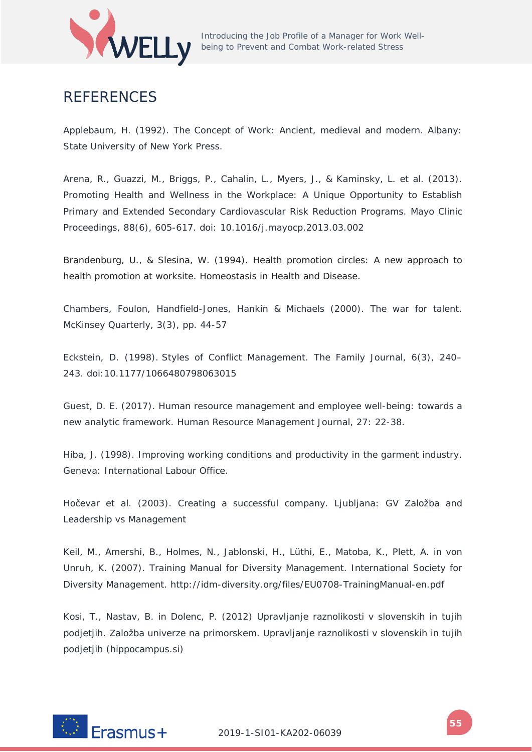## REFERENCES

Applebaum, H. (1992). The Concept of Work: Ancient, medieval and modern. Albany: State University of New York Press.

Arena, R., Guazzi, M., Briggs, P., Cahalin, L., Myers, J., & Kaminsky, L. et al. (2013). Promoting Health and Wellness in the Workplace: A Unique Opportunity to Establish Primary and Extended Secondary Cardiovascular Risk Reduction Programs. Mayo Clinic Proceedings, 88(6), 605-617. doi: 10.1016/j.mayocp.2013.03.002

Brandenburg, U., & Slesina, W. (1994). Health promotion circles: A new approach to health promotion at worksite. Homeostasis in Health and Disease.

Chambers, Foulon, Handfield-Jones, Hankin & Michaels (2000). The war for talent. McKinsey Quarterly, 3(3), pp. 44-57

Eckstein, D. (1998). Styles of Conflict Management. The Family Journal, 6(3), 240–243. doi:10.1177/1066480798063015

Guest, D. E. (2017). Human resource management and employee well‐being: towards a new analytic framework. Human Resource Management Journal, 27: 22-38.

Hiba, J. (1998). Improving working conditions and productivity in the garment industry. Geneva: International Labour Office.

Hočevar et al. (2003). Creating a successful company. Ljubljana: GV Založba and Leadership vs Management

Keil, M., Amershi, B., Holmes, N., Jablonski, H., Lüthi, E., Matoba, K., Plett, A. in von Unruh, K. (2007). Training Manual for Diversity Management. International Society for Diversity Management. http://idm-diversity.org/files/EU0708-TrainingManual-en.pdf

Kosi, T., Nastav, B. in Dolenc, P. (2012) Upravljanje raznolikosti v slovenskih in tujih podjetjih. Založba univerze na primorskem. Upravljanje raznolikosti v slovenskih in tujih podjetjih (hippocampus.si)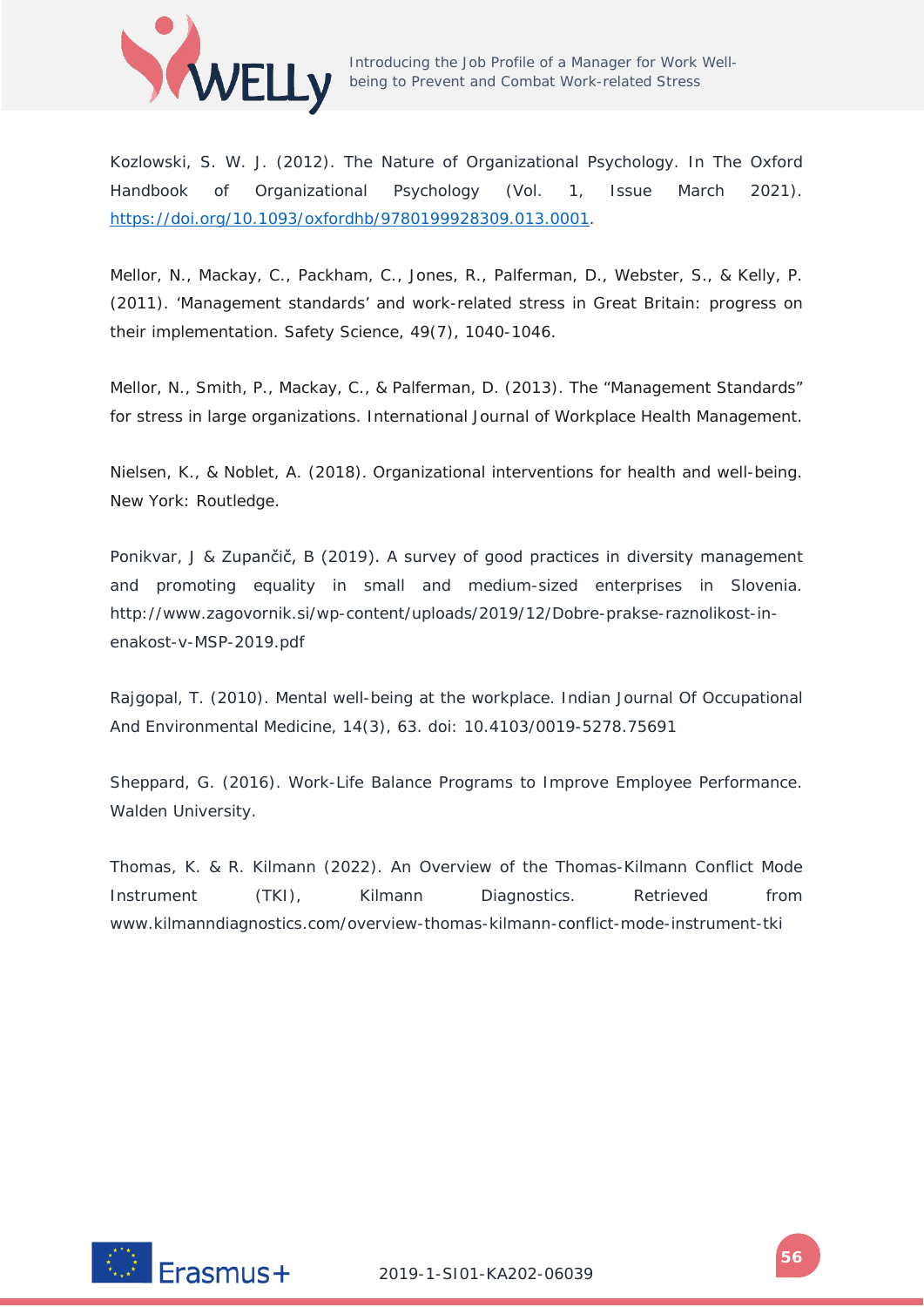Kozlowski, S. W. J. (2012). The Nature of Organizational Psychology. In The Oxford Handbook of Organizational Psychology (Vol. 1, Issue March 2021). https://doi.org/10.1093/oxfordhb/9780199928309.013.0001.

Mellor, N., Mackay, C., Packham, C., Jones, R., Palferman, D., Webster, S., & Kelly, P. (2011). 'Management standards' and work-related stress in Great Britain: progress on their implementation. Safety Science, 49(7), 1040-1046.

Mellor, N., Smith, P., Mackay, C., & Palferman, D. (2013). The "Management Standards" for stress in large organizations. International Journal of Workplace Health Management.

Nielsen, K., & Noblet, A. (2018). Organizational interventions for health and well-being. New York: Routledge.

Ponikvar, J & Zupančič, B (2019). A survey of good practices in diversity management and promoting equality in small and medium-sized enterprises in Slovenia. http://www.zagovornik.si/wp-content/uploads/2019/12/Dobre-prakse-raznolikost-in-enakost-v-MSP-2019.pdf

Rajgopal, T. (2010). Mental well-being at the workplace. Indian Journal Of Occupational And Environmental Medicine, 14(3), 63. doi: 10.4103/0019-5278.75691

Sheppard, G. (2016). Work-Life Balance Programs to Improve Employee Performance. Walden University.

Thomas, K. & R. Kilmann (2022). An Overview of the Thomas-Kilmann Conflict Mode Instrument (TKI), Kilmann Diagnostics. Retrieved from www.kilmanndiagnostics.com/overview-thomas-kilmann-conflict-mode-instrument-tki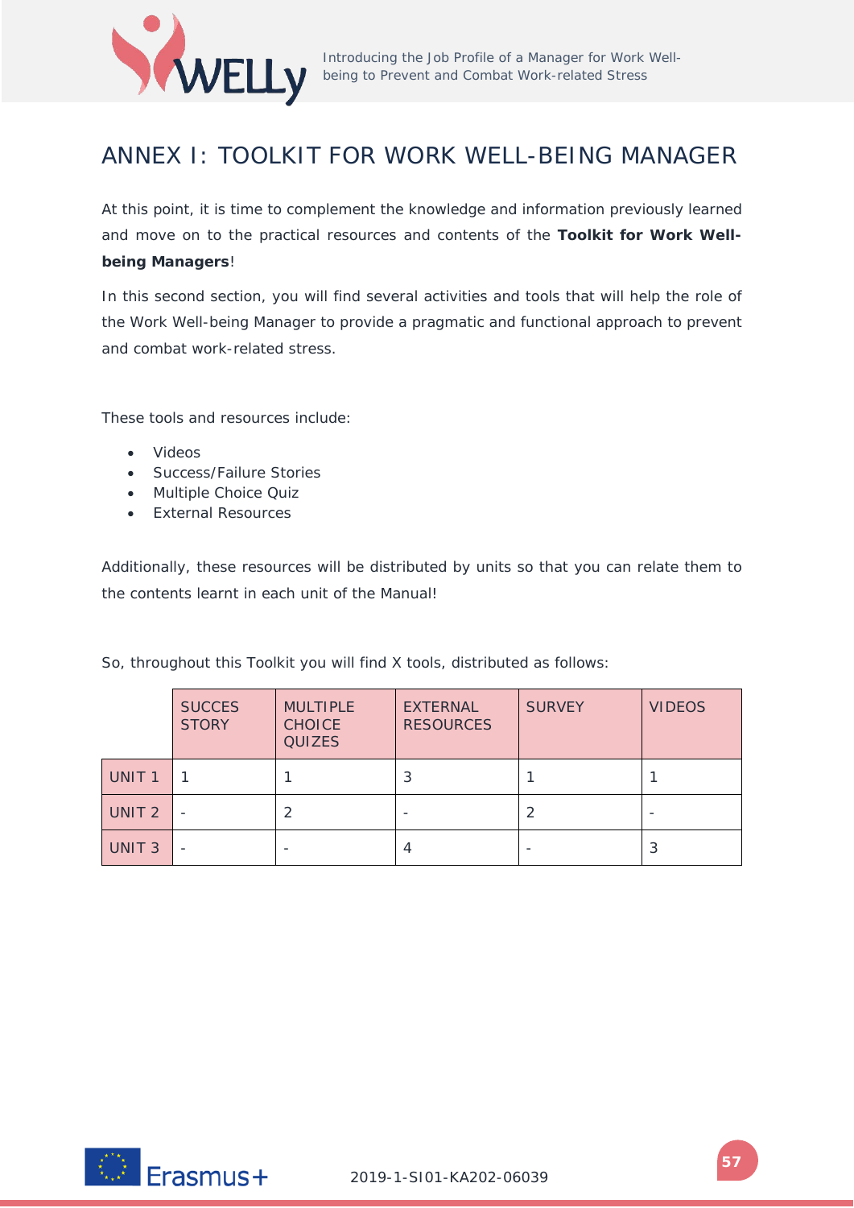# ANNEX I: TOOLKIT FOR WORK WELL-BEING MANAGER

At this point, it is time to complement the knowledge and information previously learned and move on to the practical resources and contents of the **Toolkit for Work Well-being Managers**!

In this second section, you will find several activities and tools that will help the role of the Work Well-being Manager to provide a pragmatic and functional approach to prevent and combat work-related stress.

These tools and resources include:

- Videos
- Success/Failure Stories
- Multiple Choice Quiz
- External Resources

Additionally, these resources will be distributed by units so that you can relate them to the contents learnt in each unit of the Manual!

So, throughout this Toolkit you will find X tools, distributed as follows:

| | SUCCES STORY | MULTIPLE CHOICE QUIZES | EXTERNAL RESOURCES | SURVEY | VIDEOS |
|---|---|---|---|---|---|
| UNIT 1 | 1 | 1 | 3 | 1 | 1 |
| UNIT 2 | - | 2 | - | 2 | - |
| UNIT 3 | - | - | 4 | - | 3 |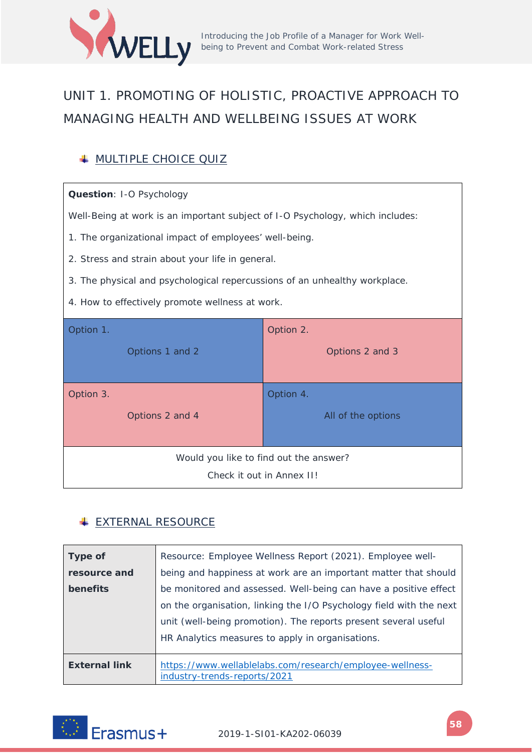# UNIT 1. PROMOTING OF HOLISTIC, PROACTIVE APPROACH TO MANAGING HEALTH AND WELLBEING ISSUES AT WORK

## MULTIPLE CHOICE QUIZ

**Question**: I-O Psychology

Well-Being at work is an important subject of I-O Psychology, which includes:

1. The organizational impact of employees' well-being.
2. Stress and strain about your life in general.
3. The physical and psychological repercussions of an unhealthy workplace.
4. How to effectively promote wellness at work.

| Option 1. Options 1 and 2 | Option 2. Options 2 and 3 |
|---|---|
| Option 3. Options 2 and 4 | Option 4. All of the options |

Would you like to find out the answer?

Check it out in Annex II!

## EXTERNAL RESOURCE

| | |
|---|---|
| **Type of resource and benefits** | Resource: Employee Wellness Report (2021). Employee well-being and happiness at work are an important matter that should be monitored and assessed. Well-being can have a positive effect on the organisation, linking the I/O Psychology field with the next unit (well-being promotion). The reports present several useful HR Analytics measures to apply in organisations. |
| **External link** | https://www.wellablelabs.com/research/employee-wellness-industry-trends-reports/2021 |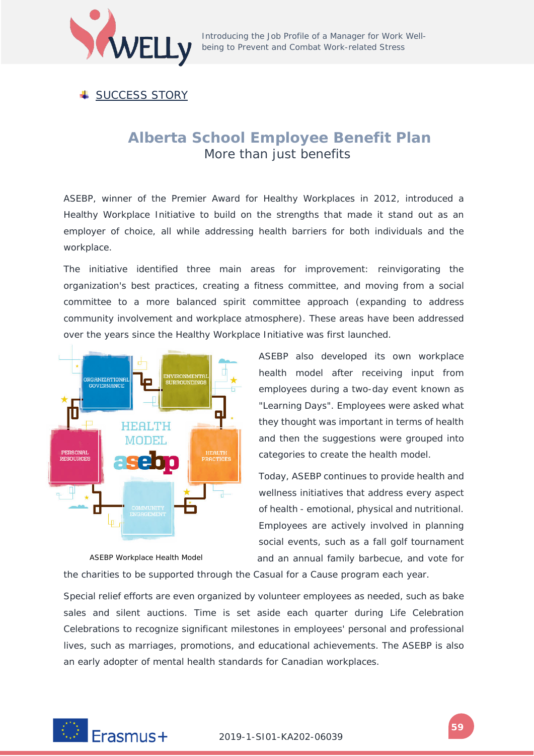## SUCCESS STORY

# Alberta School Employee Benefit Plan

More than just benefits

ASEBP, winner of the Premier Award for Healthy Workplaces in 2012, introduced a Healthy Workplace Initiative to build on the strengths that made it stand out as an employer of choice, all while addressing health barriers for both individuals and the workplace.

The initiative identified three main areas for improvement: reinvigorating the organization's best practices, creating a fitness committee, and moving from a social committee to a more balanced spirit committee approach (expanding to address community involvement and workplace atmosphere). These areas have been addressed over the years since the Healthy Workplace Initiative was first launched.

ASEBP Workplace Health Model

ASEBP also developed its own workplace health model after receiving input from employees during a two-day event known as "Learning Days". Employees were asked what they thought was important in terms of health and then the suggestions were grouped into categories to create the health model.

Today, ASEBP continues to provide health and wellness initiatives that address every aspect of health - emotional, physical and nutritional. Employees are actively involved in planning social events, such as a fall golf tournament and an annual family barbecue, and vote for the charities to be supported through the Casual for a Cause program each year.

Special relief efforts are even organized by volunteer employees as needed, such as bake sales and silent auctions. Time is set aside each quarter during Life Celebration Celebrations to recognize significant milestones in employees' personal and professional lives, such as marriages, promotions, and educational achievements. The ASEBP is also an early adopter of mental health standards for Canadian workplaces.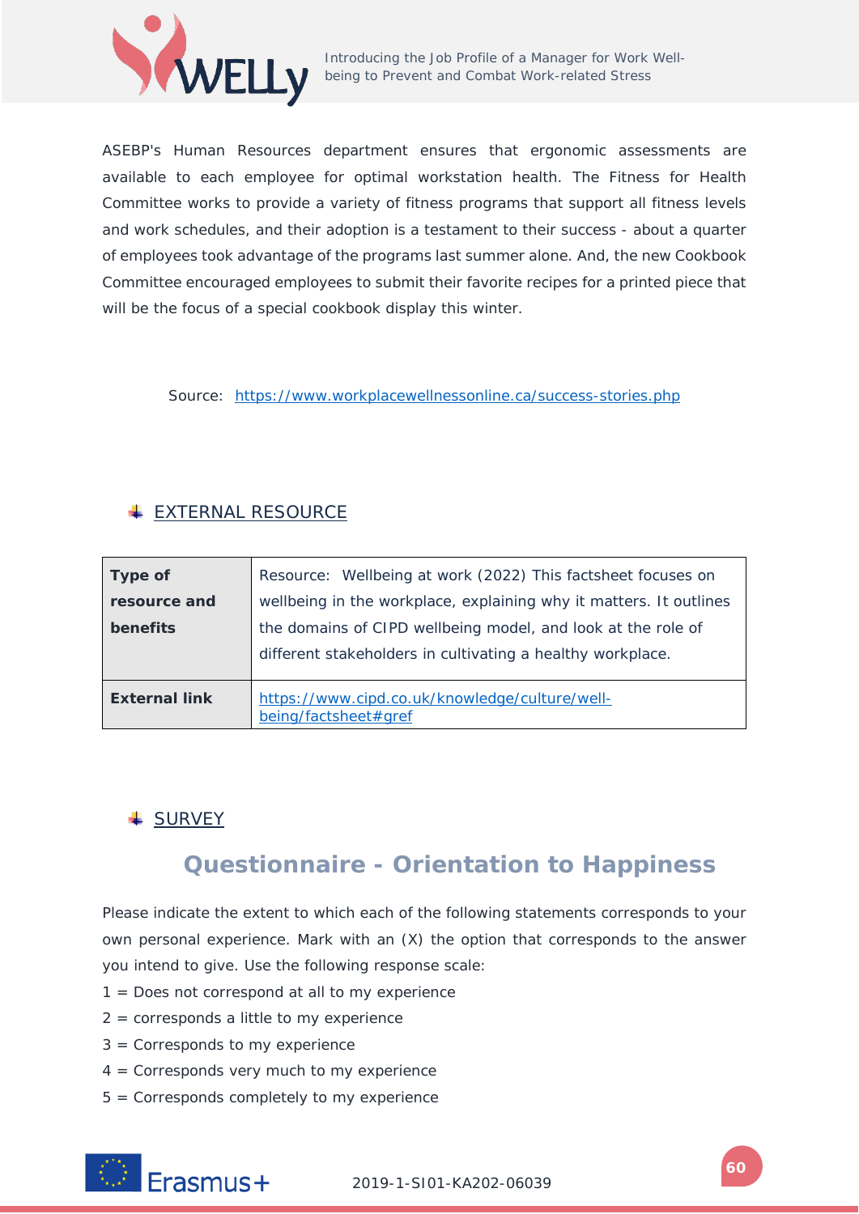ASEBP's Human Resources department ensures that ergonomic assessments are available to each employee for optimal workstation health. The Fitness for Health Committee works to provide a variety of fitness programs that support all fitness levels and work schedules, and their adoption is a testament to their success - about a quarter of employees took advantage of the programs last summer alone. And, the new Cookbook Committee encouraged employees to submit their favorite recipes for a printed piece that will be the focus of a special cookbook display this winter.

Source: https://www.workplacewellnessonline.ca/success-stories.php

## EXTERNAL RESOURCE

| **Type of resource and benefits** | Resource: Wellbeing at work (2022) This factsheet focuses on wellbeing in the workplace, explaining why it matters. It outlines the domains of CIPD wellbeing model, and look at the role of different stakeholders in cultivating a healthy workplace. |
|---|---|
| **External link** | https://www.cipd.co.uk/knowledge/culture/well-being/factsheet#gref |

## SURVEY

### Questionnaire - Orientation to Happiness

Please indicate the extent to which each of the following statements corresponds to your own personal experience. Mark with an (X) the option that corresponds to the answer you intend to give. Use the following response scale:

1 = Does not correspond at all to my experience
2 = corresponds a little to my experience
3 = Corresponds to my experience
4 = Corresponds very much to my experience
5 = Corresponds completely to my experience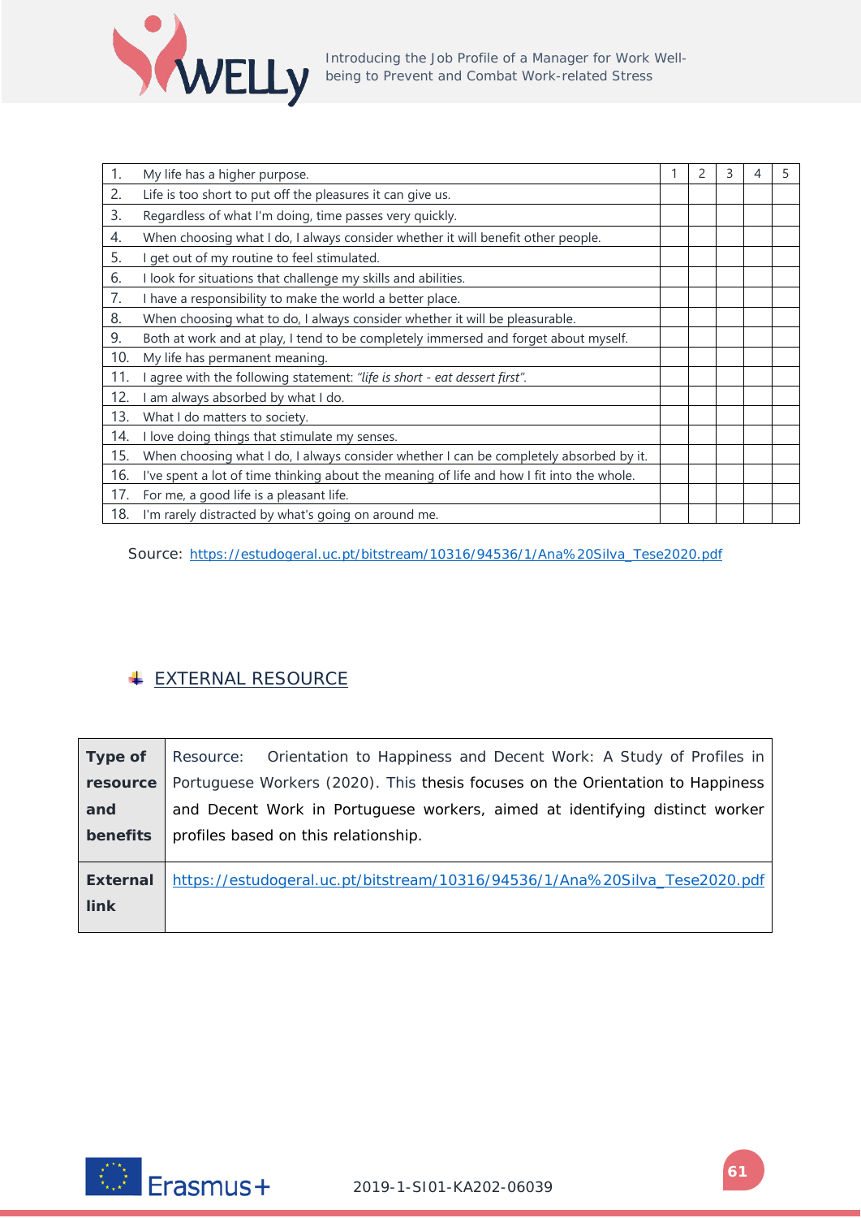| | | 1 | 2 | 3 | 4 | 5 |
|---|---|---|---|---|---|---|
| 1. | My life has a higher purpose. | | | | | |
| 2. | Life is too short to put off the pleasures it can give us. | | | | | |
| 3. | Regardless of what I'm doing, time passes very quickly. | | | | | |
| 4. | When choosing what I do, I always consider whether it will benefit other people. | | | | | |
| 5. | I get out of my routine to feel stimulated. | | | | | |
| 6. | I look for situations that challenge my skills and abilities. | | | | | |
| 7. | I have a responsibility to make the world a better place. | | | | | |
| 8. | When choosing what to do, I always consider whether it will be pleasurable. | | | | | |
| 9. | Both at work and at play, I tend to be completely immersed and forget about myself. | | | | | |
| 10. | My life has permanent meaning. | | | | | |
| 11. | I agree with the following statement: *"life is short - eat dessert first".* | | | | | |
| 12. | I am always absorbed by what I do. | | | | | |
| 13. | What I do matters to society. | | | | | |
| 14. | I love doing things that stimulate my senses. | | | | | |
| 15. | When choosing what I do, I always consider whether I can be completely absorbed by it. | | | | | |
| 16. | I've spent a lot of time thinking about the meaning of life and how I fit into the whole. | | | | | |
| 17. | For me, a good life is a pleasant life. | | | | | |
| 18. | I'm rarely distracted by what's going on around me. | | | | | |

Source: https://estudogeral.uc.pt/bitstream/10316/94536/1/Ana%20Silva_Tese2020.pdf

## EXTERNAL RESOURCE

| **Type of resource and benefits** | Resource: Orientation to Happiness and Decent Work: A Study of Profiles in Portuguese Workers (2020). This thesis focuses on the Orientation to Happiness and Decent Work in Portuguese workers, aimed at identifying distinct worker profiles based on this relationship. |
|---|---|
| **External link** | https://estudogeral.uc.pt/bitstream/10316/94536/1/Ana%20Silva_Tese2020.pdf |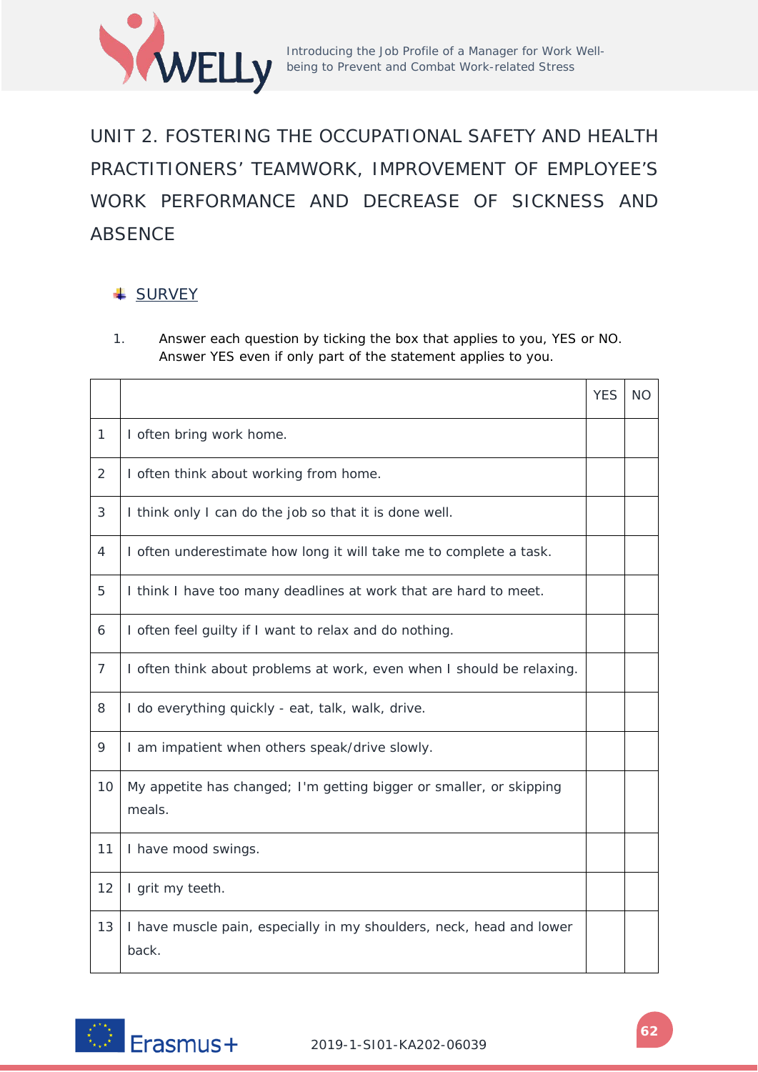# UNIT 2. FOSTERING THE OCCUPATIONAL SAFETY AND HEALTH PRACTITIONERS' TEAMWORK, IMPROVEMENT OF EMPLOYEE'S WORK PERFORMANCE AND DECREASE OF SICKNESS AND ABSENCE

- SURVEY

1. Answer each question by ticking the box that applies to you, YES or NO. Answer YES even if only part of the statement applies to you.

| | | YES | NO |
|---|---|---|---|
| 1 | I often bring work home. | | |
| 2 | I often think about working from home. | | |
| 3 | I think only I can do the job so that it is done well. | | |
| 4 | I often underestimate how long it will take me to complete a task. | | |
| 5 | I think I have too many deadlines at work that are hard to meet. | | |
| 6 | I often feel guilty if I want to relax and do nothing. | | |
| 7 | I often think about problems at work, even when I should be relaxing. | | |
| 8 | I do everything quickly - eat, talk, walk, drive. | | |
| 9 | I am impatient when others speak/drive slowly. | | |
| 10 | My appetite has changed; I'm getting bigger or smaller, or skipping meals. | | |
| 11 | I have mood swings. | | |
| 12 | I grit my teeth. | | |
| 13 | I have muscle pain, especially in my shoulders, neck, head and lower back. | | |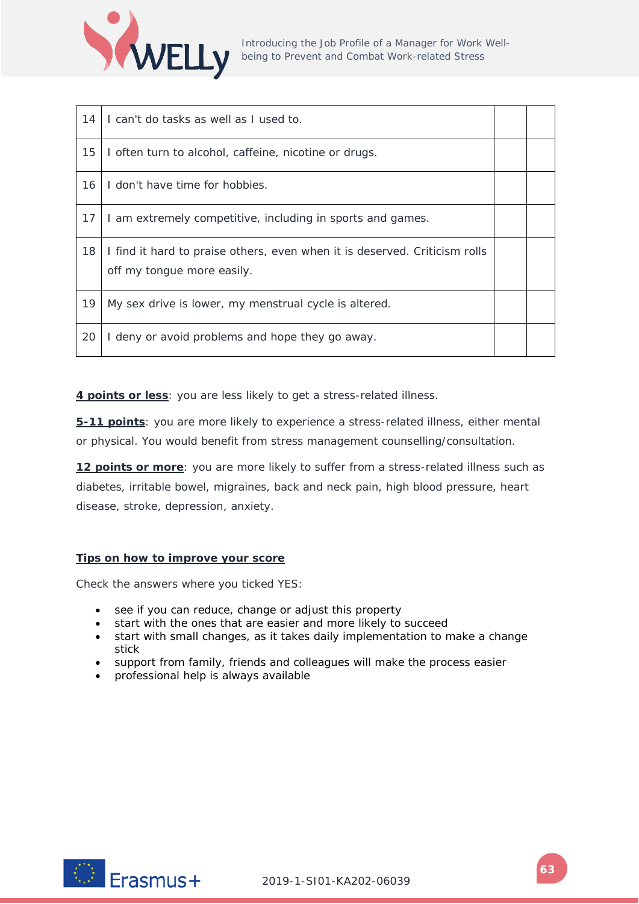| | | | |
|---|---|---|---|
| 14 | I can't do tasks as well as I used to. | | |
| 15 | I often turn to alcohol, caffeine, nicotine or drugs. | | |
| 16 | I don't have time for hobbies. | | |
| 17 | I am extremely competitive, including in sports and games. | | |
| 18 | I find it hard to praise others, even when it is deserved. Criticism rolls off my tongue more easily. | | |
| 19 | My sex drive is lower, my menstrual cycle is altered. | | |
| 20 | I deny or avoid problems and hope they go away. | | |

**4 points or less**: you are less likely to get a stress-related illness.

**5-11 points**: you are more likely to experience a stress-related illness, either mental or physical. You would benefit from stress management counselling/consultation.

**12 points or more**: you are more likely to suffer from a stress-related illness such as diabetes, irritable bowel, migraines, back and neck pain, high blood pressure, heart disease, stroke, depression, anxiety.

**Tips on how to improve your score**

Check the answers where you ticked YES:

- see if you can reduce, change or adjust this property
- start with the ones that are easier and more likely to succeed
- start with small changes, as it takes daily implementation to make a change stick
- support from family, friends and colleagues will make the process easier
- professional help is always available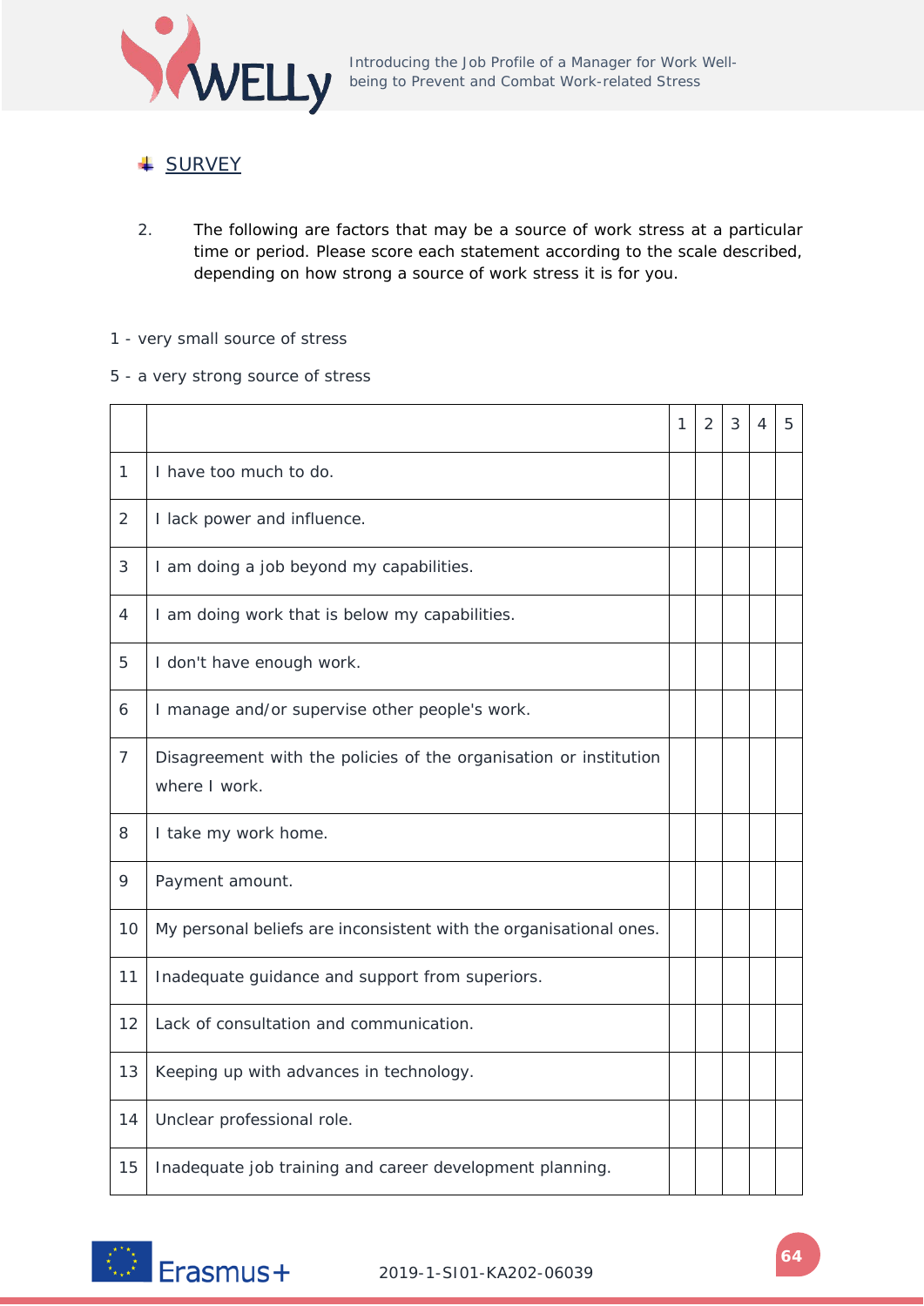## SURVEY

2. The following are factors that may be a source of work stress at a particular time or period. Please score each statement according to the scale described, depending on how strong a source of work stress it is for you.

1 - very small source of stress

5 - a very strong source of stress

| | | 1 | 2 | 3 | 4 | 5 |
|---|---|---|---|---|---|---|
| 1 | I have too much to do. | | | | | |
| 2 | I lack power and influence. | | | | | |
| 3 | I am doing a job beyond my capabilities. | | | | | |
| 4 | I am doing work that is below my capabilities. | | | | | |
| 5 | I don't have enough work. | | | | | |
| 6 | I manage and/or supervise other people's work. | | | | | |
| 7 | Disagreement with the policies of the organisation or institution where I work. | | | | | |
| 8 | I take my work home. | | | | | |
| 9 | Payment amount. | | | | | |
| 10 | My personal beliefs are inconsistent with the organisational ones. | | | | | |
| 11 | Inadequate guidance and support from superiors. | | | | | |
| 12 | Lack of consultation and communication. | | | | | |
| 13 | Keeping up with advances in technology. | | | | | |
| 14 | Unclear professional role. | | | | | |
| 15 | Inadequate job training and career development planning. | | | | | |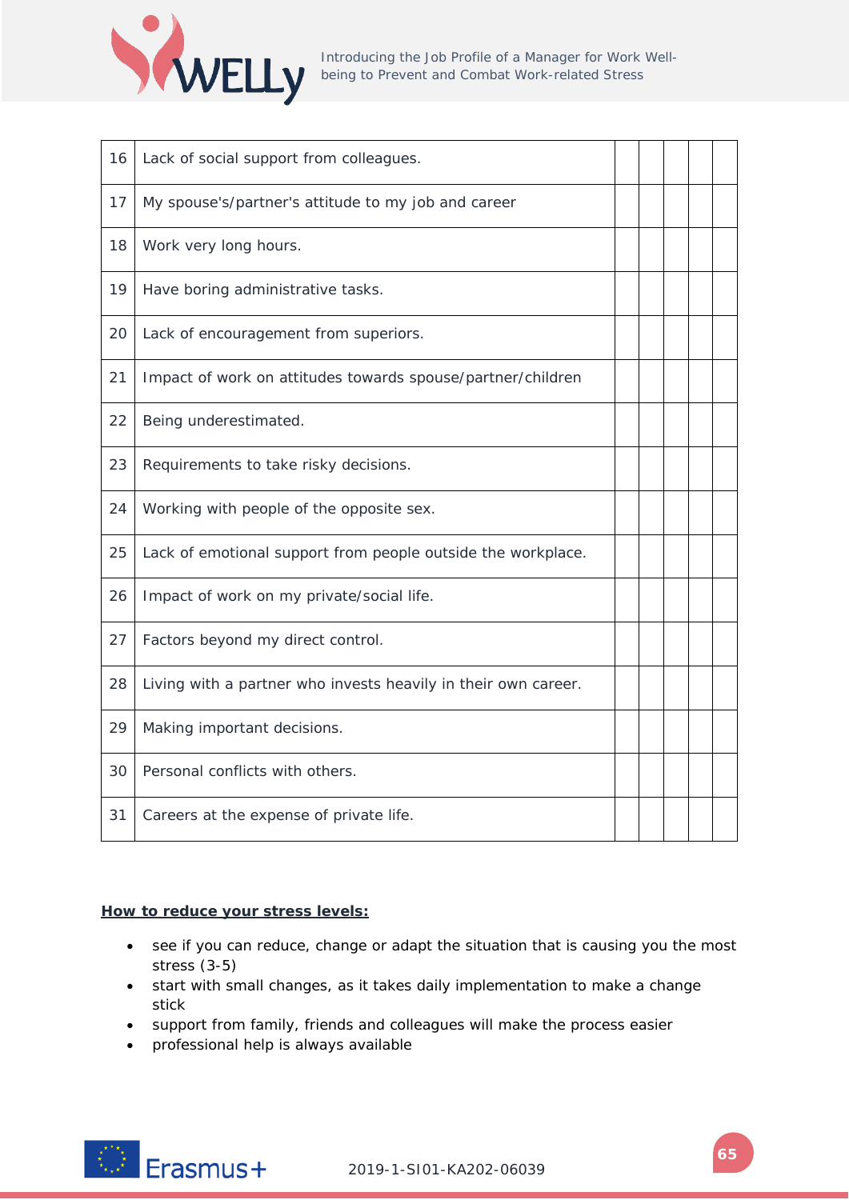| | | | | | | |
|---|---|---|---|---|---|---|
| 16 | Lack of social support from colleagues. | | | | | |
| 17 | My spouse's/partner's attitude to my job and career | | | | | |
| 18 | Work very long hours. | | | | | |
| 19 | Have boring administrative tasks. | | | | | |
| 20 | Lack of encouragement from superiors. | | | | | |
| 21 | Impact of work on attitudes towards spouse/partner/children | | | | | |
| 22 | Being underestimated. | | | | | |
| 23 | Requirements to take risky decisions. | | | | | |
| 24 | Working with people of the opposite sex. | | | | | |
| 25 | Lack of emotional support from people outside the workplace. | | | | | |
| 26 | Impact of work on my private/social life. | | | | | |
| 27 | Factors beyond my direct control. | | | | | |
| 28 | Living with a partner who invests heavily in their own career. | | | | | |
| 29 | Making important decisions. | | | | | |
| 30 | Personal conflicts with others. | | | | | |
| 31 | Careers at the expense of private life. | | | | | |

**How to reduce your stress levels:**

- see if you can reduce, change or adapt the situation that is causing you the most stress (3-5)
- start with small changes, as it takes daily implementation to make a change stick
- support from family, friends and colleagues will make the process easier
- professional help is always available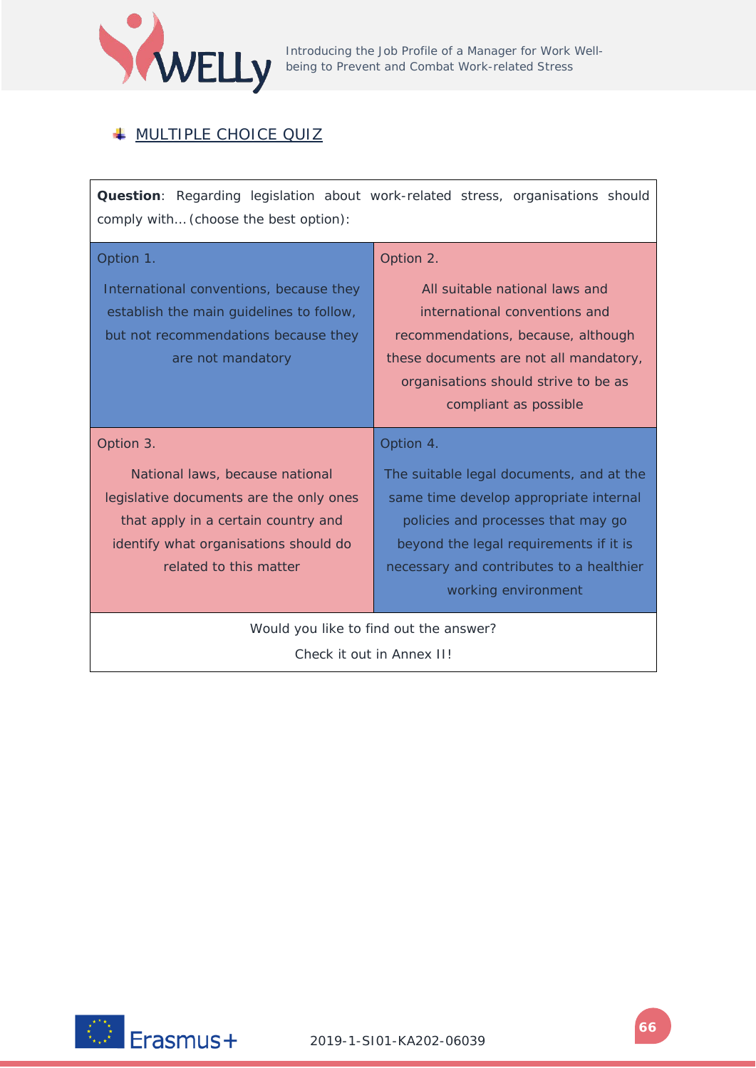## MULTIPLE CHOICE QUIZ

**Question**: Regarding legislation about work-related stress, organisations should comply with… (choose the best option):

| Option 1. | Option 2. |
|---|---|
| International conventions, because they establish the main guidelines to follow, but not recommendations because they are not mandatory | All suitable national laws and international conventions and recommendations, because, although these documents are not all mandatory, organisations should strive to be as compliant as possible |
| **Option 3.** | **Option 4.** |
| National laws, because national legislative documents are the only ones that apply in a certain country and identify what organisations should do related to this matter | The suitable legal documents, and at the same time develop appropriate internal policies and processes that may go beyond the legal requirements if it is necessary and contributes to a healthier working environment |

Would you like to find out the answer?

Check it out in Annex II!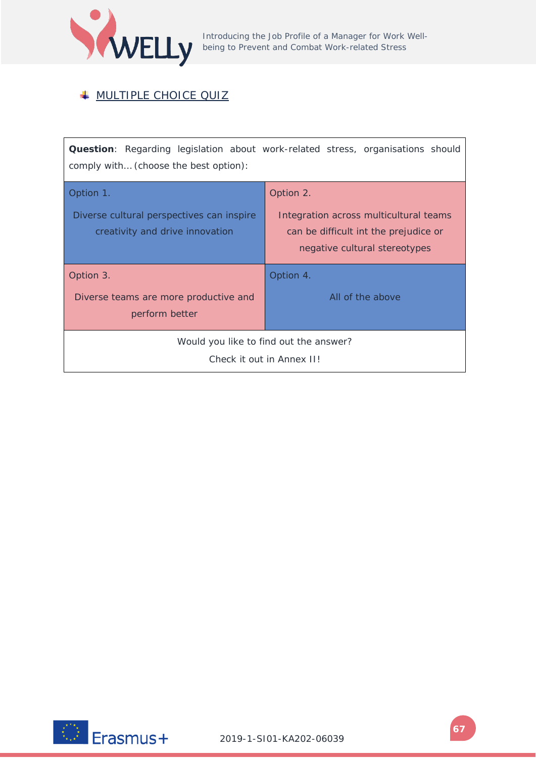## MULTIPLE CHOICE QUIZ

| **Question**: Regarding legislation about work-related stress, organisations should comply with… (choose the best option): | |
|---|---|
| Option 1.<br>Diverse cultural perspectives can inspire creativity and drive innovation | Option 2.<br>Integration across multicultural teams can be difficult int the prejudice or negative cultural stereotypes |
| Option 3.<br>Diverse teams are more productive and perform better | Option 4.<br>All of the above |
| Would you like to find out the answer?<br>Check it out in Annex II! | |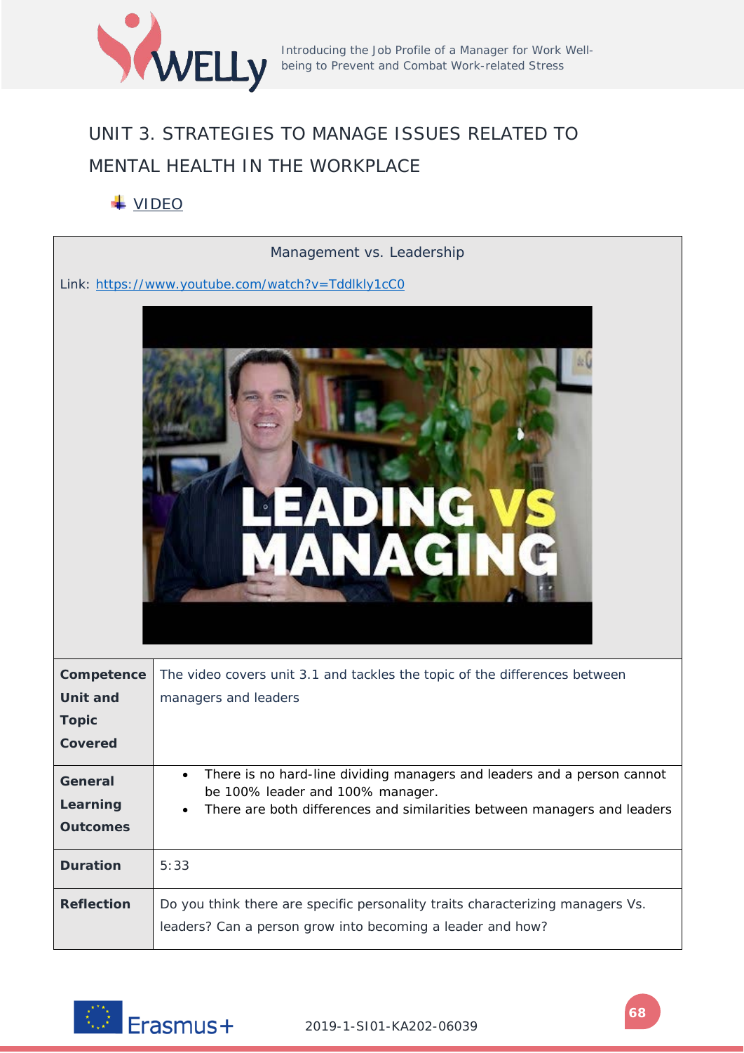# UNIT 3. STRATEGIES TO MANAGE ISSUES RELATED TO MENTAL HEALTH IN THE WORKPLACE

## VIDEO

| Management vs. Leadership | |
|---|---|
| Link: https://www.youtube.com/watch?v=Tddlkly1cC0 | |
| **Competence Unit and Topic Covered** | The video covers unit 3.1 and tackles the topic of the differences between managers and leaders |
| **General Learning Outcomes** | • There is no hard-line dividing managers and leaders and a person cannot be 100% leader and 100% manager.<br>• There are both differences and similarities between managers and leaders |
| **Duration** | 5:33 |
| **Reflection** | Do you think there are specific personality traits characterizing managers Vs. leaders? Can a person grow into becoming a leader and how? |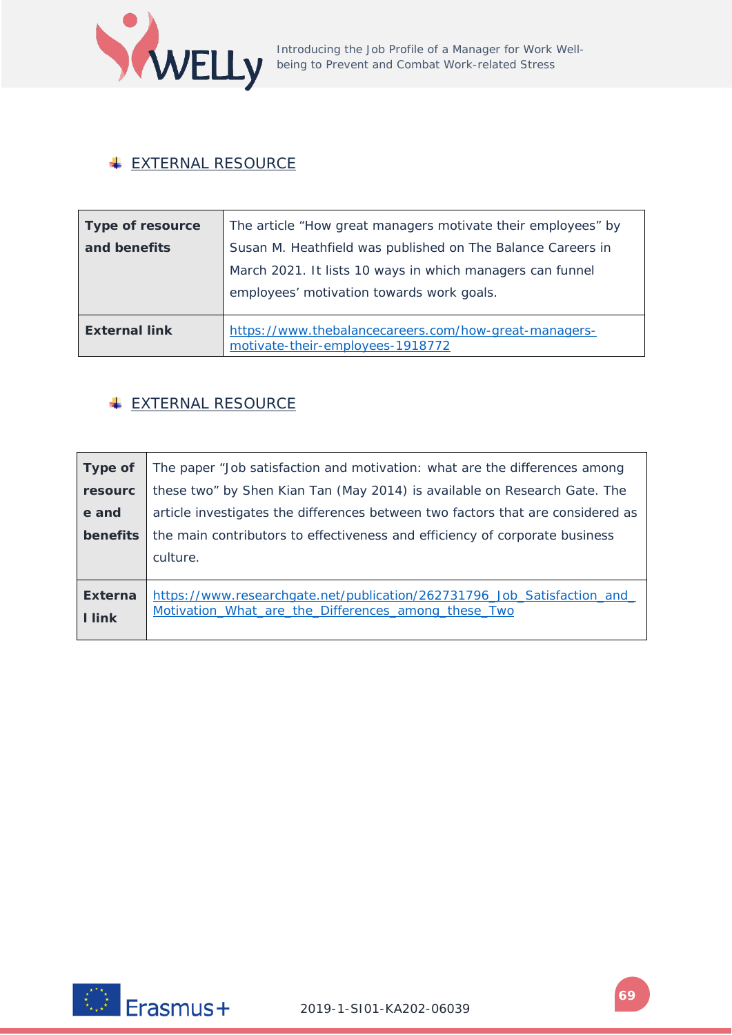## EXTERNAL RESOURCE

| **Type of resource and benefits** | The article "How great managers motivate their employees" by Susan M. Heathfield was published on The Balance Careers in March 2021. It lists 10 ways in which managers can funnel employees' motivation towards work goals. |
|---|---|
| **External link** | https://www.thebalancecareers.com/how-great-managers-motivate-their-employees-1918772 |

## EXTERNAL RESOURCE

| **Type of resource and benefits** | The paper "Job satisfaction and motivation: what are the differences among these two" by Shen Kian Tan (May 2014) is available on Research Gate. The article investigates the differences between two factors that are considered as the main contributors to effectiveness and efficiency of corporate business culture. |
|---|---|
| **External link** | https://www.researchgate.net/publication/262731796_Job_Satisfaction_and_Motivation_What_are_the_Differences_among_these_Two |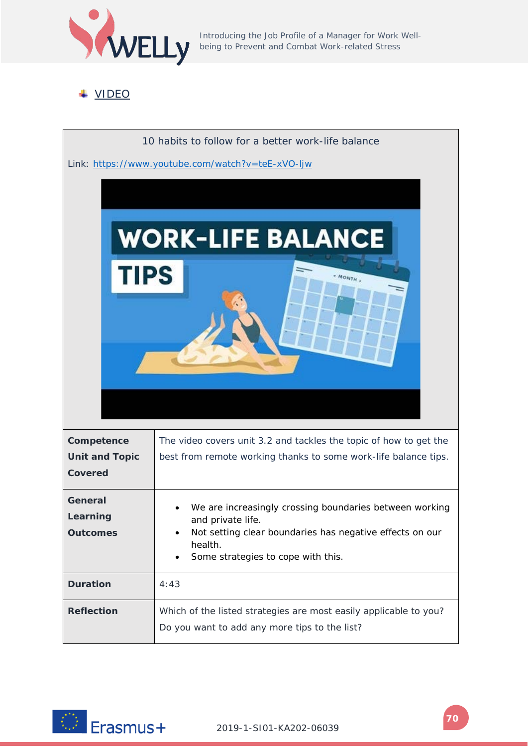- VIDEO

| 10 habits to follow for a better work-life balance | |
|---|---|
| Link: https://www.youtube.com/watch?v=teE-xVO-ljw | |
| **Competence Unit and Topic Covered** | The video covers unit 3.2 and tackles the topic of how to get the best from remote working thanks to some work-life balance tips. |
| **General Learning Outcomes** | • We are increasingly crossing boundaries between working and private life.<br>• Not setting clear boundaries has negative effects on our health.<br>• Some strategies to cope with this. |
| **Duration** | 4:43 |
| **Reflection** | Which of the listed strategies are most easily applicable to you? Do you want to add any more tips to the list? |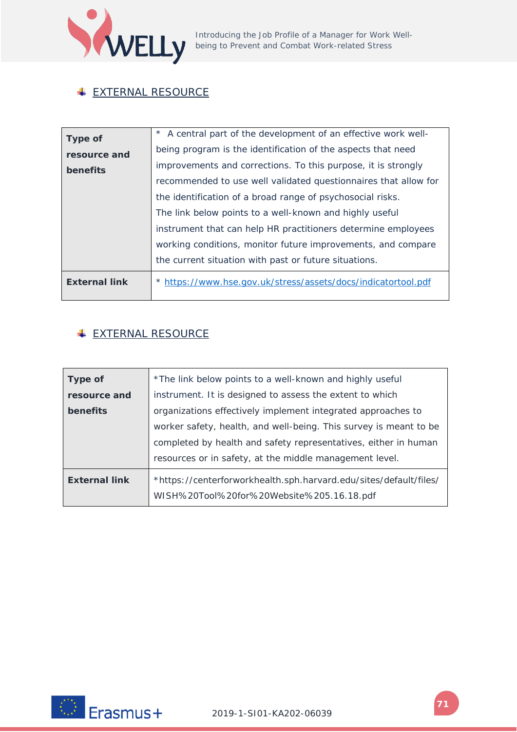## EXTERNAL RESOURCE

| Type of resource and benefits | * A central part of the development of an effective work well-being program is the identification of the aspects that need improvements and corrections. To this purpose, it is strongly recommended to use well validated questionnaires that allow for the identification of a broad range of psychosocial risks. The link below points to a well-known and highly useful instrument that can help HR practitioners determine employees working conditions, monitor future improvements, and compare the current situation with past or future situations. |
|---|---|
| External link | * https://www.hse.gov.uk/stress/assets/docs/indicatortool.pdf |

## EXTERNAL RESOURCE

| Type of resource and benefits | *The link below points to a well-known and highly useful instrument. It is designed to assess the extent to which organizations effectively implement integrated approaches to worker safety, health, and well-being. This survey is meant to be completed by health and safety representatives, either in human resources or in safety, at the middle management level. |
|---|---|
| External link | *https://centerforworkhealth.sph.harvard.edu/sites/default/files/WISH%20Tool%20for%20Website%205.16.18.pdf |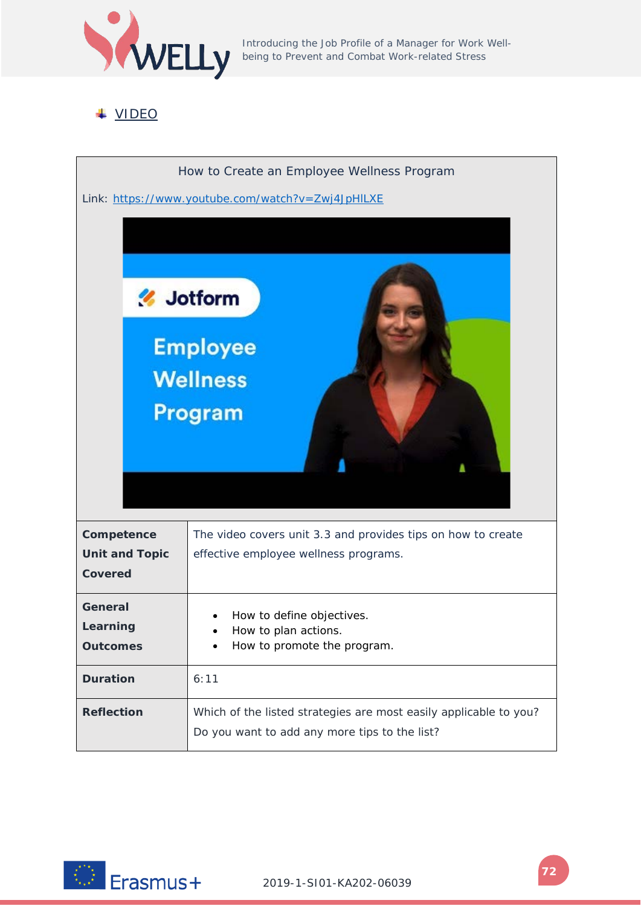- VIDEO

| How to Create an Employee Wellness Program | |
|---|---|
| Link: https://www.youtube.com/watch?v=Zwj4JpHlLXE | |
| **Competence Unit and Topic Covered** | The video covers unit 3.3 and provides tips on how to create effective employee wellness programs. |
| **General Learning Outcomes** | • How to define objectives.<br>• How to plan actions.<br>• How to promote the program. |
| **Duration** | 6:11 |
| **Reflection** | Which of the listed strategies are most easily applicable to you? Do you want to add any more tips to the list? |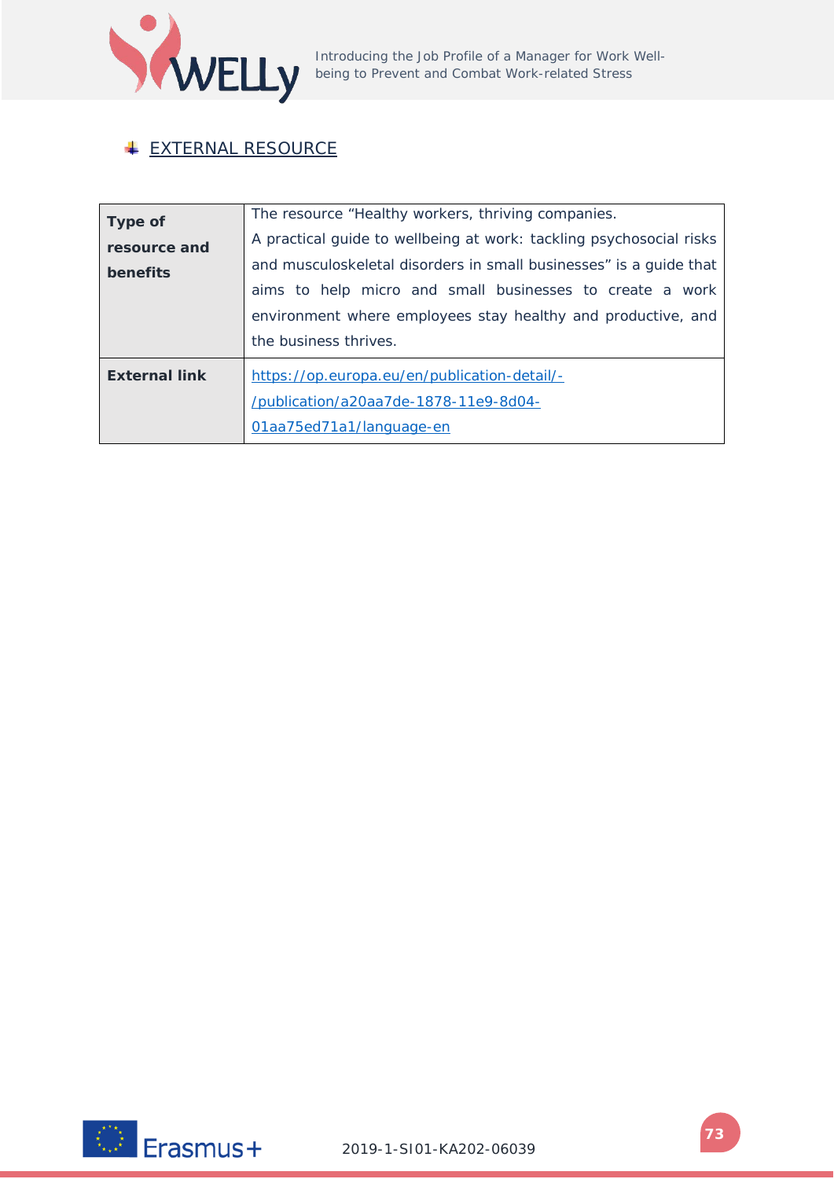## EXTERNAL RESOURCE

| **Type of resource and benefits** | The resource “Healthy workers, thriving companies. A practical guide to wellbeing at work: tackling psychosocial risks and musculoskeletal disorders in small businesses” is a guide that aims to help micro and small businesses to create a work environment where employees stay healthy and productive, and the business thrives. |
|---|---|
| **External link** | https://op.europa.eu/en/publication-detail/-/publication/a20aa7de-1878-11e9-8d04-01aa75ed71a1/language-en |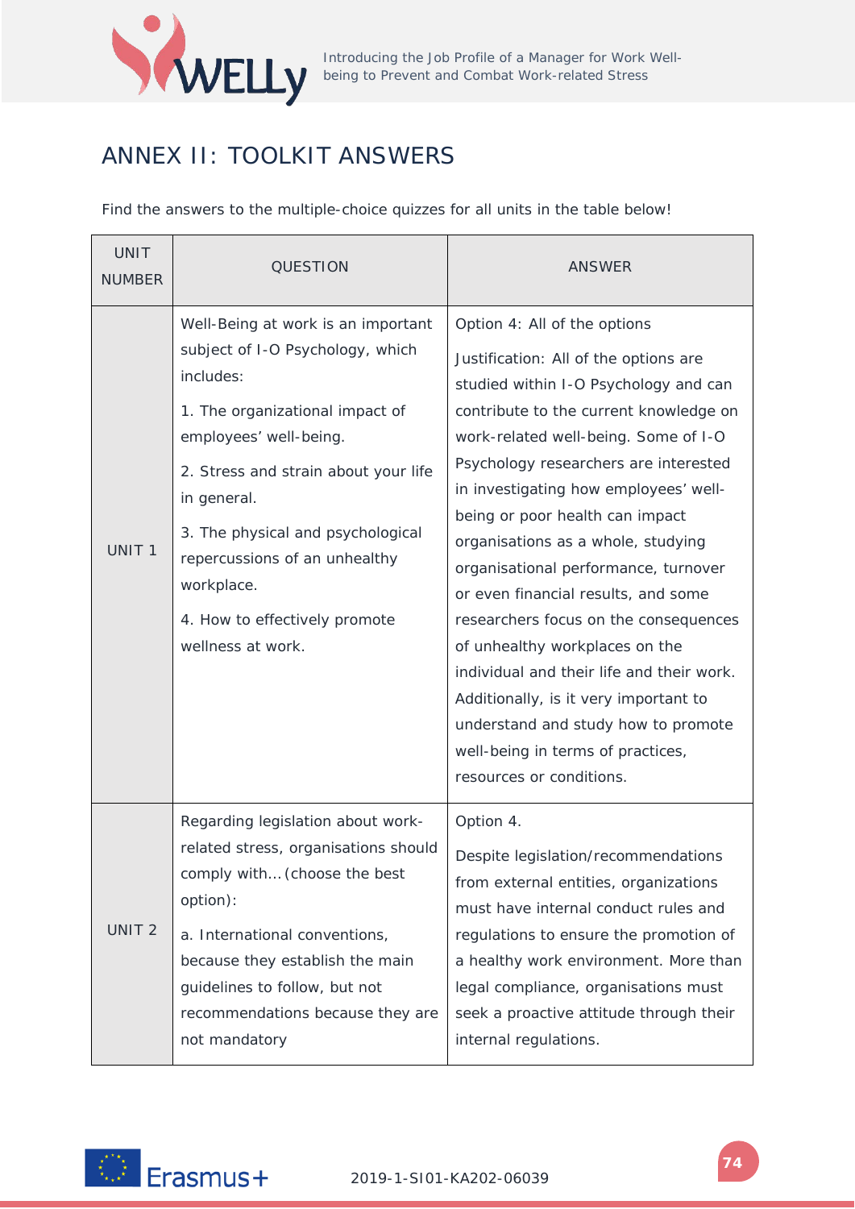# ANNEX II: TOOLKIT ANSWERS

Find the answers to the multiple-choice quizzes for all units in the table below!

| UNIT NUMBER | QUESTION | ANSWER |
|---|---|---|
| UNIT 1 | Well-Being at work is an important subject of I-O Psychology, which includes:<br><br>1. The organizational impact of employees' well-being.<br><br>2. Stress and strain about your life in general.<br><br>3. The physical and psychological repercussions of an unhealthy workplace.<br><br>4. How to effectively promote wellness at work. | Option 4: All of the options<br><br>Justification: All of the options are studied within I-O Psychology and can contribute to the current knowledge on work-related well-being. Some of I-O Psychology researchers are interested in investigating how employees' well-being or poor health can impact organisations as a whole, studying organisational performance, turnover or even financial results, and some researchers focus on the consequences of unhealthy workplaces on the individual and their life and their work. Additionally, is it very important to understand and study how to promote well-being in terms of practices, resources or conditions. |
| UNIT 2 | Regarding legislation about work-related stress, organisations should comply with… (choose the best option):<br><br>a. International conventions, because they establish the main guidelines to follow, but not recommendations because they are not mandatory | Option 4.<br><br>Despite legislation/recommendations from external entities, organizations must have internal conduct rules and regulations to ensure the promotion of a healthy work environment. More than legal compliance, organisations must seek a proactive attitude through their internal regulations. |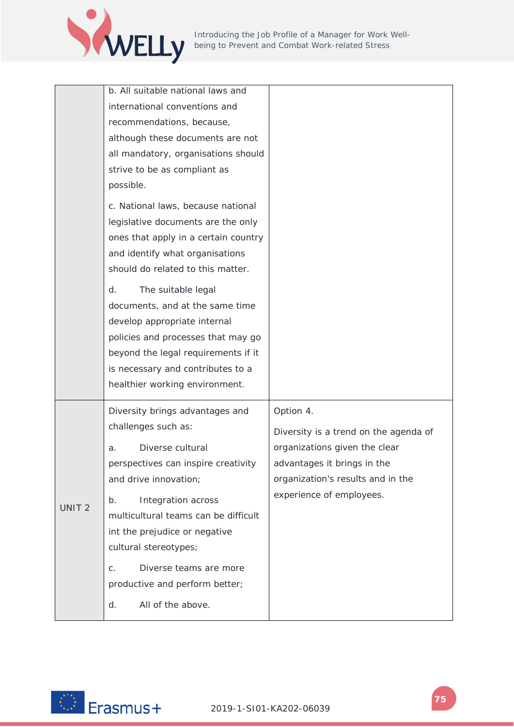| | | |
|---|---|---|
| | b. All suitable national laws and international conventions and recommendations, because, although these documents are not all mandatory, organisations should strive to be as compliant as possible.<br><br>c. National laws, because national legislative documents are the only ones that apply in a certain country and identify what organisations should do related to this matter.<br><br>d. The suitable legal documents, and at the same time develop appropriate internal policies and processes that may go beyond the legal requirements if it is necessary and contributes to a healthier working environment. | |
| UNIT 2 | Diversity brings advantages and challenges such as:<br><br>a. Diverse cultural perspectives can inspire creativity and drive innovation;<br><br>b. Integration across multicultural teams can be difficult int the prejudice or negative cultural stereotypes;<br><br>c. Diverse teams are more productive and perform better;<br><br>d. All of the above. | Option 4.<br><br>Diversity is a trend on the agenda of organizations given the clear advantages it brings in the organization's results and in the experience of employees. |